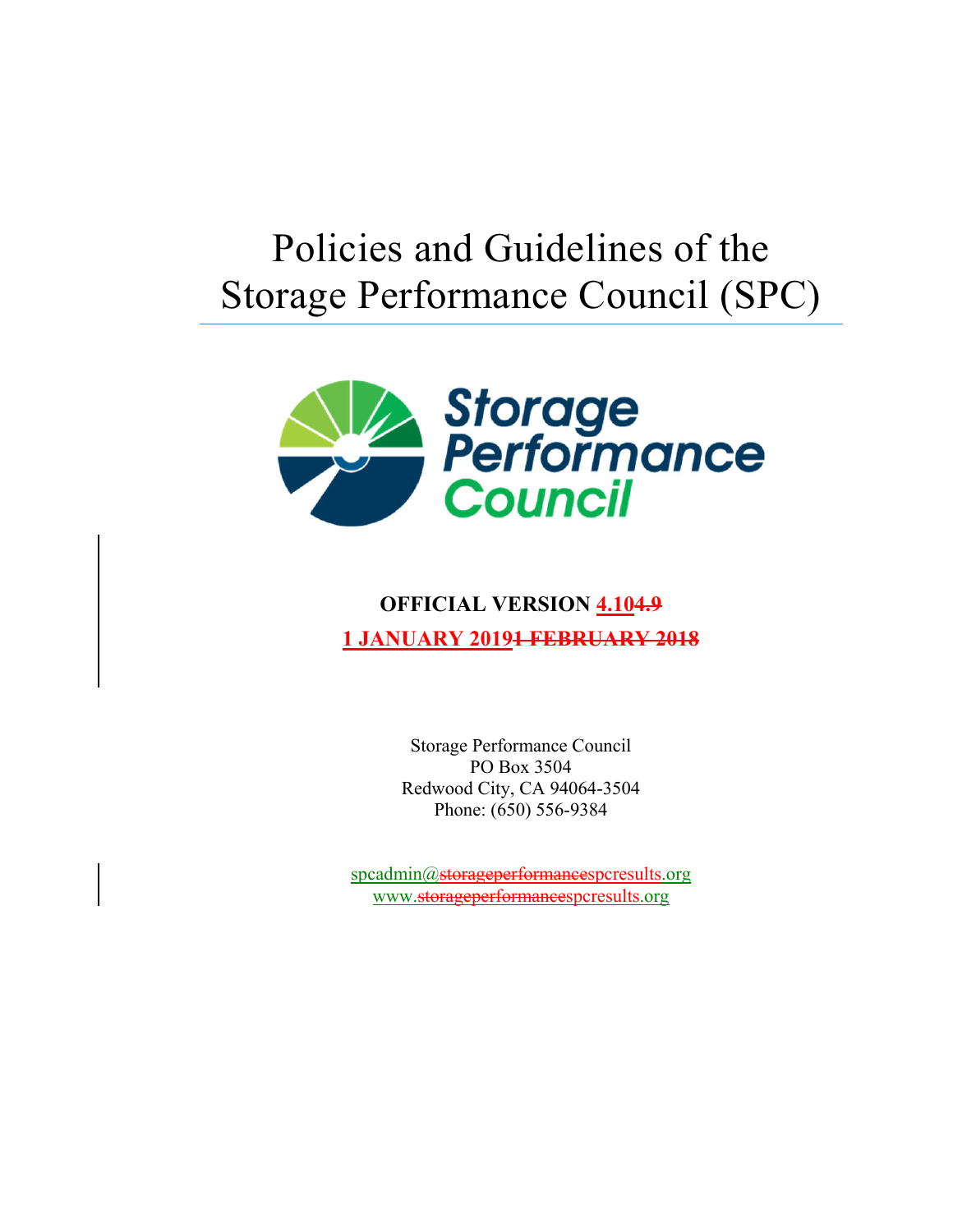# Policies and Guidelines of the Storage Performance Council (SPC)

**OFFICIAL VERSION ~~4.9~~ 4.10**

**~~1 FEBRUARY 2018~~ 1 JANUARY 2019**

Storage Performance Council
PO Box 3504
Redwood City, CA 94064-3504
Phone: (650) 556-9384

spcadmin@~~storageperformance~~spcresults.org
www.~~storageperformance~~spcresults.org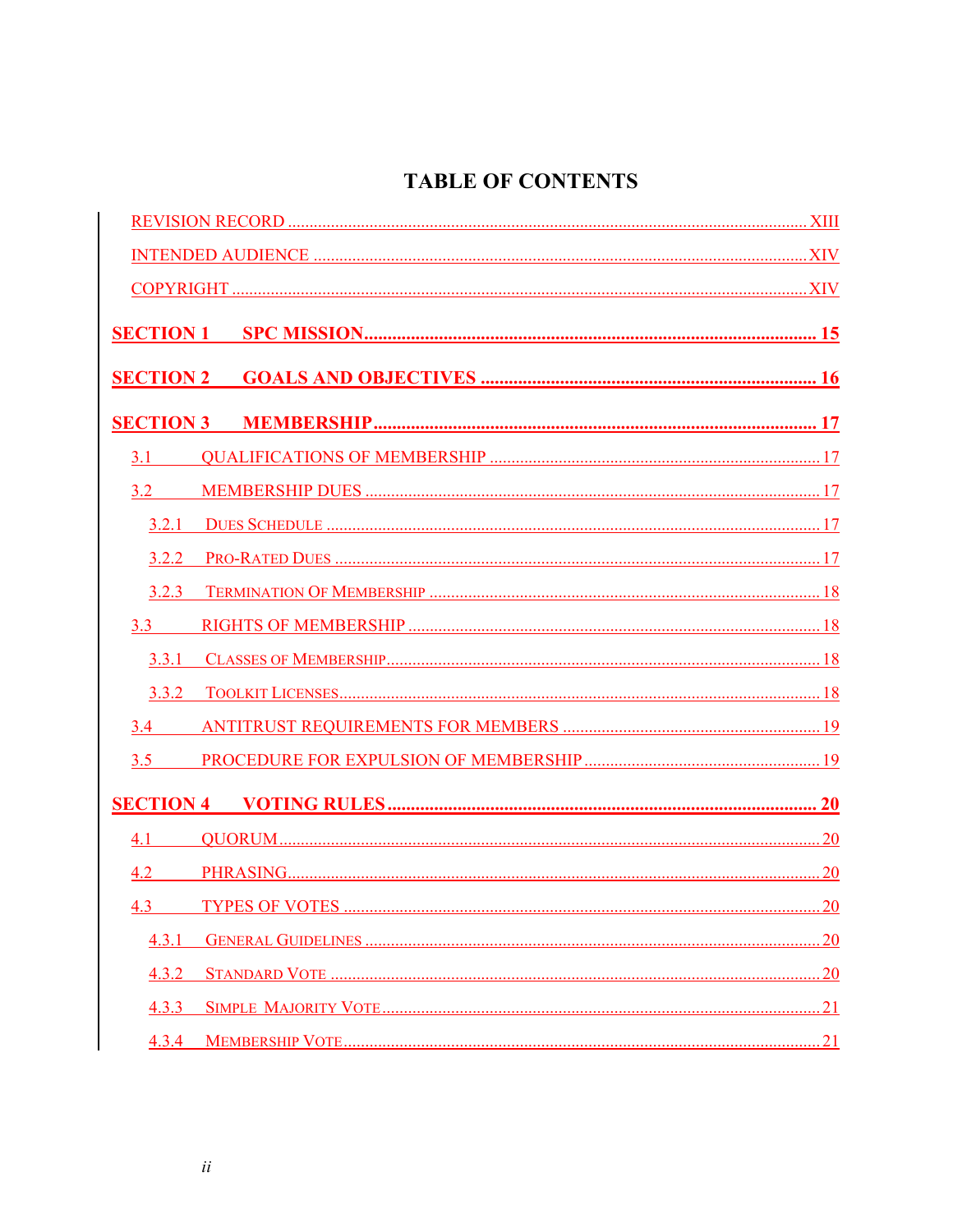# TABLE OF CONTENTS

REVISION RECORD ..... XIII

INTENDED AUDIENCE ..... XIV

COPYRIGHT ..... XIV

**SECTION 1 SPC MISSION ..... 15**

**SECTION 2 GOALS AND OBJECTIVES ..... 16**

**SECTION 3 MEMBERSHIP ..... 17**

- 3.1 QUALIFICATIONS OF MEMBERSHIP ..... 17
- 3.2 MEMBERSHIP DUES ..... 17
  - 3.2.1 DUES SCHEDULE ..... 17
  - 3.2.2 PRO-RATED DUES ..... 17
  - 3.2.3 TERMINATION OF MEMBERSHIP ..... 18
- 3.3 RIGHTS OF MEMBERSHIP ..... 18
  - 3.3.1 CLASSES OF MEMBERSHIP ..... 18
  - 3.3.2 TOOLKIT LICENSES ..... 18
- 3.4 ANTITRUST REQUIREMENTS FOR MEMBERS ..... 19
- 3.5 PROCEDURE FOR EXPULSION OF MEMBERSHIP ..... 19

**SECTION 4 VOTING RULES ..... 20**

- 4.1 QUORUM ..... 20
- 4.2 PHRASING ..... 20
- 4.3 TYPES OF VOTES ..... 20
  - 4.3.1 GENERAL GUIDELINES ..... 20
  - 4.3.2 STANDARD VOTE ..... 20
  - 4.3.3 SIMPLE MAJORITY VOTE ..... 21
  - 4.3.4 MEMBERSHIP VOTE ..... 21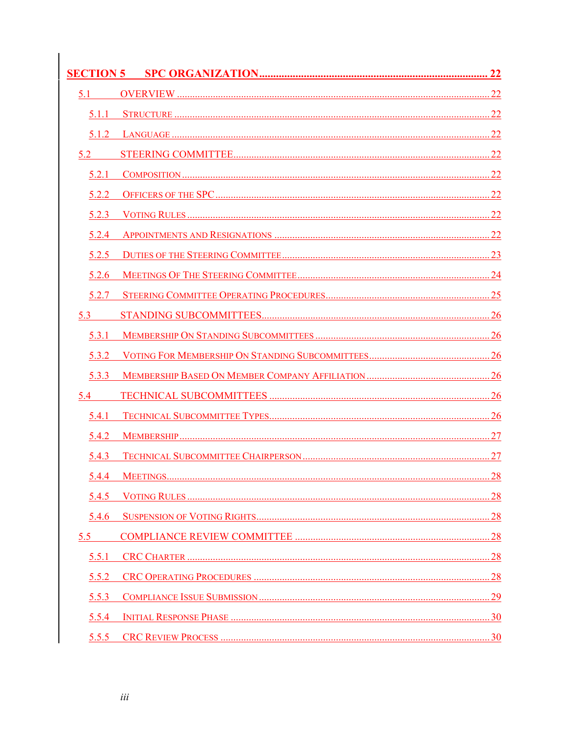SECTION 5 SPC ORGANIZATION ........ 22

- 5.1 OVERVIEW ........ 22
  - 5.1.1 STRUCTURE ........ 22
  - 5.1.2 LANGUAGE ........ 22
- 5.2 STEERING COMMITTEE ........ 22
  - 5.2.1 COMPOSITION ........ 22
  - 5.2.2 OFFICERS OF THE SPC ........ 22
  - 5.2.3 VOTING RULES ........ 22
  - 5.2.4 APPOINTMENTS AND RESIGNATIONS ........ 22
  - 5.2.5 DUTIES OF THE STEERING COMMITTEE ........ 23
  - 5.2.6 MEETINGS OF THE STEERING COMMITTEE ........ 24
  - 5.2.7 STEERING COMMITTEE OPERATING PROCEDURES ........ 25
- 5.3 STANDING SUBCOMMITTEES ........ 26
  - 5.3.1 MEMBERSHIP ON STANDING SUBCOMMITTEES ........ 26
  - 5.3.2 VOTING FOR MEMBERSHIP ON STANDING SUBCOMMITTEES ........ 26
  - 5.3.3 MEMBERSHIP BASED ON MEMBER COMPANY AFFILIATION ........ 26
- 5.4 TECHNICAL SUBCOMMITTEES ........ 26
  - 5.4.1 TECHNICAL SUBCOMMITTEE TYPES ........ 26
  - 5.4.2 MEMBERSHIP ........ 27
  - 5.4.3 TECHNICAL SUBCOMMITTEE CHAIRPERSON ........ 27
  - 5.4.4 MEETINGS ........ 28
  - 5.4.5 VOTING RULES ........ 28
  - 5.4.6 SUSPENSION OF VOTING RIGHTS ........ 28
- 5.5 COMPLIANCE REVIEW COMMITTEE ........ 28
  - 5.5.1 CRC CHARTER ........ 28
  - 5.5.2 CRC OPERATING PROCEDURES ........ 28
  - 5.5.3 COMPLIANCE ISSUE SUBMISSION ........ 29
  - 5.5.4 INITIAL RESPONSE PHASE ........ 30
  - 5.5.5 CRC REVIEW PROCESS ........ 30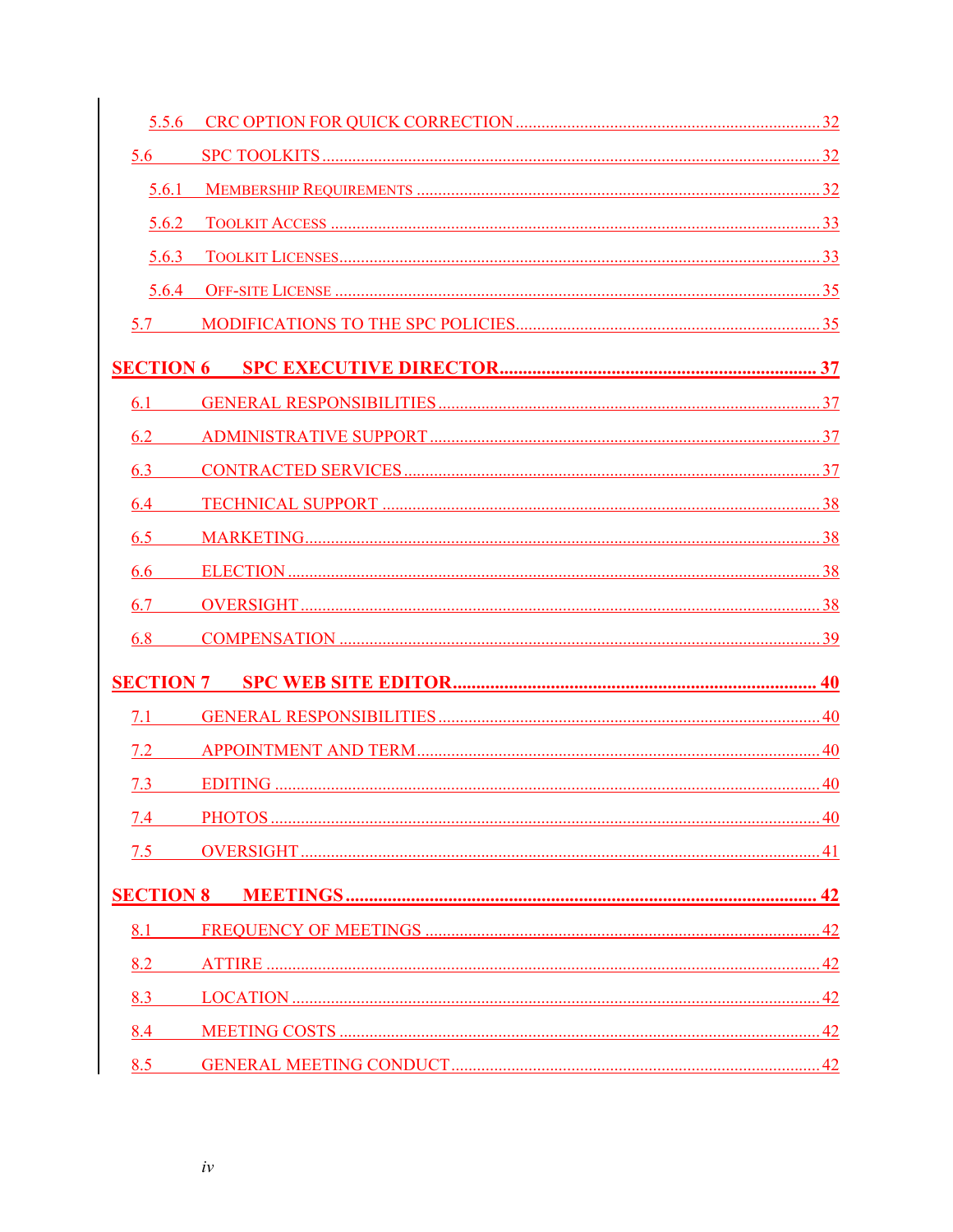5.5.6 CRC OPTION FOR QUICK CORRECTION ........ 32

5.6 SPC TOOLKITS ........ 32

5.6.1 MEMBERSHIP REQUIREMENTS ........ 32

5.6.2 TOOLKIT ACCESS ........ 33

5.6.3 TOOLKIT LICENSES ........ 33

5.6.4 OFF-SITE LICENSE ........ 35

5.7 MODIFICATIONS TO THE SPC POLICIES ........ 35

**SECTION 6 SPC EXECUTIVE DIRECTOR ........ 37**

6.1 GENERAL RESPONSIBILITIES ........ 37

6.2 ADMINISTRATIVE SUPPORT ........ 37

6.3 CONTRACTED SERVICES ........ 37

6.4 TECHNICAL SUPPORT ........ 38

6.5 MARKETING ........ 38

6.6 ELECTION ........ 38

6.7 OVERSIGHT ........ 38

6.8 COMPENSATION ........ 39

**SECTION 7 SPC WEB SITE EDITOR ........ 40**

7.1 GENERAL RESPONSIBILITIES ........ 40

7.2 APPOINTMENT AND TERM ........ 40

7.3 EDITING ........ 40

7.4 PHOTOS ........ 40

7.5 OVERSIGHT ........ 41

**SECTION 8 MEETINGS ........ 42**

8.1 FREQUENCY OF MEETINGS ........ 42

8.2 ATTIRE ........ 42

8.3 LOCATION ........ 42

8.4 MEETING COSTS ........ 42

8.5 GENERAL MEETING CONDUCT ........ 42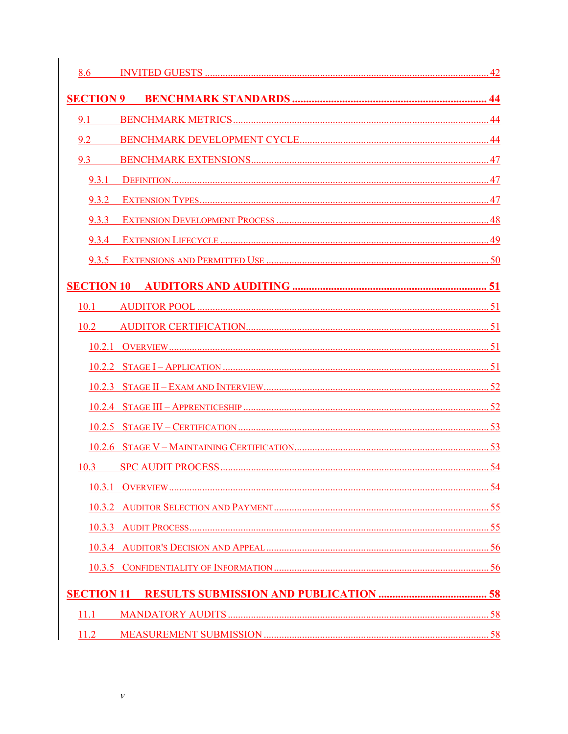8.6 INVITED GUESTS ............................................................................................................ 42

**SECTION 9 BENCHMARK STANDARDS ..................................................................... 44**

9.1 BENCHMARK METRICS ................................................................................................. 44

9.2 BENCHMARK DEVELOPMENT CYCLE ........................................................................ 44

9.3 BENCHMARK EXTENSIONS .......................................................................................... 47

9.3.1 DEFINITION .......................................................................................................... 47

9.3.2 EXTENSION TYPES ............................................................................................... 47

9.3.3 EXTENSION DEVELOPMENT PROCESS ................................................................. 48

9.3.4 EXTENSION LIFECYCLE ....................................................................................... 49

9.3.5 EXTENSIONS AND PERMITTED USE ..................................................................... 50

**SECTION 10 AUDITORS AND AUDITING ..................................................................... 51**

10.1 AUDITOR POOL ............................................................................................................. 51

10.2 AUDITOR CERTIFICATION ............................................................................................ 51

10.2.1 OVERVIEW ........................................................................................................... 51

10.2.2 STAGE I – APPLICATION ...................................................................................... 51

10.2.3 STAGE II – EXAM AND INTERVIEW ...................................................................... 52

10.2.4 STAGE III – APPRENTICESHIP .............................................................................. 52

10.2.5 STAGE IV – CERTIFICATION ................................................................................ 53

10.2.6 STAGE V – MAINTAINING CERTIFICATION .......................................................... 53

10.3 SPC AUDIT PROCESS ..................................................................................................... 54

10.3.1 OVERVIEW ........................................................................................................... 54

10.3.2 AUDITOR SELECTION AND PAYMENT .................................................................. 55

10.3.3 AUDIT PROCESS ................................................................................................... 55

10.3.4 AUDITOR'S DECISION AND APPEAL ..................................................................... 56

10.3.5 CONFIDENTIALITY OF INFORMATION .................................................................. 56

**SECTION 11 RESULTS SUBMISSION AND PUBLICATION ...................................... 58**

11.1 MANDATORY AUDITS ................................................................................................... 58

11.2 MEASUREMENT SUBMISSION ....................................................................................... 58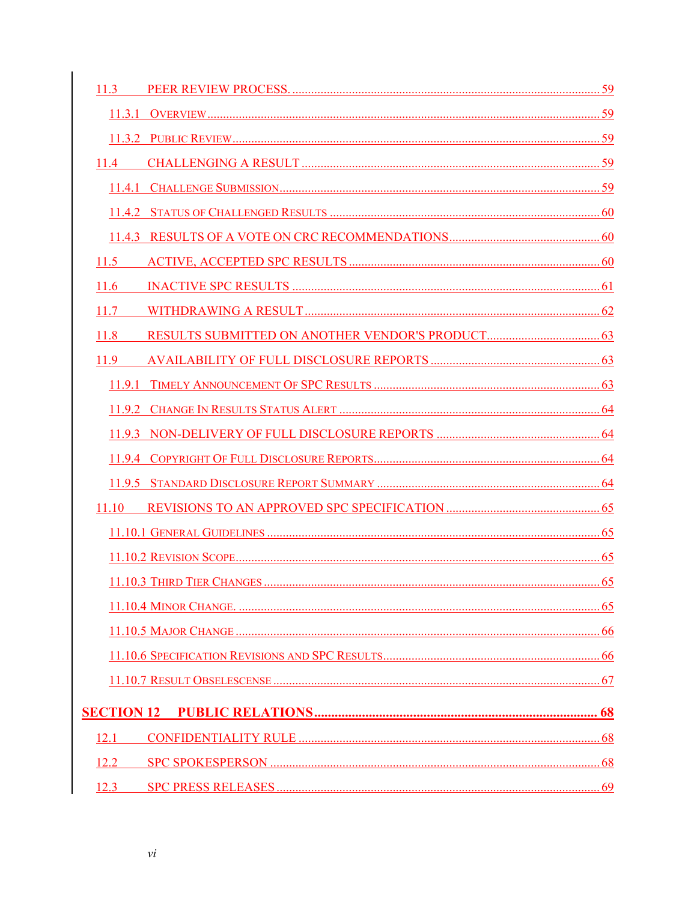11.3 PEER REVIEW PROCESS. ..... 59

11.3.1 OVERVIEW ..... 59

11.3.2 PUBLIC REVIEW ..... 59

11.4 CHALLENGING A RESULT ..... 59

11.4.1 CHALLENGE SUBMISSION ..... 59

11.4.2 STATUS OF CHALLENGED RESULTS ..... 60

11.4.3 RESULTS OF A VOTE ON CRC RECOMMENDATIONS ..... 60

11.5 ACTIVE, ACCEPTED SPC RESULTS ..... 60

11.6 INACTIVE SPC RESULTS ..... 61

11.7 WITHDRAWING A RESULT ..... 62

11.8 RESULTS SUBMITTED ON ANOTHER VENDOR'S PRODUCT ..... 63

11.9 AVAILABILITY OF FULL DISCLOSURE REPORTS ..... 63

11.9.1 TIMELY ANNOUNCEMENT OF SPC RESULTS ..... 63

11.9.2 CHANGE IN RESULTS STATUS ALERT ..... 64

11.9.3 NON-DELIVERY OF FULL DISCLOSURE REPORTS ..... 64

11.9.4 COPYRIGHT OF FULL DISCLOSURE REPORTS ..... 64

11.9.5 STANDARD DISCLOSURE REPORT SUMMARY ..... 64

11.10 REVISIONS TO AN APPROVED SPC SPECIFICATION ..... 65

11.10.1 GENERAL GUIDELINES ..... 65

11.10.2 REVISION SCOPE ..... 65

11.10.3 THIRD TIER CHANGES ..... 65

11.10.4 MINOR CHANGE. ..... 65

11.10.5 MAJOR CHANGE ..... 66

11.10.6 SPECIFICATION REVISIONS AND SPC RESULTS ..... 66

11.10.7 RESULT OBSELESCENSE ..... 67

**SECTION 12 PUBLIC RELATIONS ..... 68**

12.1 CONFIDENTIALITY RULE ..... 68

12.2 SPC SPOKESPERSON ..... 68

12.3 SPC PRESS RELEASES ..... 69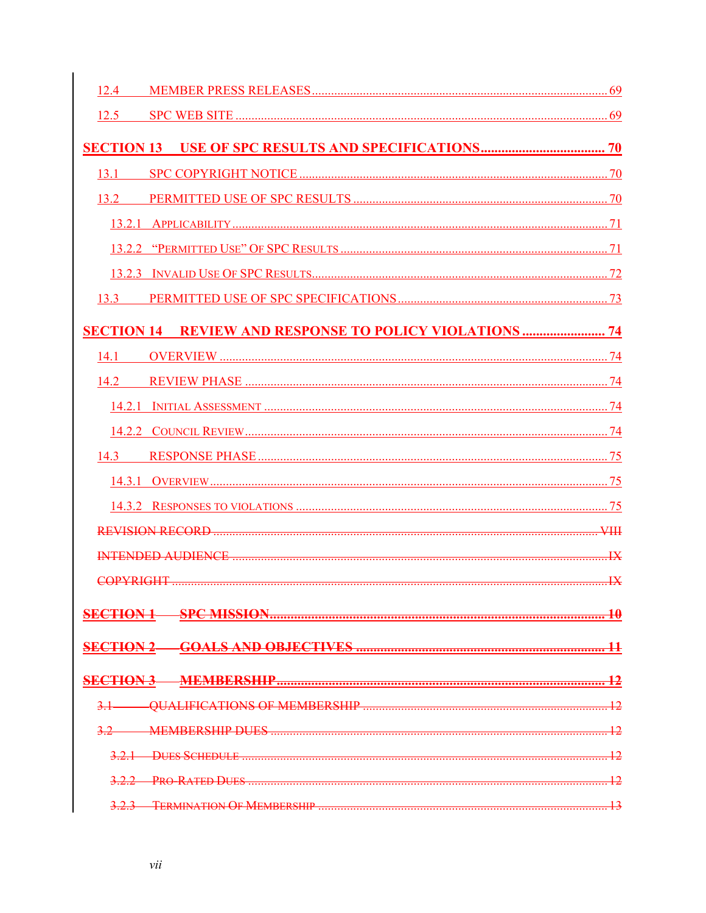12.4 MEMBER PRESS RELEASES ........ 69

12.5 SPC WEB SITE ........ 69

**SECTION 13 USE OF SPC RESULTS AND SPECIFICATIONS ........ 70**

13.1 SPC COPYRIGHT NOTICE ........ 70

13.2 PERMITTED USE OF SPC RESULTS ........ 70

13.2.1 APPLICABILITY ........ 71

13.2.2 "PERMITTED USE" OF SPC RESULTS ........ 71

13.2.3 INVALID USE OF SPC RESULTS ........ 72

13.3 PERMITTED USE OF SPC SPECIFICATIONS ........ 73

**SECTION 14 REVIEW AND RESPONSE TO POLICY VIOLATIONS ........ 74**

14.1 OVERVIEW ........ 74

14.2 REVIEW PHASE ........ 74

14.2.1 INITIAL ASSESSMENT ........ 74

14.2.2 COUNCIL REVIEW ........ 74

14.3 RESPONSE PHASE ........ 75

14.3.1 OVERVIEW ........ 75

14.3.2 RESPONSES TO VIOLATIONS ........ 75

~~REVISION RECORD ........ VIII~~

~~INTENDED AUDIENCE ........ IX~~

~~COPYRIGHT ........ IX~~

~~**SECTION 1 SPC MISSION ........ 10**~~

~~**SECTION 2 GOALS AND OBJECTIVES ........ 11**~~

~~**SECTION 3 MEMBERSHIP ........ 12**~~

~~3.1 QUALIFICATIONS OF MEMBERSHIP ........ 12~~

~~3.2 MEMBERSHIP DUES ........ 12~~

~~3.2.1 DUES SCHEDULE ........ 12~~

~~3.2.2 PRO-RATED DUES ........ 12~~

~~3.2.3 TERMINATION OF MEMBERSHIP ........ 13~~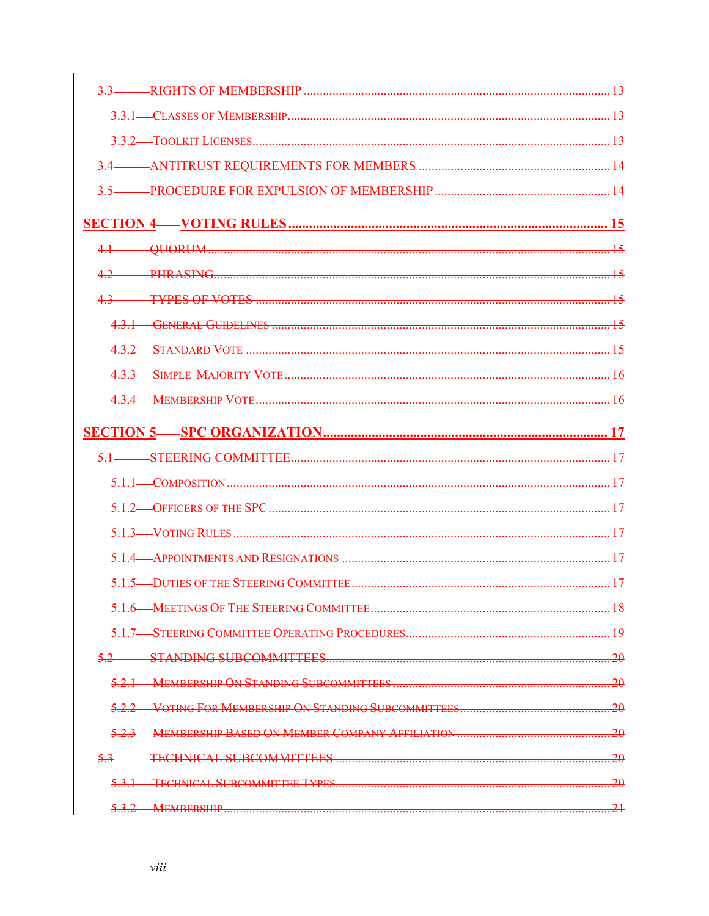3.3 RIGHTS OF MEMBERSHIP ..... 13

3.3.1 CLASSES OF MEMBERSHIP ..... 13

3.3.2 TOOLKIT LICENSES ..... 13

3.4 ANTITRUST REQUIREMENTS FOR MEMBERS ..... 14

3.5 PROCEDURE FOR EXPULSION OF MEMBERSHIP ..... 14

**SECTION 4 VOTING RULES ..... 15**

4.1 QUORUM ..... 15

4.2 PHRASING ..... 15

4.3 TYPES OF VOTES ..... 15

4.3.1 GENERAL GUIDELINES ..... 15

4.3.2 STANDARD VOTE ..... 15

4.3.3 SIMPLE MAJORITY VOTE ..... 16

4.3.4 MEMBERSHIP VOTE ..... 16

**SECTION 5 SPC ORGANIZATION ..... 17**

5.1 STEERING COMMITTEE ..... 17

5.1.1 COMPOSITION ..... 17

5.1.2 OFFICERS OF THE SPC ..... 17

5.1.3 VOTING RULES ..... 17

5.1.4 APPOINTMENTS AND RESIGNATIONS ..... 17

5.1.5 DUTIES OF THE STEERING COMMITTEE ..... 17

5.1.6 MEETINGS OF THE STEERING COMMITTEE ..... 18

5.1.7 STEERING COMMITTEE OPERATING PROCEDURES ..... 19

5.2 STANDING SUBCOMMITTEES ..... 20

5.2.1 MEMBERSHIP ON STANDING SUBCOMMITTEES ..... 20

5.2.2 VOTING FOR MEMBERSHIP ON STANDING SUBCOMMITTEES ..... 20

5.2.3 MEMBERSHIP BASED ON MEMBER COMPANY AFFILIATION ..... 20

5.3 TECHNICAL SUBCOMMITTEES ..... 20

5.3.1 TECHNICAL SUBCOMMITTEE TYPES ..... 20

5.3.2 MEMBERSHIP ..... 21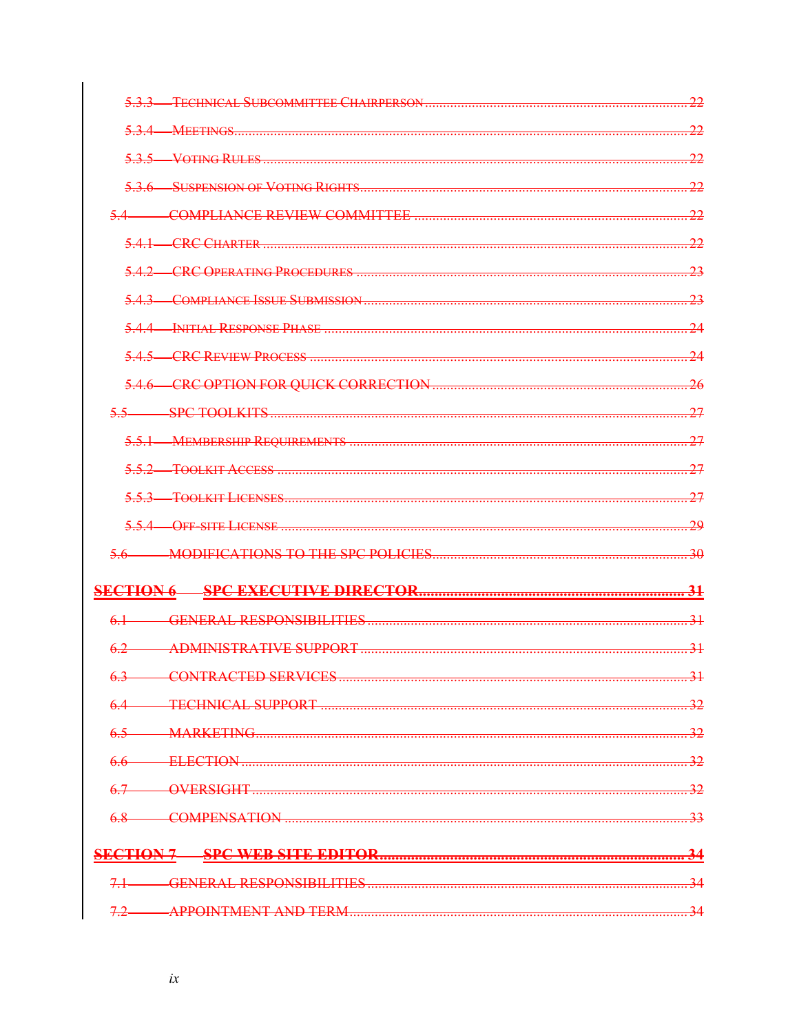5.3.3 TECHNICAL SUBCOMMITTEE CHAIRPERSON ........ 22

5.3.4 MEETINGS ........ 22

5.3.5 VOTING RULES ........ 22

5.3.6 SUSPENSION OF VOTING RIGHTS ........ 22

5.4 COMPLIANCE REVIEW COMMITTEE ........ 22

5.4.1 CRC CHARTER ........ 22

5.4.2 CRC OPERATING PROCEDURES ........ 23

5.4.3 COMPLIANCE ISSUE SUBMISSION ........ 23

5.4.4 INITIAL RESPONSE PHASE ........ 24

5.4.5 CRC REVIEW PROCESS ........ 24

5.4.6 CRC OPTION FOR QUICK CORRECTION ........ 26

5.5 SPC TOOLKITS ........ 27

5.5.1 MEMBERSHIP REQUIREMENTS ........ 27

5.5.2 TOOLKIT ACCESS ........ 27

5.5.3 TOOLKIT LICENSES ........ 27

5.5.4 OFF-SITE LICENSE ........ 29

5.6 MODIFICATIONS TO THE SPC POLICIES ........ 30

**SECTION 6 SPC EXECUTIVE DIRECTOR ........ 31**

6.1 GENERAL RESPONSIBILITIES ........ 31

6.2 ADMINISTRATIVE SUPPORT ........ 31

6.3 CONTRACTED SERVICES ........ 31

6.4 TECHNICAL SUPPORT ........ 32

6.5 MARKETING ........ 32

6.6 ELECTION ........ 32

6.7 OVERSIGHT ........ 32

6.8 COMPENSATION ........ 33

**SECTION 7 SPC WEB SITE EDITOR ........ 34**

7.1 GENERAL RESPONSIBILITIES ........ 34

7.2 APPOINTMENT AND TERM ........ 34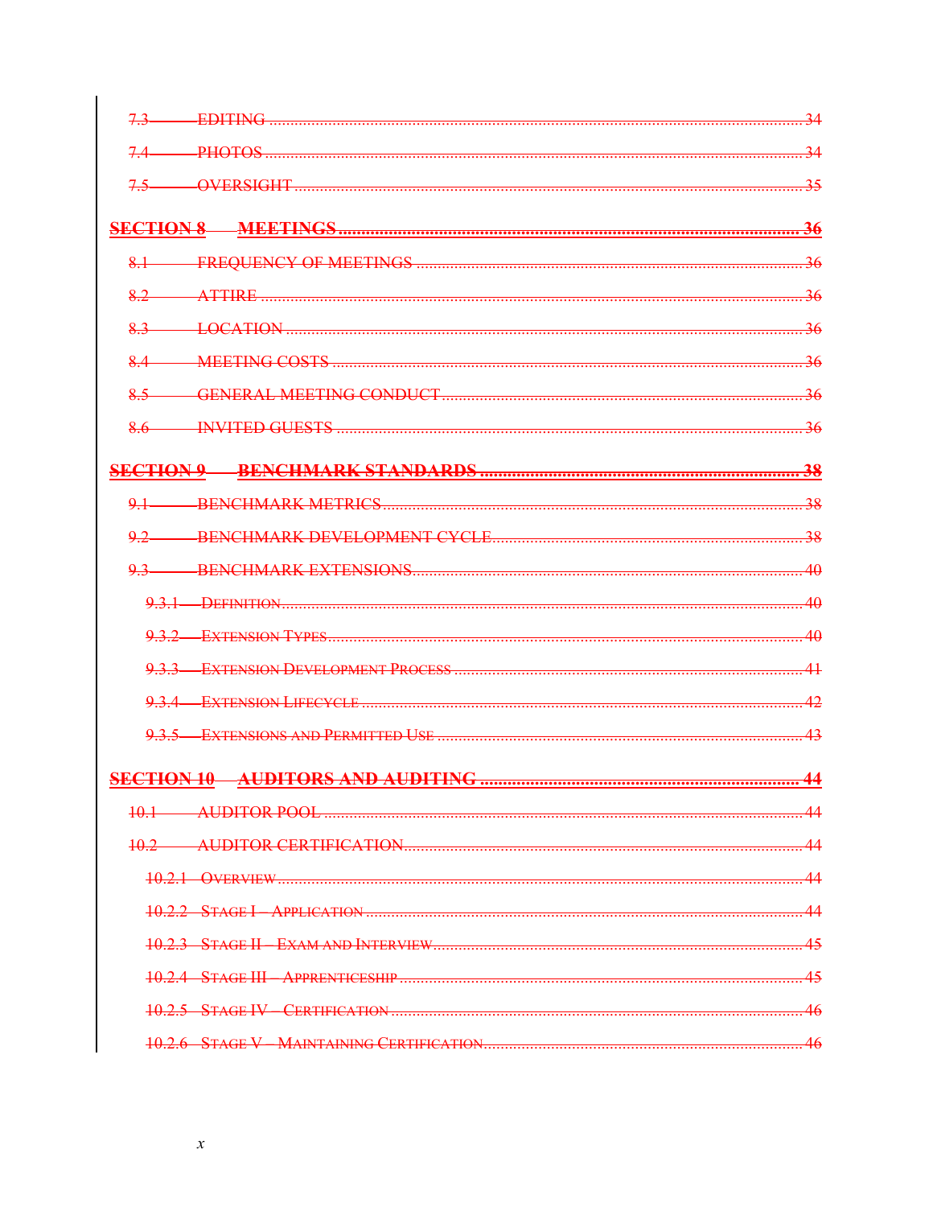~~7.3 EDITING ..... 34~~

~~7.4 PHOTOS ..... 34~~

~~7.5 OVERSIGHT ..... 35~~

~~**SECTION 8 MEETINGS ..... 36**~~

~~8.1 FREQUENCY OF MEETINGS ..... 36~~

~~8.2 ATTIRE ..... 36~~

~~8.3 LOCATION ..... 36~~

~~8.4 MEETING COSTS ..... 36~~

~~8.5 GENERAL MEETING CONDUCT ..... 36~~

~~8.6 INVITED GUESTS ..... 36~~

~~**SECTION 9 BENCHMARK STANDARDS ..... 38**~~

~~9.1 BENCHMARK METRICS ..... 38~~

~~9.2 BENCHMARK DEVELOPMENT CYCLE ..... 38~~

~~9.3 BENCHMARK EXTENSIONS ..... 40~~

~~9.3.1 DEFINITION ..... 40~~

~~9.3.2 EXTENSION TYPES ..... 40~~

~~9.3.3 EXTENSION DEVELOPMENT PROCESS ..... 41~~

~~9.3.4 EXTENSION LIFECYCLE ..... 42~~

~~9.3.5 EXTENSIONS AND PERMITTED USE ..... 43~~

~~**SECTION 10 AUDITORS AND AUDITING ..... 44**~~

~~10.1 AUDITOR POOL ..... 44~~

~~10.2 AUDITOR CERTIFICATION ..... 44~~

~~10.2.1 OVERVIEW ..... 44~~

~~10.2.2 STAGE I – APPLICATION ..... 44~~

~~10.2.3 STAGE II – EXAM AND INTERVIEW ..... 45~~

~~10.2.4 STAGE III – APPRENTICESHIP ..... 45~~

~~10.2.5 STAGE IV – CERTIFICATION ..... 46~~

~~10.2.6 STAGE V – MAINTAINING CERTIFICATION ..... 46~~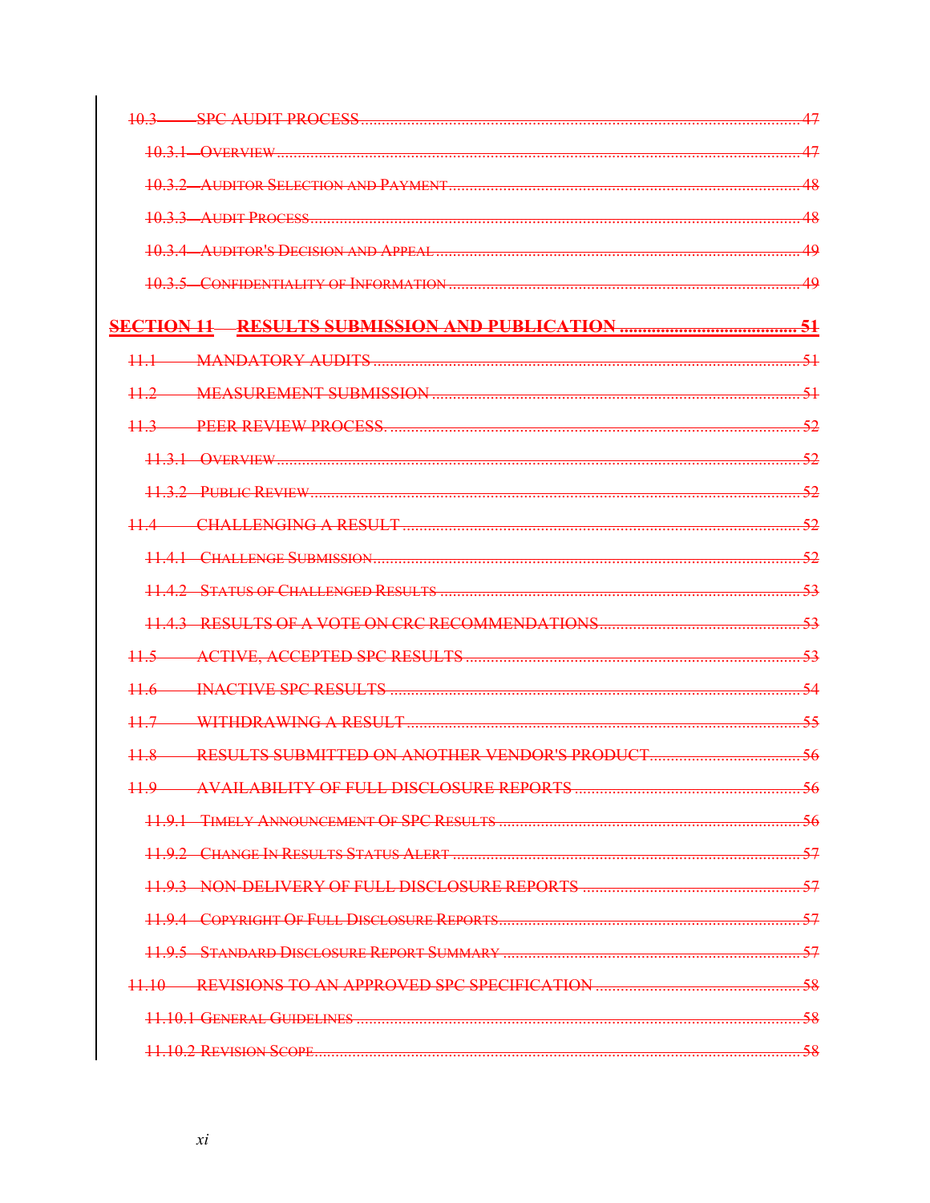10.3 SPC AUDIT PROCESS ..... 47

10.3.1 OVERVIEW ..... 47

10.3.2 AUDITOR SELECTION AND PAYMENT ..... 48

10.3.3 AUDIT PROCESS ..... 48

10.3.4 AUDITOR'S DECISION AND APPEAL ..... 49

10.3.5 CONFIDENTIALITY OF INFORMATION ..... 49

**SECTION 11 RESULTS SUBMISSION AND PUBLICATION ..... 51**

11.1 MANDATORY AUDITS ..... 51

11.2 MEASUREMENT SUBMISSION ..... 51

11.3 PEER REVIEW PROCESS. ..... 52

11.3.1 OVERVIEW ..... 52

11.3.2 PUBLIC REVIEW ..... 52

11.4 CHALLENGING A RESULT ..... 52

11.4.1 CHALLENGE SUBMISSION ..... 52

11.4.2 STATUS OF CHALLENGED RESULTS ..... 53

11.4.3 RESULTS OF A VOTE ON CRC RECOMMENDATIONS ..... 53

11.5 ACTIVE, ACCEPTED SPC RESULTS ..... 53

11.6 INACTIVE SPC RESULTS ..... 54

11.7 WITHDRAWING A RESULT ..... 55

11.8 RESULTS SUBMITTED ON ANOTHER VENDOR'S PRODUCT ..... 56

11.9 AVAILABILITY OF FULL DISCLOSURE REPORTS ..... 56

11.9.1 TIMELY ANNOUNCEMENT OF SPC RESULTS ..... 56

11.9.2 CHANGE IN RESULTS STATUS ALERT ..... 57

11.9.3 NON-DELIVERY OF FULL DISCLOSURE REPORTS ..... 57

11.9.4 COPYRIGHT OF FULL DISCLOSURE REPORTS ..... 57

11.9.5 STANDARD DISCLOSURE REPORT SUMMARY ..... 57

11.10 REVISIONS TO AN APPROVED SPC SPECIFICATION ..... 58

11.10.1 GENERAL GUIDELINES ..... 58

11.10.2 REVISION SCOPE ..... 58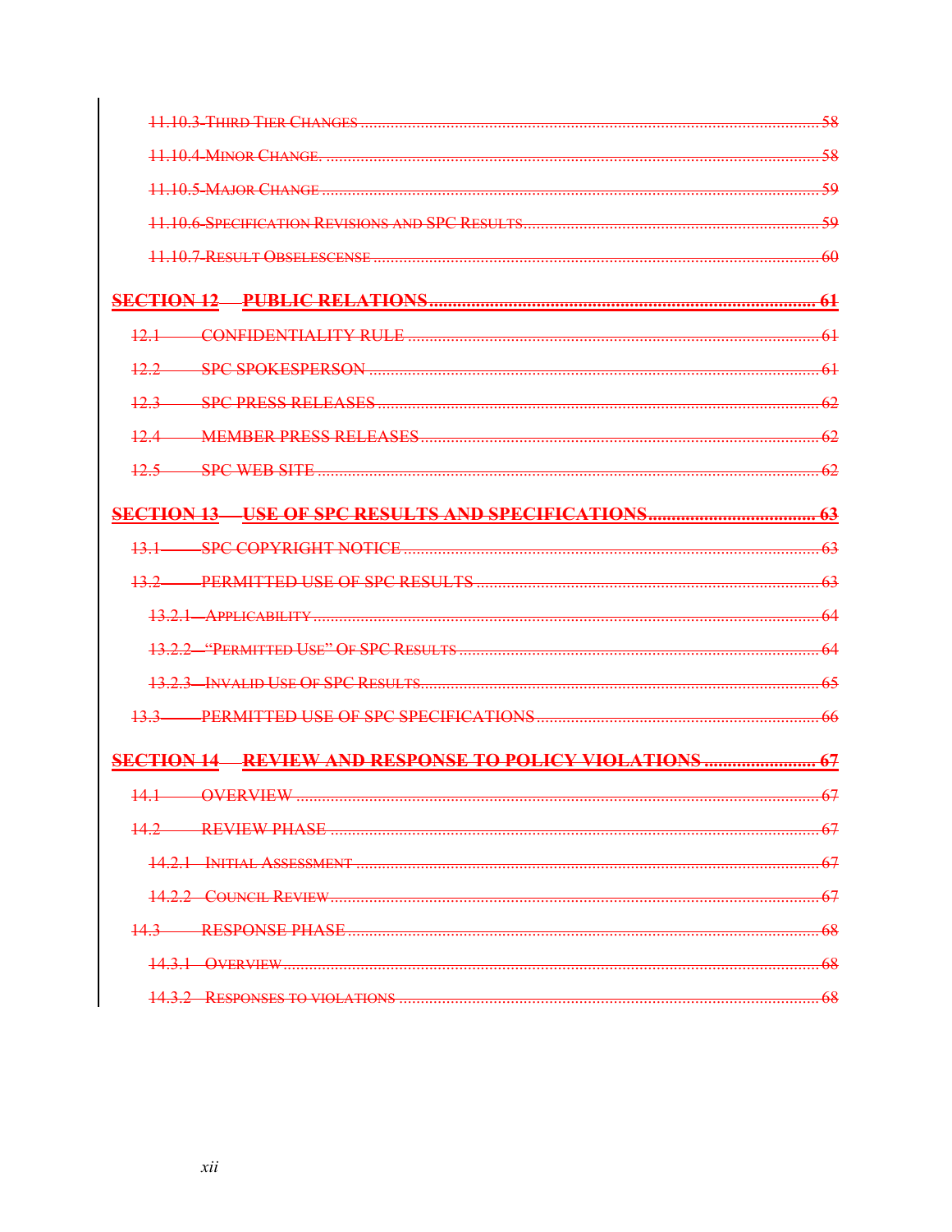11.10.3 Third Tier Changes ........ 58

11.10.4 Minor Change. ........ 58

11.10.5 Major Change ........ 59

11.10.6 Specification Revisions and SPC Results ........ 59

11.10.7 Result Obselescense ........ 60

**SECTION 12 PUBLIC RELATIONS ........ 61**

12.1 CONFIDENTIALITY RULE ........ 61

12.2 SPC SPOKESPERSON ........ 61

12.3 SPC PRESS RELEASES ........ 62

12.4 MEMBER PRESS RELEASES ........ 62

12.5 SPC WEB SITE ........ 62

**SECTION 13 USE OF SPC RESULTS AND SPECIFICATIONS ........ 63**

13.1 SPC COPYRIGHT NOTICE ........ 63

13.2 PERMITTED USE OF SPC RESULTS ........ 63

13.2.1 Applicability ........ 64

13.2.2 "Permitted Use" Of SPC Results ........ 64

13.2.3 Invalid Use Of SPC Results ........ 65

13.3 PERMITTED USE OF SPC SPECIFICATIONS ........ 66

**SECTION 14 REVIEW AND RESPONSE TO POLICY VIOLATIONS ........ 67**

14.1 OVERVIEW ........ 67

14.2 REVIEW PHASE ........ 67

14.2.1 Initial Assessment ........ 67

14.2.2 Council Review ........ 67

14.3 RESPONSE PHASE ........ 68

14.3.1 Overview ........ 68

14.3.2 Responses to violations ........ 68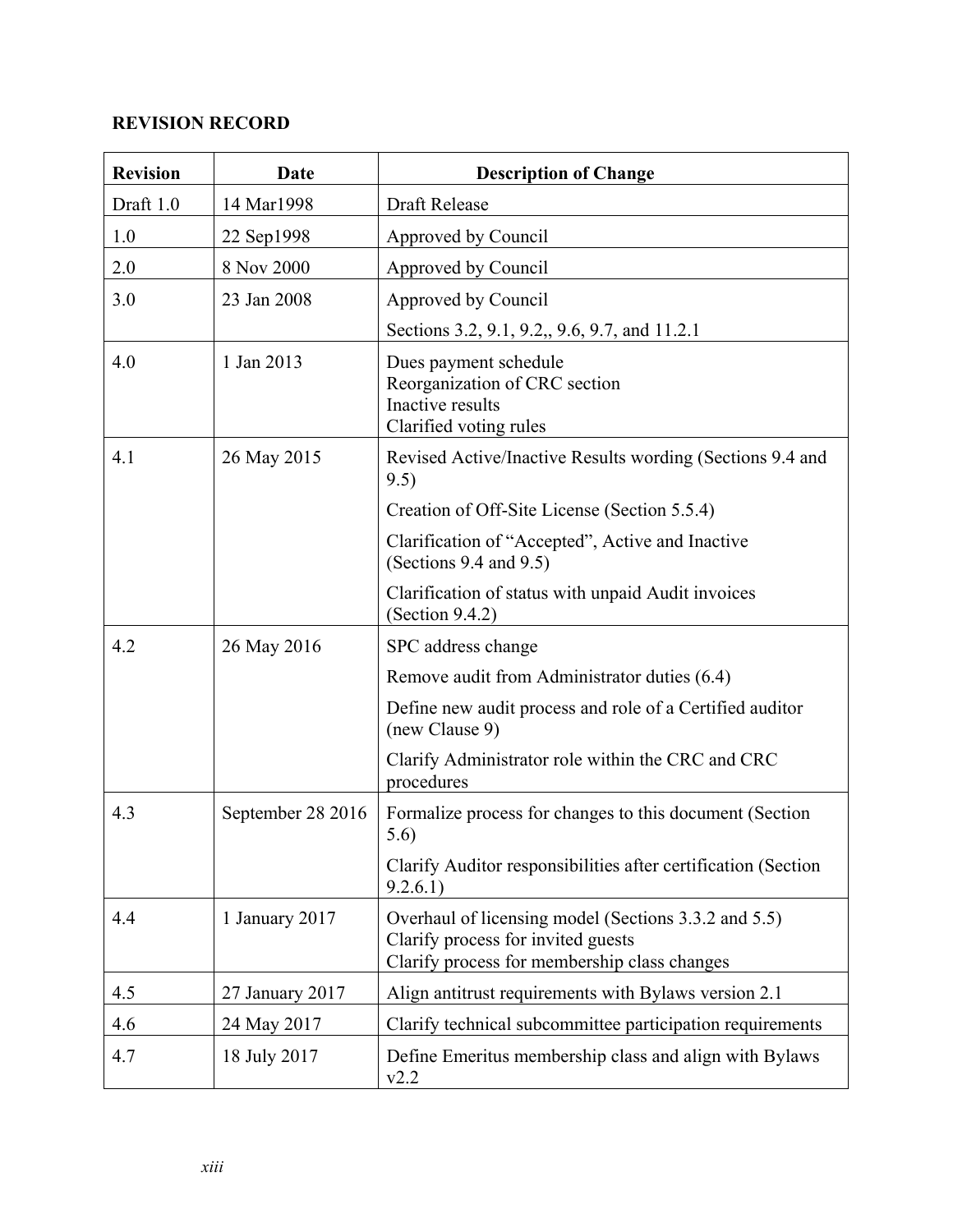**REVISION RECORD**

| Revision | Date | Description of Change |
|---|---|---|
| Draft 1.0 | 14 Mar1998 | Draft Release |
| 1.0 | 22 Sep1998 | Approved by Council |
| 2.0 | 8 Nov 2000 | Approved by Council |
| 3.0 | 23 Jan 2008 | Approved by Council<br>Sections 3.2, 9.1, 9.2,, 9.6, 9.7, and 11.2.1 |
| 4.0 | 1 Jan 2013 | Dues payment schedule<br>Reorganization of CRC section<br>Inactive results<br>Clarified voting rules |
| 4.1 | 26 May 2015 | Revised Active/Inactive Results wording (Sections 9.4 and 9.5)<br>Creation of Off-Site License (Section 5.5.4)<br>Clarification of "Accepted", Active and Inactive (Sections 9.4 and 9.5)<br>Clarification of status with unpaid Audit invoices (Section 9.4.2) |
| 4.2 | 26 May 2016 | SPC address change<br>Remove audit from Administrator duties (6.4)<br>Define new audit process and role of a Certified auditor (new Clause 9)<br>Clarify Administrator role within the CRC and CRC procedures |
| 4.3 | September 28 2016 | Formalize process for changes to this document (Section 5.6)<br>Clarify Auditor responsibilities after certification (Section 9.2.6.1) |
| 4.4 | 1 January 2017 | Overhaul of licensing model (Sections 3.3.2 and 5.5)<br>Clarify process for invited guests<br>Clarify process for membership class changes |
| 4.5 | 27 January 2017 | Align antitrust requirements with Bylaws version 2.1 |
| 4.6 | 24 May 2017 | Clarify technical subcommittee participation requirements |
| 4.7 | 18 July 2017 | Define Emeritus membership class and align with Bylaws v2.2 |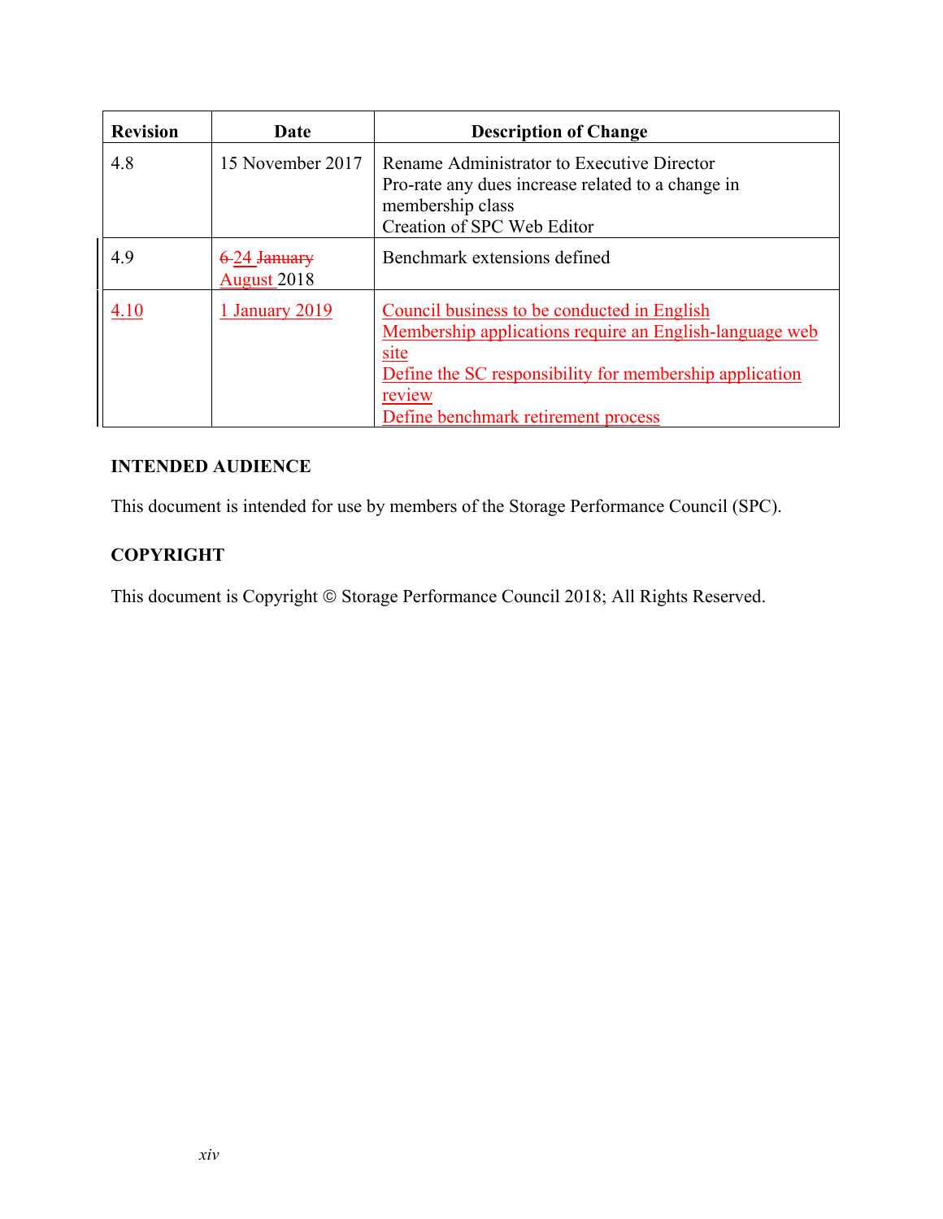| Revision | Date | Description of Change |
| --- | --- | --- |
| 4.8 | 15 November 2017 | Rename Administrator to Executive Director<br>Pro-rate any dues increase related to a change in membership class<br>Creation of SPC Web Editor |
| 4.9 | ~~6~~ 24 ~~January~~ August 2018 | Benchmark extensions defined |
| 4.10 | 1 January 2019 | Council business to be conducted in English<br>Membership applications require an English-language web site<br>Define the SC responsibility for membership application review<br>Define benchmark retirement process |

**INTENDED AUDIENCE**

This document is intended for use by members of the Storage Performance Council (SPC).

**COPYRIGHT**

This document is Copyright © Storage Performance Council 2018; All Rights Reserved.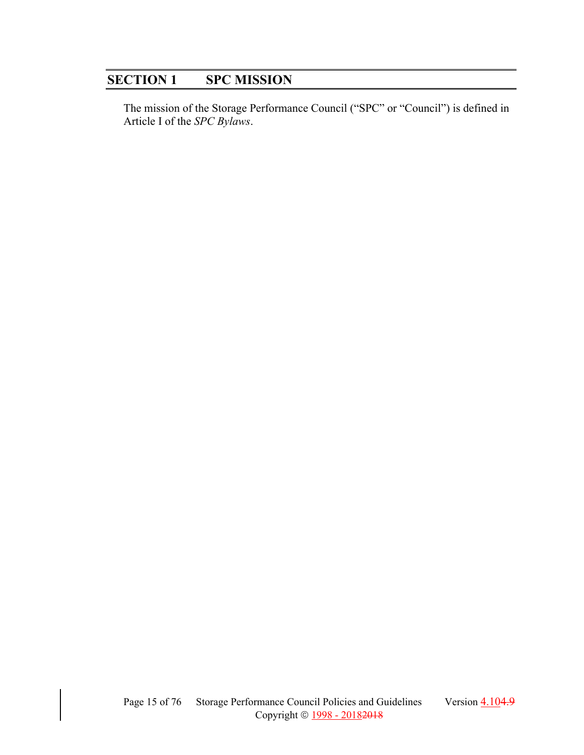# SECTION 1 SPC MISSION

The mission of the Storage Performance Council ("SPC" or "Council") is defined in Article I of the *SPC Bylaws*.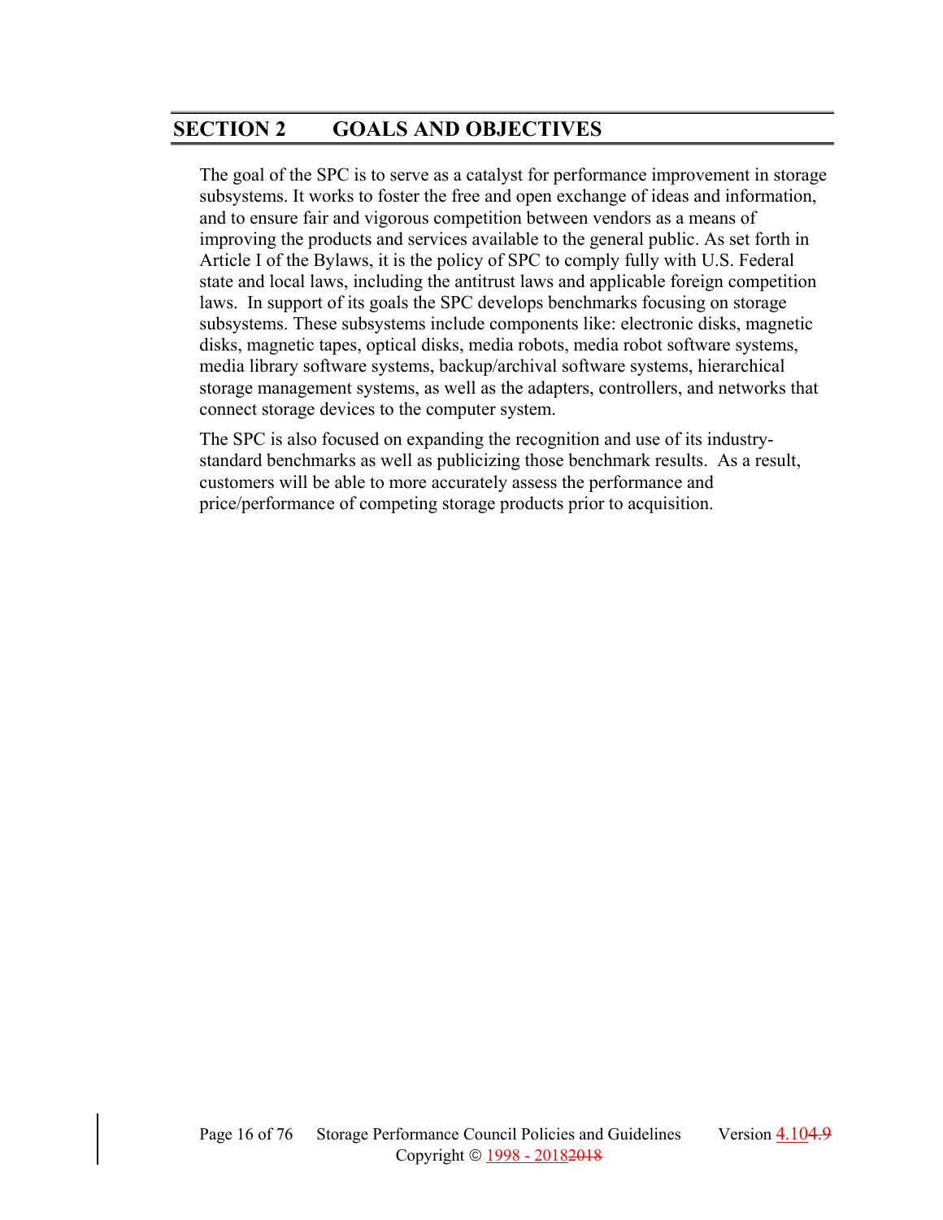# SECTION 2 GOALS AND OBJECTIVES

The goal of the SPC is to serve as a catalyst for performance improvement in storage subsystems. It works to foster the free and open exchange of ideas and information, and to ensure fair and vigorous competition between vendors as a means of improving the products and services available to the general public. As set forth in Article I of the Bylaws, it is the policy of SPC to comply fully with U.S. Federal state and local laws, including the antitrust laws and applicable foreign competition laws. In support of its goals the SPC develops benchmarks focusing on storage subsystems. These subsystems include components like: electronic disks, magnetic disks, magnetic tapes, optical disks, media robots, media robot software systems, media library software systems, backup/archival software systems, hierarchical storage management systems, as well as the adapters, controllers, and networks that connect storage devices to the computer system.

The SPC is also focused on expanding the recognition and use of its industry-standard benchmarks as well as publicizing those benchmark results. As a result, customers will be able to more accurately assess the performance and price/performance of competing storage products prior to acquisition.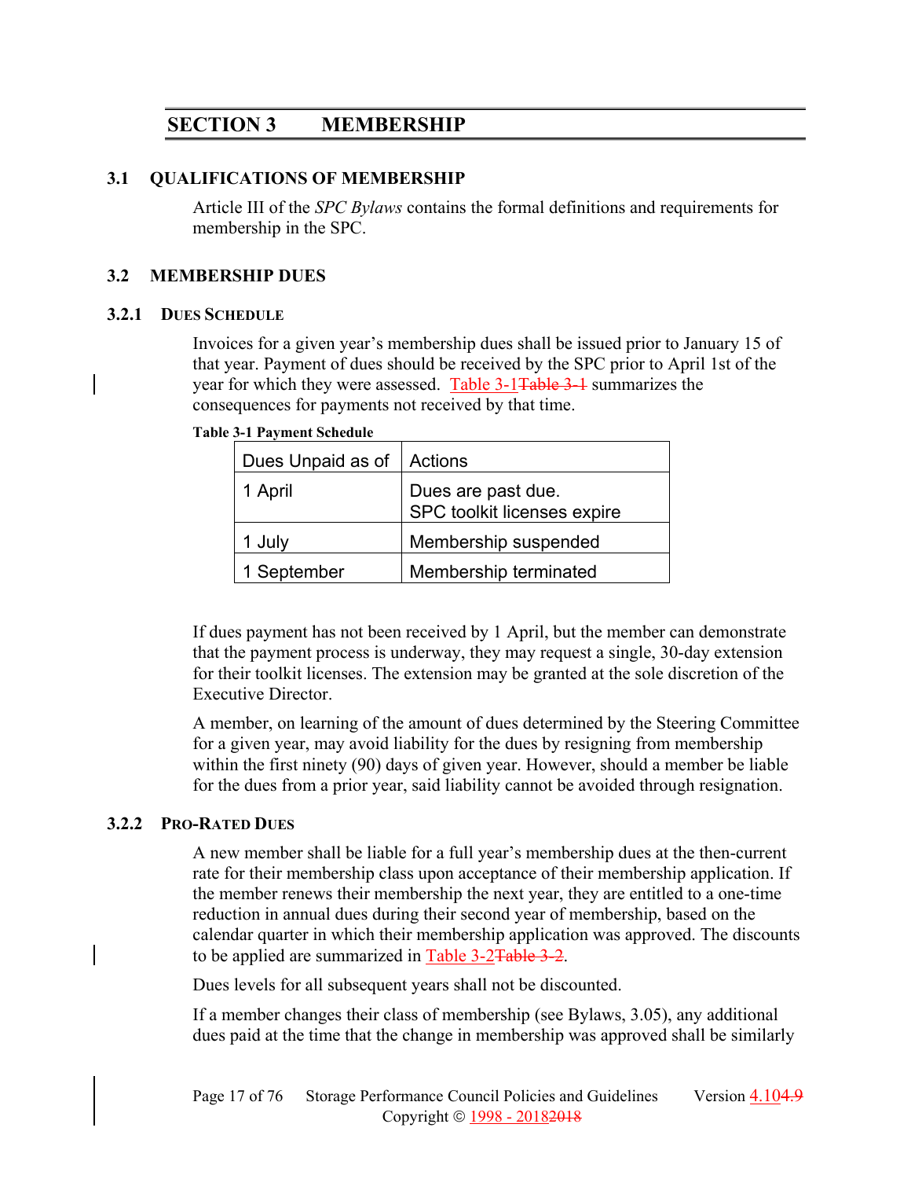# SECTION 3 MEMBERSHIP

## 3.1 QUALIFICATIONS OF MEMBERSHIP

Article III of the *SPC Bylaws* contains the formal definitions and requirements for membership in the SPC.

## 3.2 MEMBERSHIP DUES

### 3.2.1 DUES SCHEDULE

Invoices for a given year's membership dues shall be issued prior to January 15 of that year. Payment of dues should be received by the SPC prior to April 1st of the year for which they were assessed. Table 3-1~~Table 3-1~~ summarizes the consequences for payments not received by that time.

**Table 3-1 Payment Schedule**

| Dues Unpaid as of | Actions |
|---|---|
| 1 April | Dues are past due.<br>SPC toolkit licenses expire |
| 1 July | Membership suspended |
| 1 September | Membership terminated |

If dues payment has not been received by 1 April, but the member can demonstrate that the payment process is underway, they may request a single, 30-day extension for their toolkit licenses. The extension may be granted at the sole discretion of the Executive Director.

A member, on learning of the amount of dues determined by the Steering Committee for a given year, may avoid liability for the dues by resigning from membership within the first ninety (90) days of given year. However, should a member be liable for the dues from a prior year, said liability cannot be avoided through resignation.

### 3.2.2 PRO-RATED DUES

A new member shall be liable for a full year's membership dues at the then-current rate for their membership class upon acceptance of their membership application. If the member renews their membership the next year, they are entitled to a one-time reduction in annual dues during their second year of membership, based on the calendar quarter in which their membership application was approved. The discounts to be applied are summarized in Table 3-2~~Table 3-2~~.

Dues levels for all subsequent years shall not be discounted.

If a member changes their class of membership (see Bylaws, 3.05), any additional dues paid at the time that the change in membership was approved shall be similarly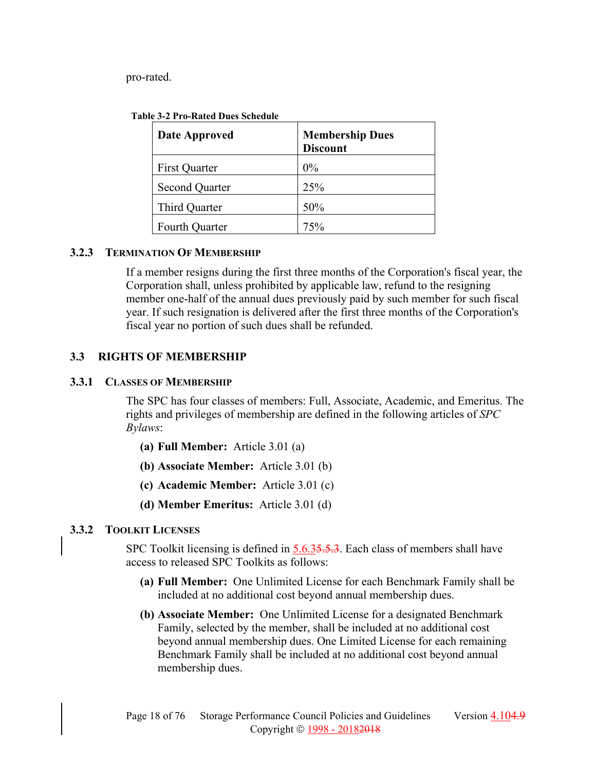pro-rated.

**Table 3-2 Pro-Rated Dues Schedule**

| Date Approved | Membership Dues Discount |
|---|---|
| First Quarter | 0% |
| Second Quarter | 25% |
| Third Quarter | 50% |
| Fourth Quarter | 75% |

### 3.2.3 Termination Of Membership

If a member resigns during the first three months of the Corporation's fiscal year, the Corporation shall, unless prohibited by applicable law, refund to the resigning member one-half of the annual dues previously paid by such member for such fiscal year. If such resignation is delivered after the first three months of the Corporation's fiscal year no portion of such dues shall be refunded.

## 3.3 RIGHTS OF MEMBERSHIP

### 3.3.1 Classes of Membership

The SPC has four classes of members: Full, Associate, Academic, and Emeritus. The rights and privileges of membership are defined in the following articles of *SPC Bylaws*:

**(a) Full Member:** Article 3.01 (a)

**(b) Associate Member:** Article 3.01 (b)

**(c) Academic Member:** Article 3.01 (c)

**(d) Member Emeritus:** Article 3.01 (d)

### 3.3.2 Toolkit Licenses

SPC Toolkit licensing is defined in 5.6.3~~5.5.3~~. Each class of members shall have access to released SPC Toolkits as follows:

**(a) Full Member:** One Unlimited License for each Benchmark Family shall be included at no additional cost beyond annual membership dues.

**(b) Associate Member:** One Unlimited License for a designated Benchmark Family, selected by the member, shall be included at no additional cost beyond annual membership dues. One Limited License for each remaining Benchmark Family shall be included at no additional cost beyond annual membership dues.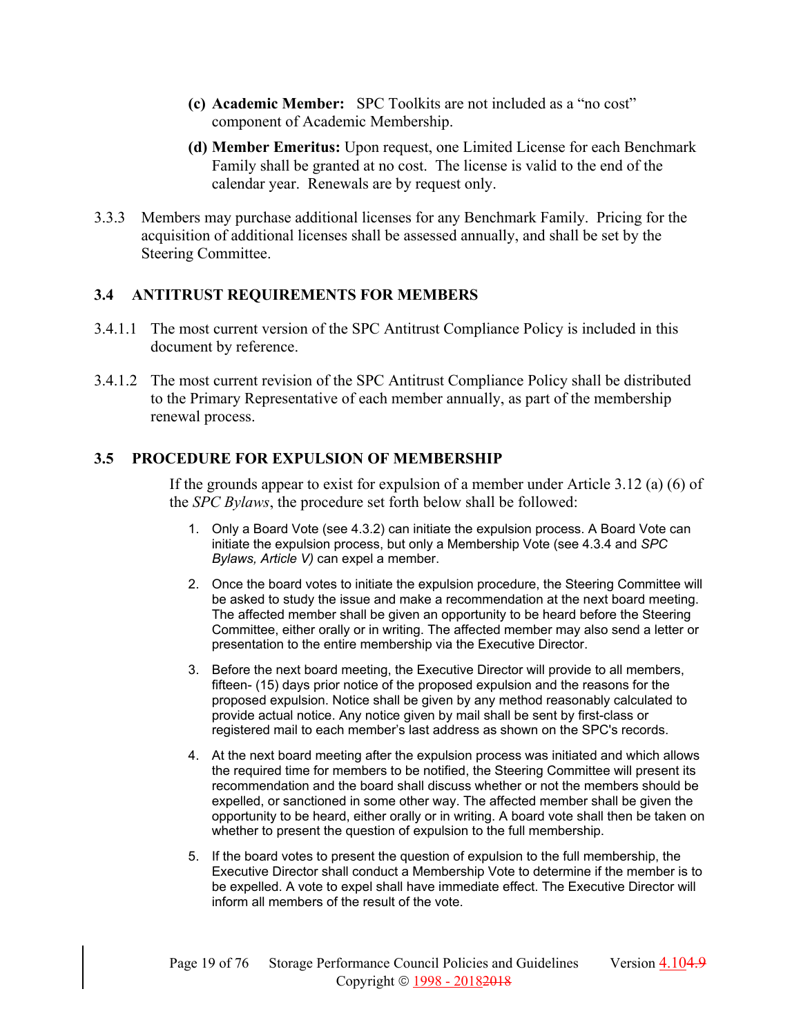**(c) Academic Member:** SPC Toolkits are not included as a "no cost" component of Academic Membership.

**(d) Member Emeritus:** Upon request, one Limited License for each Benchmark Family shall be granted at no cost. The license is valid to the end of the calendar year. Renewals are by request only.

3.3.3 Members may purchase additional licenses for any Benchmark Family. Pricing for the acquisition of additional licenses shall be assessed annually, and shall be set by the Steering Committee.

## 3.4 ANTITRUST REQUIREMENTS FOR MEMBERS

3.4.1.1 The most current version of the SPC Antitrust Compliance Policy is included in this document by reference.

3.4.1.2 The most current revision of the SPC Antitrust Compliance Policy shall be distributed to the Primary Representative of each member annually, as part of the membership renewal process.

## 3.5 PROCEDURE FOR EXPULSION OF MEMBERSHIP

If the grounds appear to exist for expulsion of a member under Article 3.12 (a) (6) of the *SPC Bylaws*, the procedure set forth below shall be followed:

1. Only a Board Vote (see 4.3.2) can initiate the expulsion process. A Board Vote can initiate the expulsion process, but only a Membership Vote (see 4.3.4 and *SPC Bylaws, Article V)* can expel a member.

2. Once the board votes to initiate the expulsion procedure, the Steering Committee will be asked to study the issue and make a recommendation at the next board meeting. The affected member shall be given an opportunity to be heard before the Steering Committee, either orally or in writing. The affected member may also send a letter or presentation to the entire membership via the Executive Director.

3. Before the next board meeting, the Executive Director will provide to all members, fifteen- (15) days prior notice of the proposed expulsion and the reasons for the proposed expulsion. Notice shall be given by any method reasonably calculated to provide actual notice. Any notice given by mail shall be sent by first-class or registered mail to each member's last address as shown on the SPC's records.

4. At the next board meeting after the expulsion process was initiated and which allows the required time for members to be notified, the Steering Committee will present its recommendation and the board shall discuss whether or not the members should be expelled, or sanctioned in some other way. The affected member shall be given the opportunity to be heard, either orally or in writing. A board vote shall then be taken on whether to present the question of expulsion to the full membership.

5. If the board votes to present the question of expulsion to the full membership, the Executive Director shall conduct a Membership Vote to determine if the member is to be expelled. A vote to expel shall have immediate effect. The Executive Director will inform all members of the result of the vote.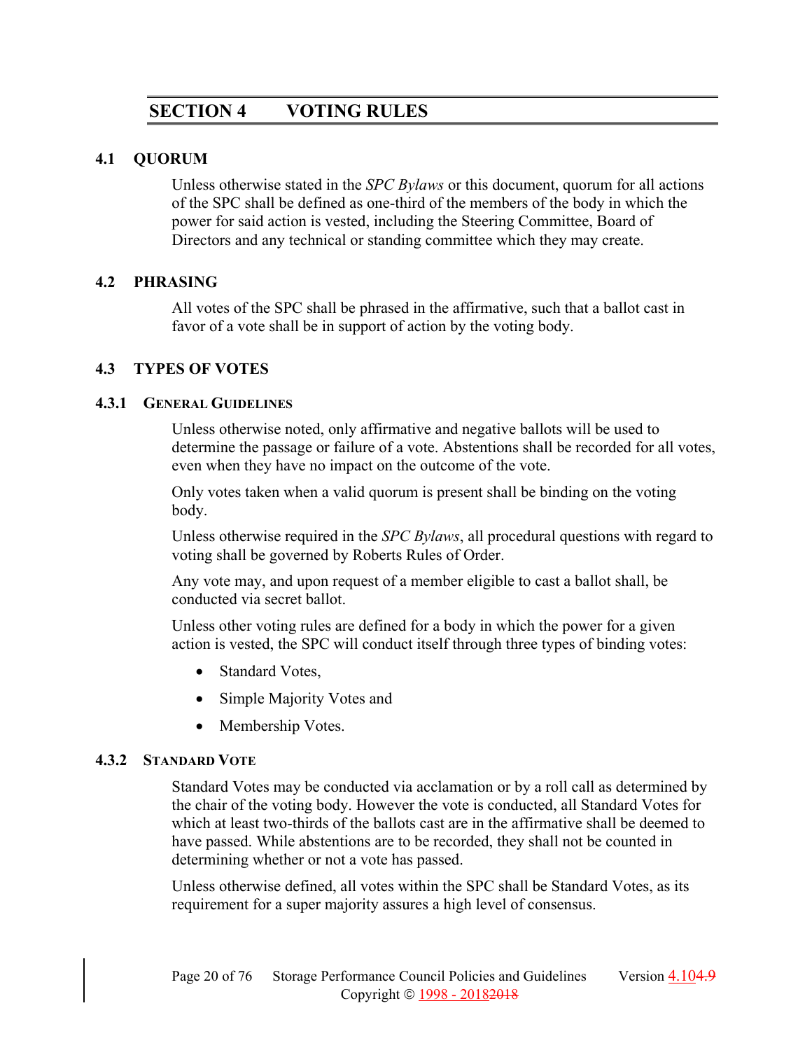# SECTION 4 VOTING RULES

## 4.1 QUORUM

Unless otherwise stated in the *SPC Bylaws* or this document, quorum for all actions of the SPC shall be defined as one-third of the members of the body in which the power for said action is vested, including the Steering Committee, Board of Directors and any technical or standing committee which they may create.

## 4.2 PHRASING

All votes of the SPC shall be phrased in the affirmative, such that a ballot cast in favor of a vote shall be in support of action by the voting body.

## 4.3 TYPES OF VOTES

### 4.3.1 General Guidelines

Unless otherwise noted, only affirmative and negative ballots will be used to determine the passage or failure of a vote. Abstentions shall be recorded for all votes, even when they have no impact on the outcome of the vote.

Only votes taken when a valid quorum is present shall be binding on the voting body.

Unless otherwise required in the *SPC Bylaws*, all procedural questions with regard to voting shall be governed by Roberts Rules of Order.

Any vote may, and upon request of a member eligible to cast a ballot shall, be conducted via secret ballot.

Unless other voting rules are defined for a body in which the power for a given action is vested, the SPC will conduct itself through three types of binding votes:

- Standard Votes,
- Simple Majority Votes and
- Membership Votes.

### 4.3.2 Standard Vote

Standard Votes may be conducted via acclamation or by a roll call as determined by the chair of the voting body. However the vote is conducted, all Standard Votes for which at least two-thirds of the ballots cast are in the affirmative shall be deemed to have passed. While abstentions are to be recorded, they shall not be counted in determining whether or not a vote has passed.

Unless otherwise defined, all votes within the SPC shall be Standard Votes, as its requirement for a super majority assures a high level of consensus.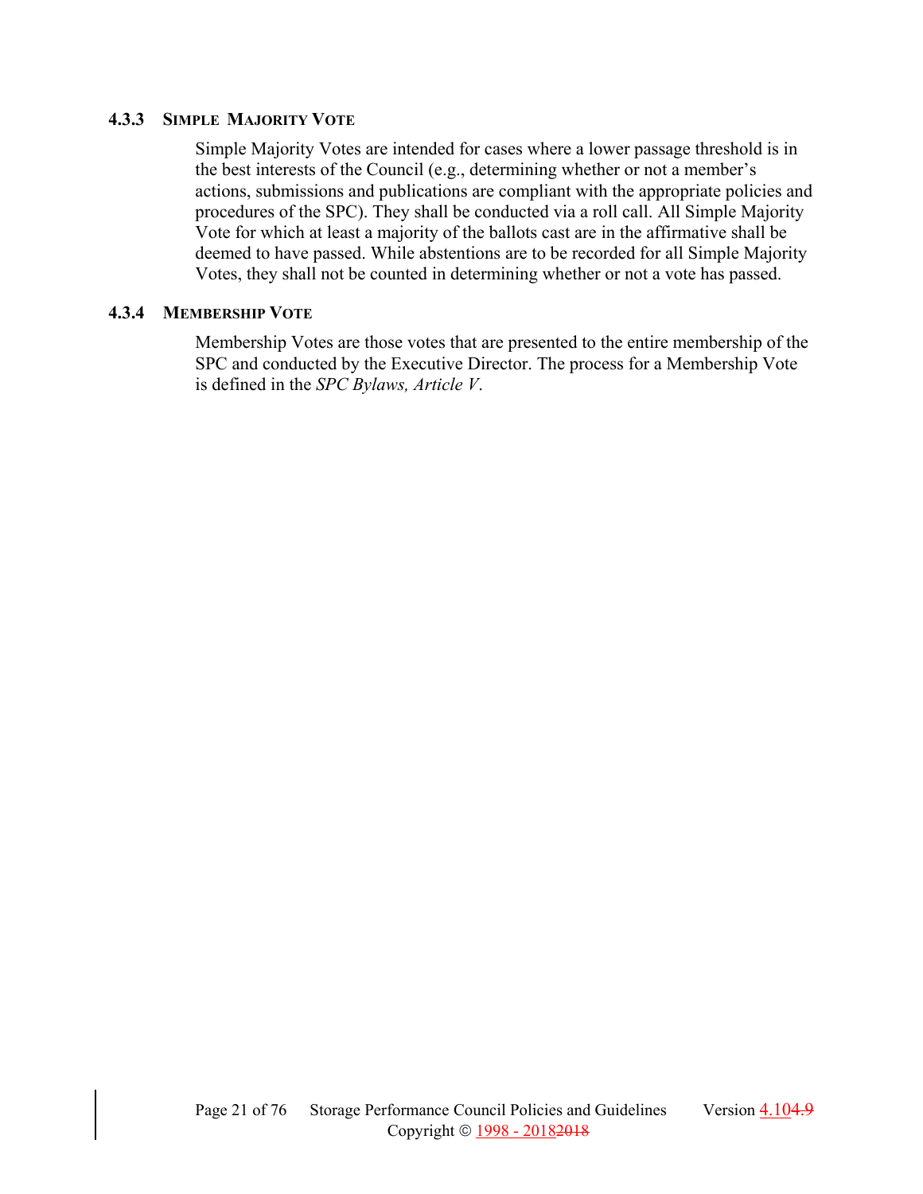### 4.3.3 Simple Majority Vote

Simple Majority Votes are intended for cases where a lower passage threshold is in the best interests of the Council (e.g., determining whether or not a member's actions, submissions and publications are compliant with the appropriate policies and procedures of the SPC). They shall be conducted via a roll call. All Simple Majority Vote for which at least a majority of the ballots cast are in the affirmative shall be deemed to have passed. While abstentions are to be recorded for all Simple Majority Votes, they shall not be counted in determining whether or not a vote has passed.

### 4.3.4 Membership Vote

Membership Votes are those votes that are presented to the entire membership of the SPC and conducted by the Executive Director. The process for a Membership Vote is defined in the *SPC Bylaws, Article V*.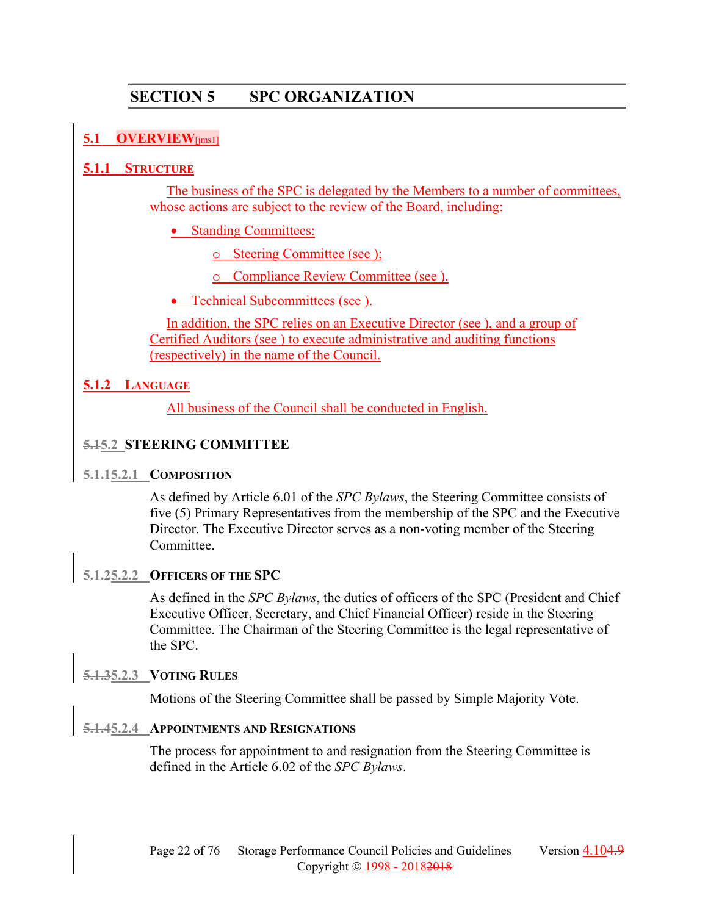# SECTION 5 SPC ORGANIZATION

## 5.1 OVERVIEW[jms1]

### 5.1.1 STRUCTURE

The business of the SPC is delegated by the Members to a number of committees, whose actions are subject to the review of the Board, including:

- Standing Committees:
  - Steering Committee (see );
  - Compliance Review Committee (see ).
- Technical Subcommittees (see ).

In addition, the SPC relies on an Executive Director (see ), and a group of Certified Auditors (see ) to execute administrative and auditing functions (respectively) in the name of the Council.

### 5.1.2 LANGUAGE

All business of the Council shall be conducted in English.

## 5.15.2 STEERING COMMITTEE

### 5.1.15.2.1 COMPOSITION

As defined by Article 6.01 of the *SPC Bylaws*, the Steering Committee consists of five (5) Primary Representatives from the membership of the SPC and the Executive Director. The Executive Director serves as a non-voting member of the Steering Committee.

### 5.1.25.2.2 OFFICERS OF THE SPC

As defined in the *SPC Bylaws*, the duties of officers of the SPC (President and Chief Executive Officer, Secretary, and Chief Financial Officer) reside in the Steering Committee. The Chairman of the Steering Committee is the legal representative of the SPC.

### 5.1.35.2.3 VOTING RULES

Motions of the Steering Committee shall be passed by Simple Majority Vote.

### 5.1.45.2.4 APPOINTMENTS AND RESIGNATIONS

The process for appointment to and resignation from the Steering Committee is defined in the Article 6.02 of the *SPC Bylaws*.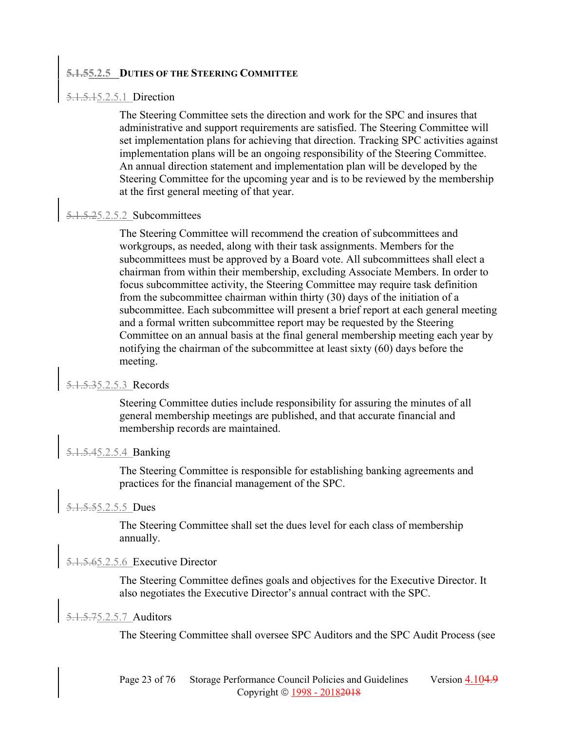### ~~5.1.5~~5.2.5 DUTIES OF THE STEERING COMMITTEE

#### ~~5.1.5.1~~5.2.5.1 Direction

The Steering Committee sets the direction and work for the SPC and insures that administrative and support requirements are satisfied. The Steering Committee will set implementation plans for achieving that direction. Tracking SPC activities against implementation plans will be an ongoing responsibility of the Steering Committee. An annual direction statement and implementation plan will be developed by the Steering Committee for the upcoming year and is to be reviewed by the membership at the first general meeting of that year.

#### ~~5.1.5.2~~5.2.5.2 Subcommittees

The Steering Committee will recommend the creation of subcommittees and workgroups, as needed, along with their task assignments. Members for the subcommittees must be approved by a Board vote. All subcommittees shall elect a chairman from within their membership, excluding Associate Members. In order to focus subcommittee activity, the Steering Committee may require task definition from the subcommittee chairman within thirty (30) days of the initiation of a subcommittee. Each subcommittee will present a brief report at each general meeting and a formal written subcommittee report may be requested by the Steering Committee on an annual basis at the final general membership meeting each year by notifying the chairman of the subcommittee at least sixty (60) days before the meeting.

#### ~~5.1.5.3~~5.2.5.3 Records

Steering Committee duties include responsibility for assuring the minutes of all general membership meetings are published, and that accurate financial and membership records are maintained.

#### ~~5.1.5.4~~5.2.5.4 Banking

The Steering Committee is responsible for establishing banking agreements and practices for the financial management of the SPC.

#### ~~5.1.5.5~~5.2.5.5 Dues

The Steering Committee shall set the dues level for each class of membership annually.

#### ~~5.1.5.6~~5.2.5.6 Executive Director

The Steering Committee defines goals and objectives for the Executive Director. It also negotiates the Executive Director's annual contract with the SPC.

#### ~~5.1.5.7~~5.2.5.7 Auditors

The Steering Committee shall oversee SPC Auditors and the SPC Audit Process (see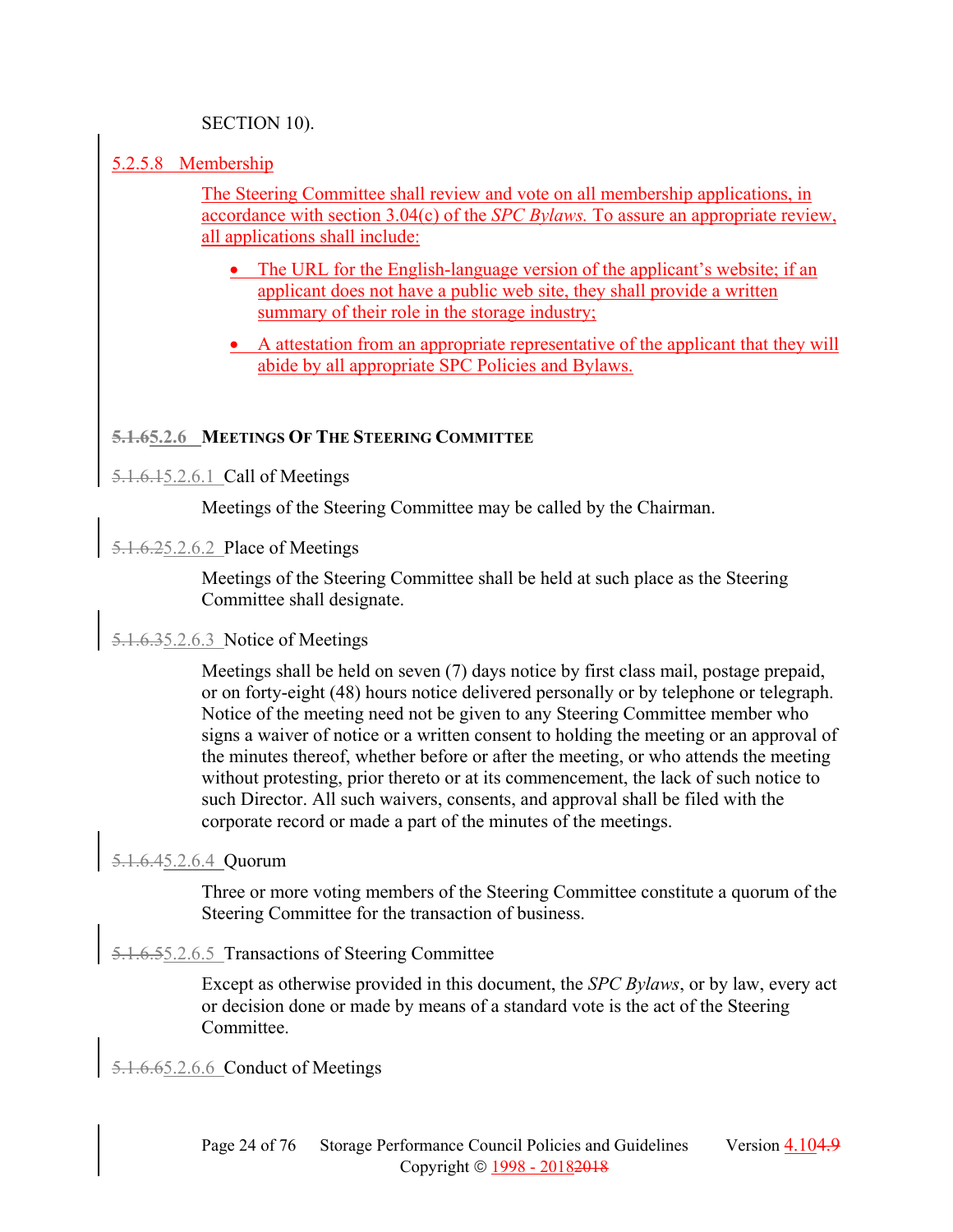SECTION 10).

### 5.2.5.8 Membership

The Steering Committee shall review and vote on all membership applications, in accordance with section 3.04(c) of the *SPC Bylaws.* To assure an appropriate review, all applications shall include:

- The URL for the English-language version of the applicant's website; if an applicant does not have a public web site, they shall provide a written summary of their role in the storage industry;
- A attestation from an appropriate representative of the applicant that they will abide by all appropriate SPC Policies and Bylaws.

## 5.1.6 5.2.6 Meetings Of The Steering Committee

### 5.1.6.1 5.2.6.1 Call of Meetings

Meetings of the Steering Committee may be called by the Chairman.

### 5.1.6.2 5.2.6.2 Place of Meetings

Meetings of the Steering Committee shall be held at such place as the Steering Committee shall designate.

### 5.1.6.3 5.2.6.3 Notice of Meetings

Meetings shall be held on seven (7) days notice by first class mail, postage prepaid, or on forty-eight (48) hours notice delivered personally or by telephone or telegraph. Notice of the meeting need not be given to any Steering Committee member who signs a waiver of notice or a written consent to holding the meeting or an approval of the minutes thereof, whether before or after the meeting, or who attends the meeting without protesting, prior thereto or at its commencement, the lack of such notice to such Director. All such waivers, consents, and approval shall be filed with the corporate record or made a part of the minutes of the meetings.

### 5.1.6.4 5.2.6.4 Quorum

Three or more voting members of the Steering Committee constitute a quorum of the Steering Committee for the transaction of business.

### 5.1.6.5 5.2.6.5 Transactions of Steering Committee

Except as otherwise provided in this document, the *SPC Bylaws*, or by law, every act or decision done or made by means of a standard vote is the act of the Steering Committee.

### 5.1.6.6 5.2.6.6 Conduct of Meetings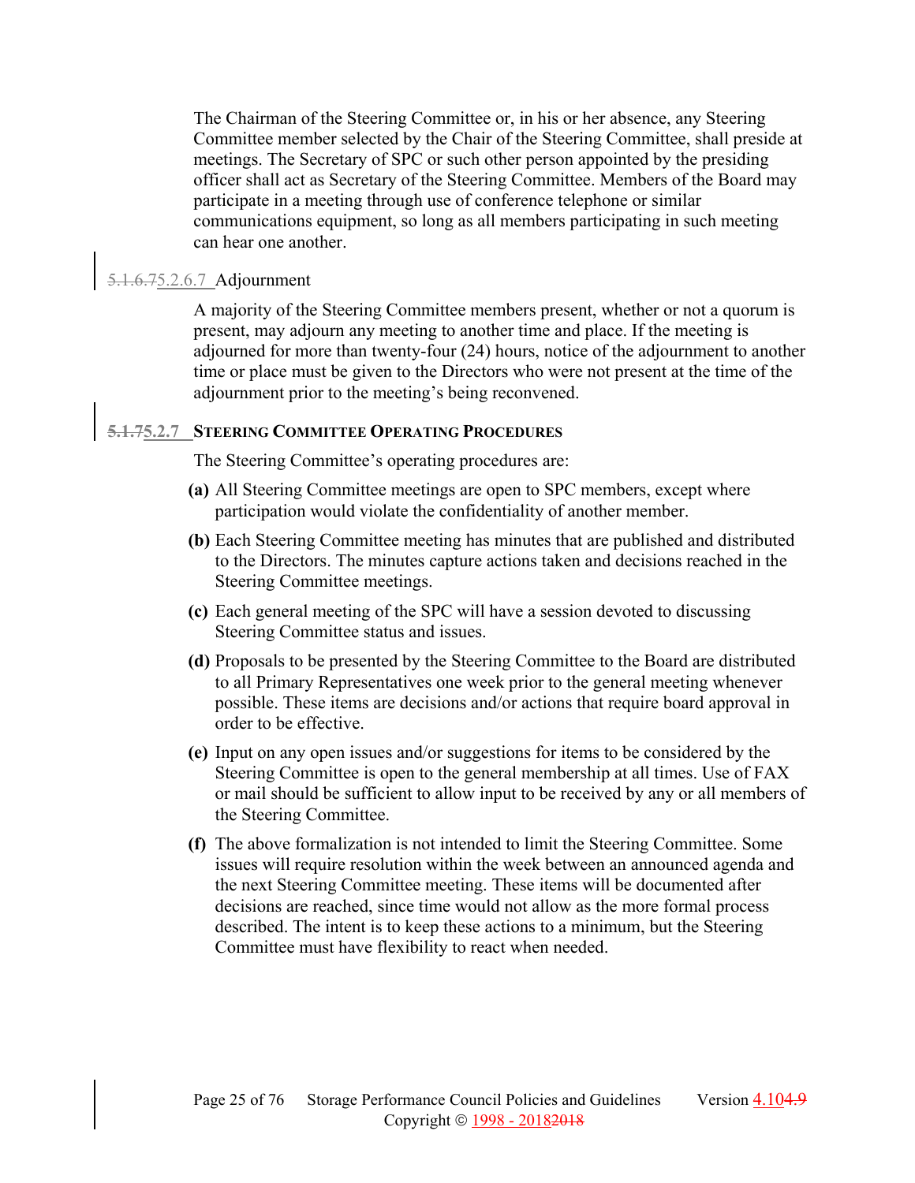The Chairman of the Steering Committee or, in his or her absence, any Steering Committee member selected by the Chair of the Steering Committee, shall preside at meetings. The Secretary of SPC or such other person appointed by the presiding officer shall act as Secretary of the Steering Committee. Members of the Board may participate in a meeting through use of conference telephone or similar communications equipment, so long as all members participating in such meeting can hear one another.

5.1.6.75.2.6.7 Adjournment

A majority of the Steering Committee members present, whether or not a quorum is present, may adjourn any meeting to another time and place. If the meeting is adjourned for more than twenty-four (24) hours, notice of the adjournment to another time or place must be given to the Directors who were not present at the time of the adjournment prior to the meeting's being reconvened.

### 5.1.75.2.7 Steering Committee Operating Procedures

The Steering Committee's operating procedures are:

**(a)** All Steering Committee meetings are open to SPC members, except where participation would violate the confidentiality of another member.

**(b)** Each Steering Committee meeting has minutes that are published and distributed to the Directors. The minutes capture actions taken and decisions reached in the Steering Committee meetings.

**(c)** Each general meeting of the SPC will have a session devoted to discussing Steering Committee status and issues.

**(d)** Proposals to be presented by the Steering Committee to the Board are distributed to all Primary Representatives one week prior to the general meeting whenever possible. These items are decisions and/or actions that require board approval in order to be effective.

**(e)** Input on any open issues and/or suggestions for items to be considered by the Steering Committee is open to the general membership at all times. Use of FAX or mail should be sufficient to allow input to be received by any or all members of the Steering Committee.

**(f)** The above formalization is not intended to limit the Steering Committee. Some issues will require resolution within the week between an announced agenda and the next Steering Committee meeting. These items will be documented after decisions are reached, since time would not allow as the more formal process described. The intent is to keep these actions to a minimum, but the Steering Committee must have flexibility to react when needed.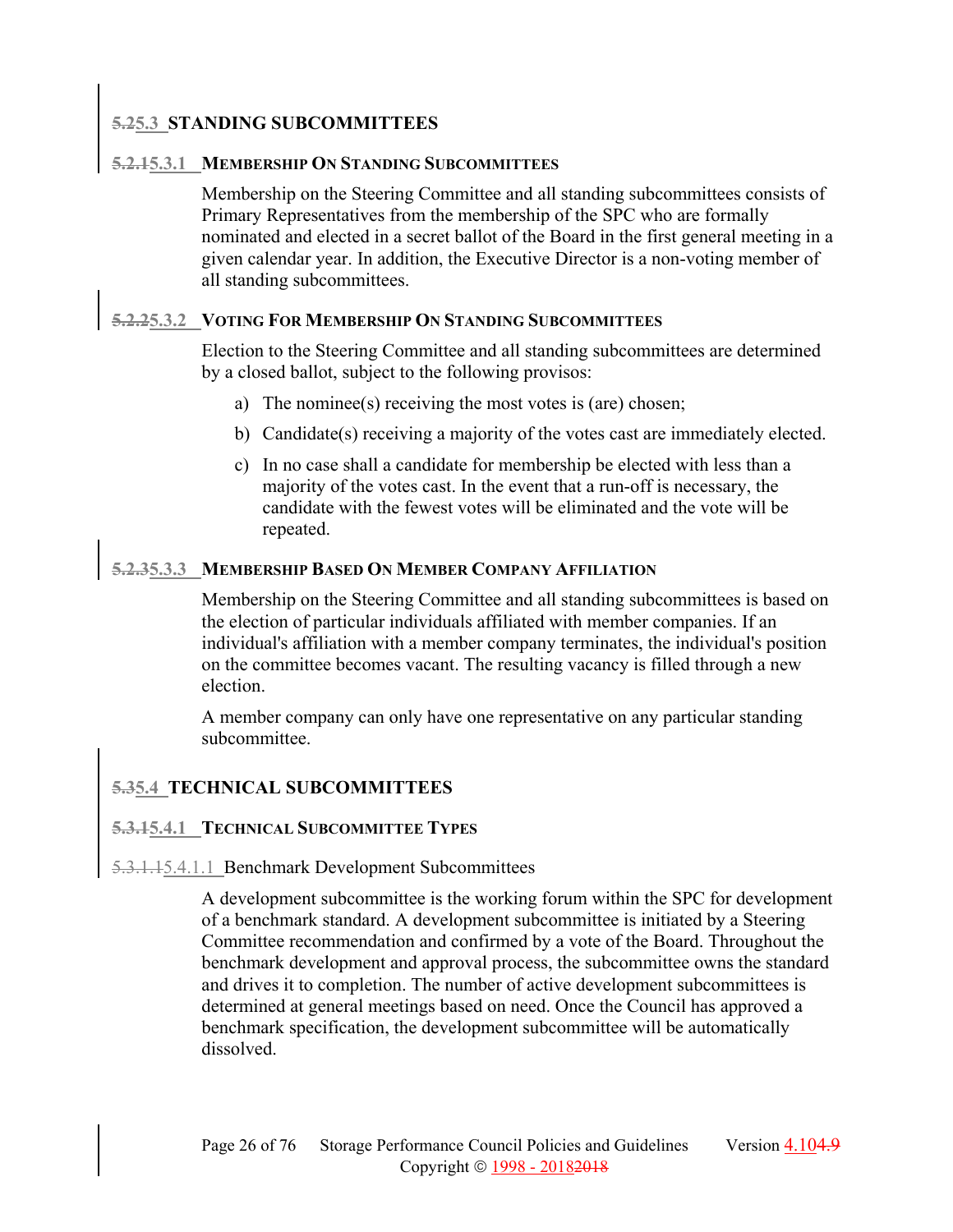## 5.25.3 STANDING SUBCOMMITTEES

### 5.2.15.3.1 MEMBERSHIP ON STANDING SUBCOMMITTEES

Membership on the Steering Committee and all standing subcommittees consists of Primary Representatives from the membership of the SPC who are formally nominated and elected in a secret ballot of the Board in the first general meeting in a given calendar year. In addition, the Executive Director is a non-voting member of all standing subcommittees.

### 5.2.25.3.2 VOTING FOR MEMBERSHIP ON STANDING SUBCOMMITTEES

Election to the Steering Committee and all standing subcommittees are determined by a closed ballot, subject to the following provisos:

a) The nominee(s) receiving the most votes is (are) chosen;

b) Candidate(s) receiving a majority of the votes cast are immediately elected.

c) In no case shall a candidate for membership be elected with less than a majority of the votes cast. In the event that a run-off is necessary, the candidate with the fewest votes will be eliminated and the vote will be repeated.

### 5.2.35.3.3 MEMBERSHIP BASED ON MEMBER COMPANY AFFILIATION

Membership on the Steering Committee and all standing subcommittees is based on the election of particular individuals affiliated with member companies. If an individual's affiliation with a member company terminates, the individual's position on the committee becomes vacant. The resulting vacancy is filled through a new election.

A member company can only have one representative on any particular standing subcommittee.

## 5.35.4 TECHNICAL SUBCOMMITTEES

### 5.3.15.4.1 TECHNICAL SUBCOMMITTEE TYPES

#### 5.3.1.15.4.1.1 Benchmark Development Subcommittees

A development subcommittee is the working forum within the SPC for development of a benchmark standard. A development subcommittee is initiated by a Steering Committee recommendation and confirmed by a vote of the Board. Throughout the benchmark development and approval process, the subcommittee owns the standard and drives it to completion. The number of active development subcommittees is determined at general meetings based on need. Once the Council has approved a benchmark specification, the development subcommittee will be automatically dissolved.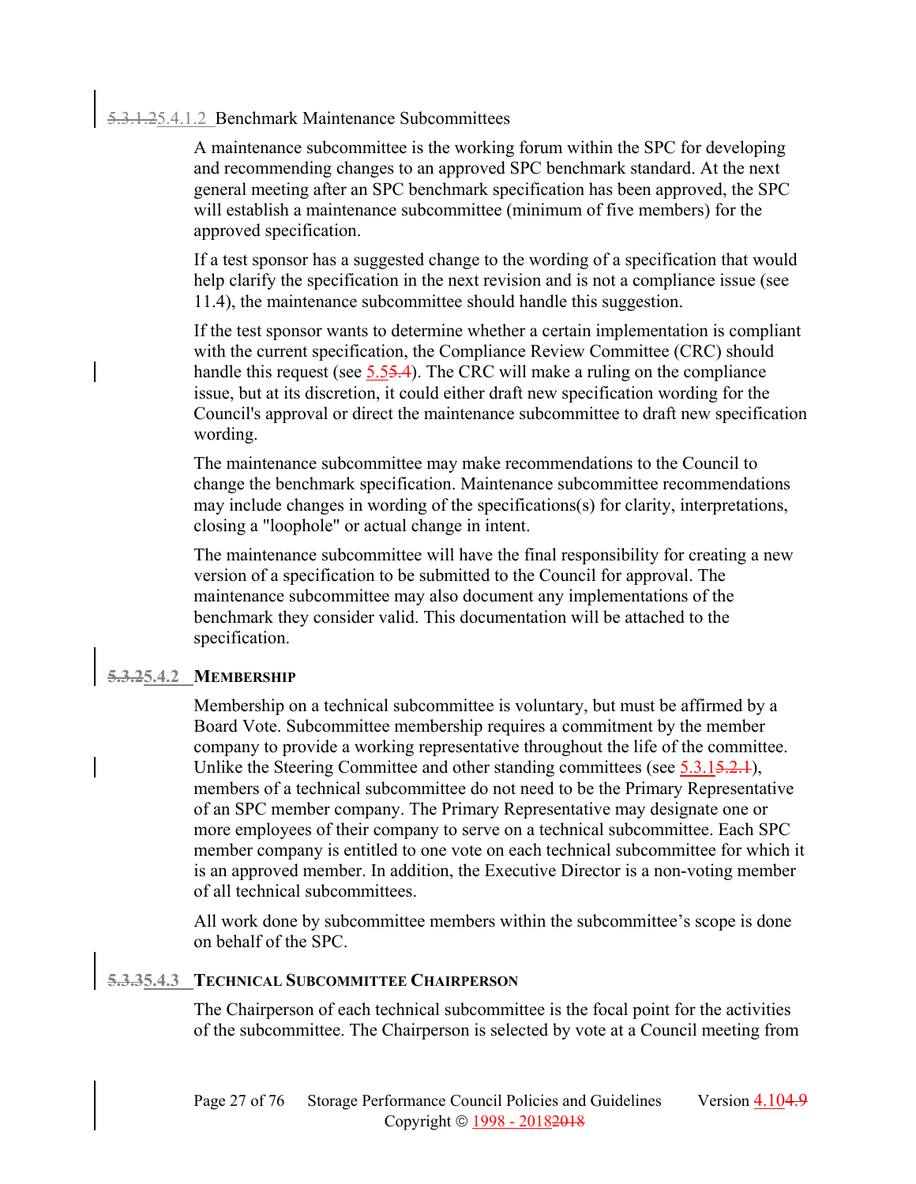#### 5.4.1.2 Benchmark Maintenance Subcommittees

A maintenance subcommittee is the working forum within the SPC for developing and recommending changes to an approved SPC benchmark standard. At the next general meeting after an SPC benchmark specification has been approved, the SPC will establish a maintenance subcommittee (minimum of five members) for the approved specification.

If a test sponsor has a suggested change to the wording of a specification that would help clarify the specification in the next revision and is not a compliance issue (see 11.4), the maintenance subcommittee should handle this suggestion.

If the test sponsor wants to determine whether a certain implementation is compliant with the current specification, the Compliance Review Committee (CRC) should handle this request (see 5.5). The CRC will make a ruling on the compliance issue, but at its discretion, it could either draft new specification wording for the Council's approval or direct the maintenance subcommittee to draft new specification wording.

The maintenance subcommittee may make recommendations to the Council to change the benchmark specification. Maintenance subcommittee recommendations may include changes in wording of the specifications(s) for clarity, interpretations, closing a "loophole" or actual change in intent.

The maintenance subcommittee will have the final responsibility for creating a new version of a specification to be submitted to the Council for approval. The maintenance subcommittee may also document any implementations of the benchmark they consider valid. This documentation will be attached to the specification.

### 5.4.2 MEMBERSHIP

Membership on a technical subcommittee is voluntary, but must be affirmed by a Board Vote. Subcommittee membership requires a commitment by the member company to provide a working representative throughout the life of the committee. Unlike the Steering Committee and other standing committees (see 5.3.1), members of a technical subcommittee do not need to be the Primary Representative of an SPC member company. The Primary Representative may designate one or more employees of their company to serve on a technical subcommittee. Each SPC member company is entitled to one vote on each technical subcommittee for which it is an approved member. In addition, the Executive Director is a non-voting member of all technical subcommittees.

All work done by subcommittee members within the subcommittee's scope is done on behalf of the SPC.

### 5.4.3 TECHNICAL SUBCOMMITTEE CHAIRPERSON

The Chairperson of each technical subcommittee is the focal point for the activities of the subcommittee. The Chairperson is selected by vote at a Council meeting from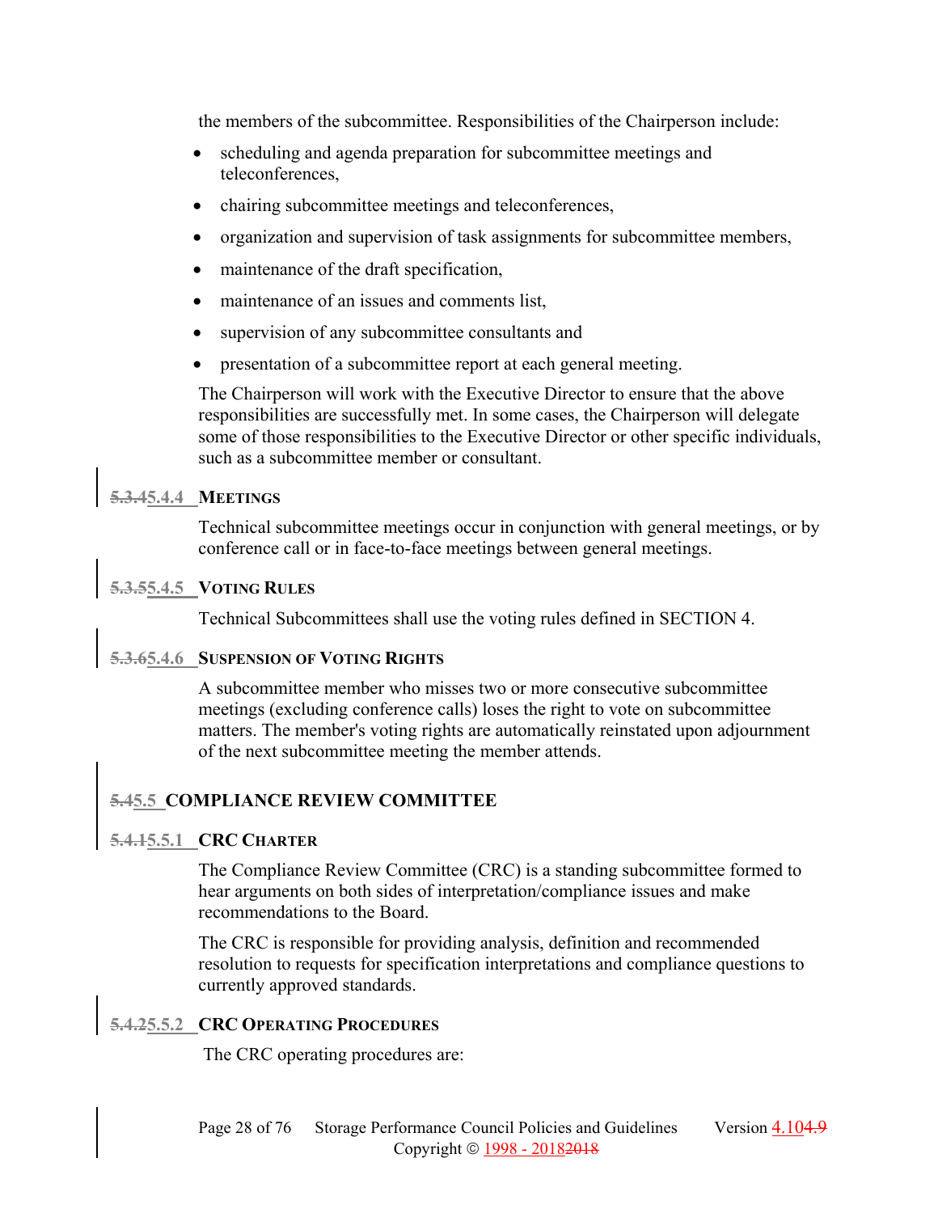the members of the subcommittee. Responsibilities of the Chairperson include:

- scheduling and agenda preparation for subcommittee meetings and teleconferences,
- chairing subcommittee meetings and teleconferences,
- organization and supervision of task assignments for subcommittee members,
- maintenance of the draft specification,
- maintenance of an issues and comments list,
- supervision of any subcommittee consultants and
- presentation of a subcommittee report at each general meeting.

The Chairperson will work with the Executive Director to ensure that the above responsibilities are successfully met. In some cases, the Chairperson will delegate some of those responsibilities to the Executive Director or other specific individuals, such as a subcommittee member or consultant.

#### ~~5.3.4~~5.4.4 Meetings

Technical subcommittee meetings occur in conjunction with general meetings, or by conference call or in face-to-face meetings between general meetings.

#### ~~5.3.5~~5.4.5 Voting Rules

Technical Subcommittees shall use the voting rules defined in SECTION 4.

#### ~~5.3.6~~5.4.6 Suspension of Voting Rights

A subcommittee member who misses two or more consecutive subcommittee meetings (excluding conference calls) loses the right to vote on subcommittee matters. The member's voting rights are automatically reinstated upon adjournment of the next subcommittee meeting the member attends.

### ~~5.4~~5.5 COMPLIANCE REVIEW COMMITTEE

#### ~~5.4.1~~5.5.1 CRC Charter

The Compliance Review Committee (CRC) is a standing subcommittee formed to hear arguments on both sides of interpretation/compliance issues and make recommendations to the Board.

The CRC is responsible for providing analysis, definition and recommended resolution to requests for specification interpretations and compliance questions to currently approved standards.

#### ~~5.4.2~~5.5.2 CRC Operating Procedures

The CRC operating procedures are: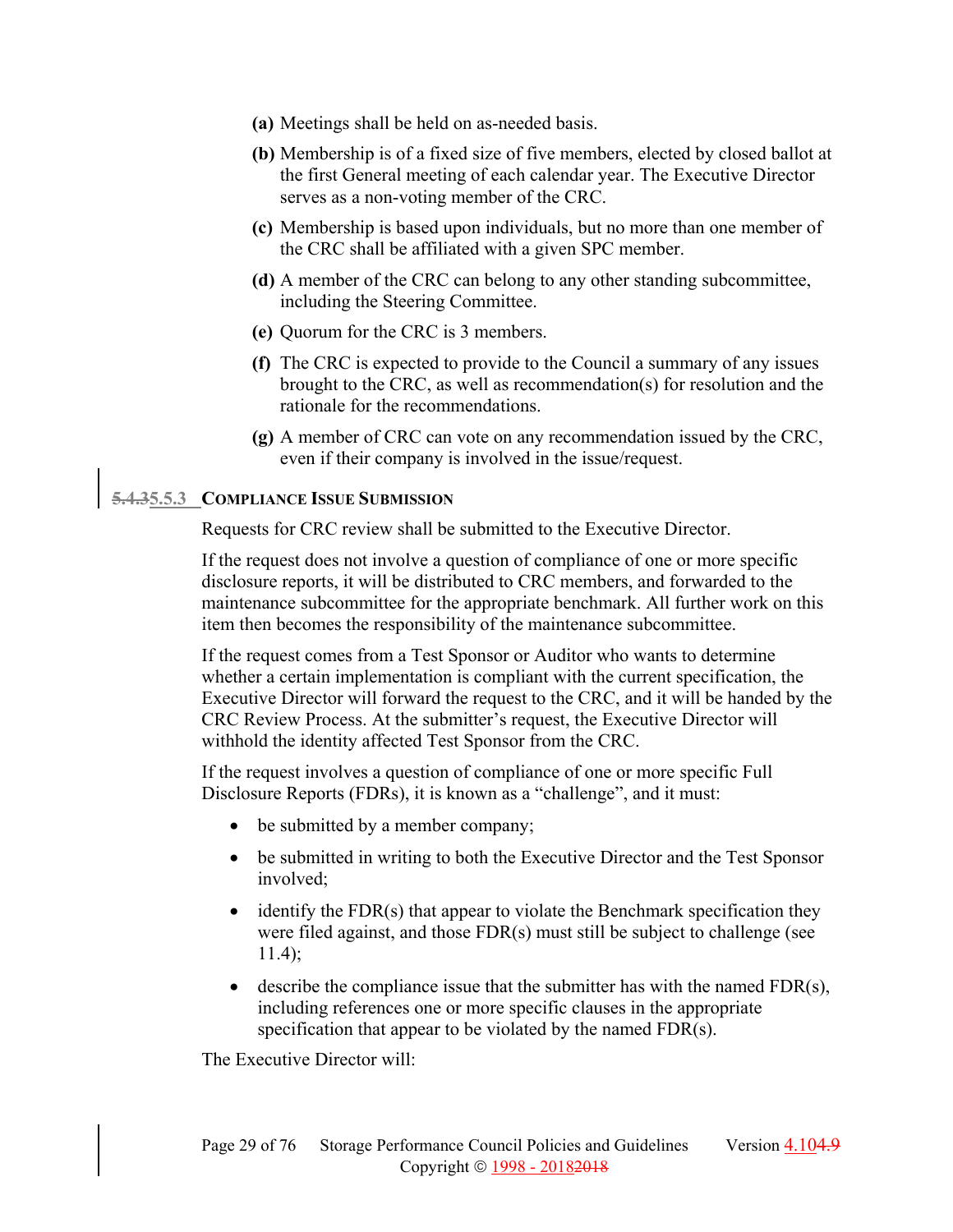(a) Meetings shall be held on as-needed basis.

(b) Membership is of a fixed size of five members, elected by closed ballot at the first General meeting of each calendar year. The Executive Director serves as a non-voting member of the CRC.

(c) Membership is based upon individuals, but no more than one member of the CRC shall be affiliated with a given SPC member.

(d) A member of the CRC can belong to any other standing subcommittee, including the Steering Committee.

(e) Quorum for the CRC is 3 members.

(f) The CRC is expected to provide to the Council a summary of any issues brought to the CRC, as well as recommendation(s) for resolution and the rationale for the recommendations.

(g) A member of CRC can vote on any recommendation issued by the CRC, even if their company is involved in the issue/request.

#### ~~5.4.3~~5.5.3 Compliance Issue Submission

Requests for CRC review shall be submitted to the Executive Director.

If the request does not involve a question of compliance of one or more specific disclosure reports, it will be distributed to CRC members, and forwarded to the maintenance subcommittee for the appropriate benchmark. All further work on this item then becomes the responsibility of the maintenance subcommittee.

If the request comes from a Test Sponsor or Auditor who wants to determine whether a certain implementation is compliant with the current specification, the Executive Director will forward the request to the CRC, and it will be handed by the CRC Review Process. At the submitter's request, the Executive Director will withhold the identity affected Test Sponsor from the CRC.

If the request involves a question of compliance of one or more specific Full Disclosure Reports (FDRs), it is known as a "challenge", and it must:

- be submitted by a member company;
- be submitted in writing to both the Executive Director and the Test Sponsor involved;
- identify the FDR(s) that appear to violate the Benchmark specification they were filed against, and those FDR(s) must still be subject to challenge (see 11.4);
- describe the compliance issue that the submitter has with the named FDR(s), including references one or more specific clauses in the appropriate specification that appear to be violated by the named FDR(s).

The Executive Director will: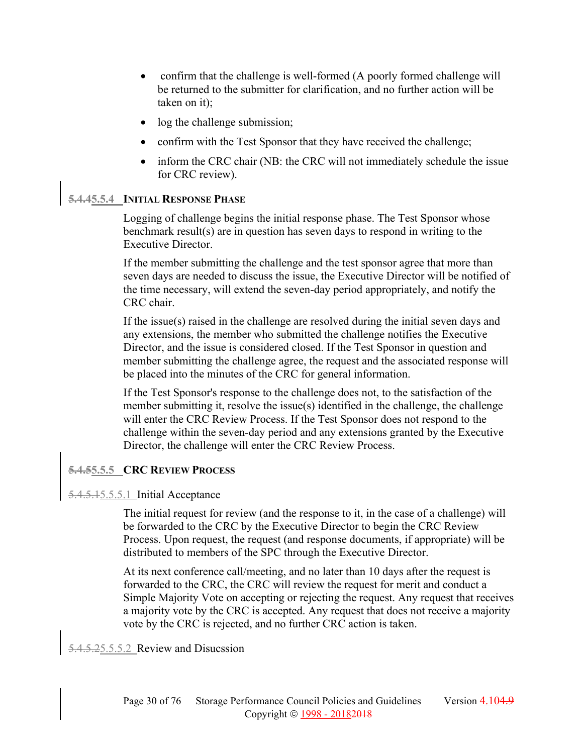- confirm that the challenge is well-formed (A poorly formed challenge will be returned to the submitter for clarification, and no further action will be taken on it);
- log the challenge submission;
- confirm with the Test Sponsor that they have received the challenge;
- inform the CRC chair (NB: the CRC will not immediately schedule the issue for CRC review).

### ~~5.4.4~~5.5.4 Initial Response Phase

Logging of challenge begins the initial response phase. The Test Sponsor whose benchmark result(s) are in question has seven days to respond in writing to the Executive Director.

If the member submitting the challenge and the test sponsor agree that more than seven days are needed to discuss the issue, the Executive Director will be notified of the time necessary, will extend the seven-day period appropriately, and notify the CRC chair.

If the issue(s) raised in the challenge are resolved during the initial seven days and any extensions, the member who submitted the challenge notifies the Executive Director, and the issue is considered closed. If the Test Sponsor in question and member submitting the challenge agree, the request and the associated response will be placed into the minutes of the CRC for general information.

If the Test Sponsor's response to the challenge does not, to the satisfaction of the member submitting it, resolve the issue(s) identified in the challenge, the challenge will enter the CRC Review Process. If the Test Sponsor does not respond to the challenge within the seven-day period and any extensions granted by the Executive Director, the challenge will enter the CRC Review Process.

### ~~5.4.5~~5.5.5 CRC Review Process

#### ~~5.4.5.1~~5.5.5.1 Initial Acceptance

The initial request for review (and the response to it, in the case of a challenge) will be forwarded to the CRC by the Executive Director to begin the CRC Review Process. Upon request, the request (and response documents, if appropriate) will be distributed to members of the SPC through the Executive Director.

At its next conference call/meeting, and no later than 10 days after the request is forwarded to the CRC, the CRC will review the request for merit and conduct a Simple Majority Vote on accepting or rejecting the request. Any request that receives a majority vote by the CRC is accepted. Any request that does not receive a majority vote by the CRC is rejected, and no further CRC action is taken.

#### ~~5.4.5.2~~5.5.5.2 Review and Disucssion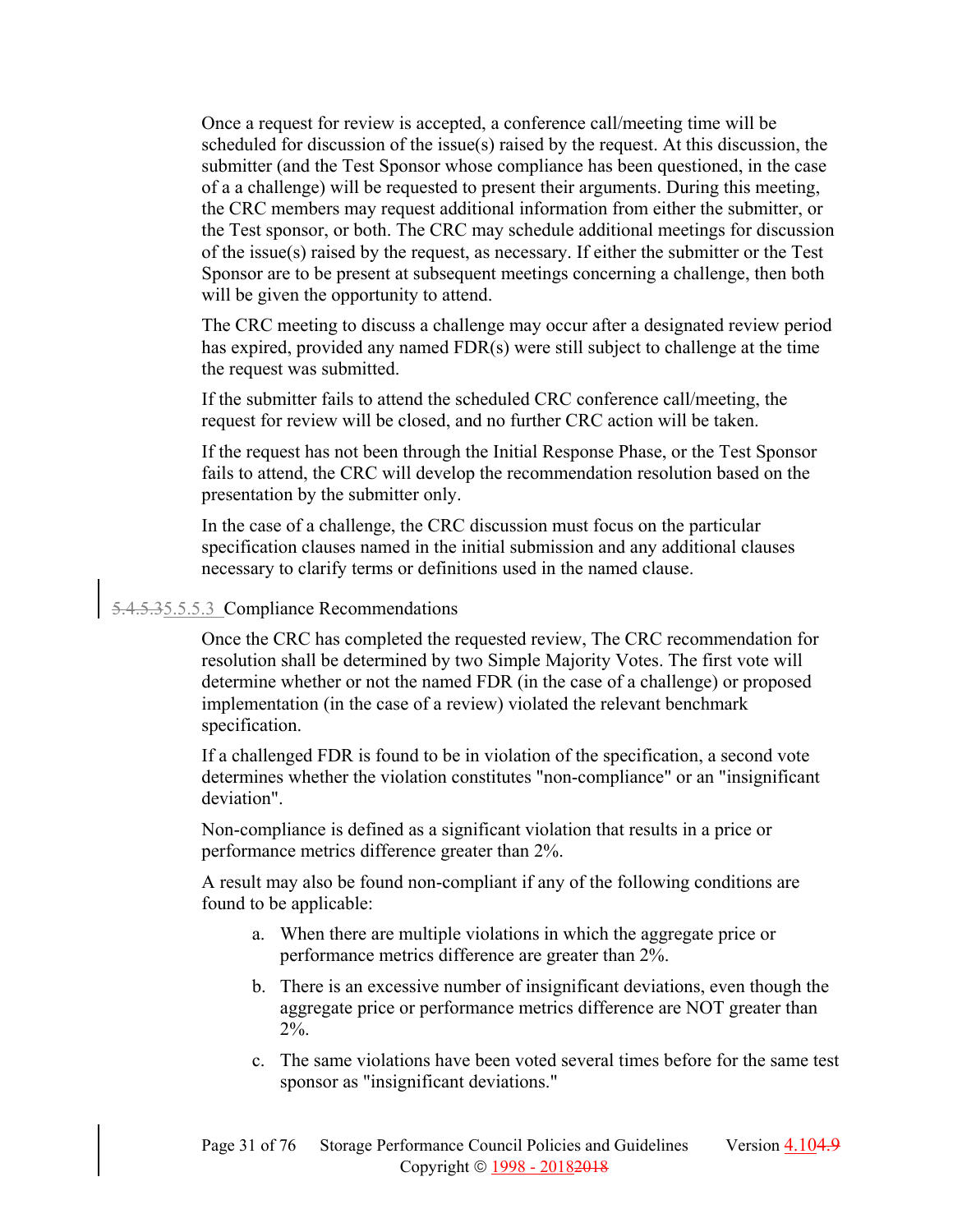Once a request for review is accepted, a conference call/meeting time will be scheduled for discussion of the issue(s) raised by the request. At this discussion, the submitter (and the Test Sponsor whose compliance has been questioned, in the case of a a challenge) will be requested to present their arguments. During this meeting, the CRC members may request additional information from either the submitter, or the Test sponsor, or both. The CRC may schedule additional meetings for discussion of the issue(s) raised by the request, as necessary. If either the submitter or the Test Sponsor are to be present at subsequent meetings concerning a challenge, then both will be given the opportunity to attend.

The CRC meeting to discuss a challenge may occur after a designated review period has expired, provided any named FDR(s) were still subject to challenge at the time the request was submitted.

If the submitter fails to attend the scheduled CRC conference call/meeting, the request for review will be closed, and no further CRC action will be taken.

If the request has not been through the Initial Response Phase, or the Test Sponsor fails to attend, the CRC will develop the recommendation resolution based on the presentation by the submitter only.

In the case of a challenge, the CRC discussion must focus on the particular specification clauses named in the initial submission and any additional clauses necessary to clarify terms or definitions used in the named clause.

#### ~~5.4.5.3~~5.5.5.3 Compliance Recommendations

Once the CRC has completed the requested review, The CRC recommendation for resolution shall be determined by two Simple Majority Votes. The first vote will determine whether or not the named FDR (in the case of a challenge) or proposed implementation (in the case of a review) violated the relevant benchmark specification.

If a challenged FDR is found to be in violation of the specification, a second vote determines whether the violation constitutes "non-compliance" or an "insignificant deviation".

Non-compliance is defined as a significant violation that results in a price or performance metrics difference greater than 2%.

A result may also be found non-compliant if any of the following conditions are found to be applicable:

a. When there are multiple violations in which the aggregate price or performance metrics difference are greater than 2%.

b. There is an excessive number of insignificant deviations, even though the aggregate price or performance metrics difference are NOT greater than 2%.

c. The same violations have been voted several times before for the same test sponsor as "insignificant deviations."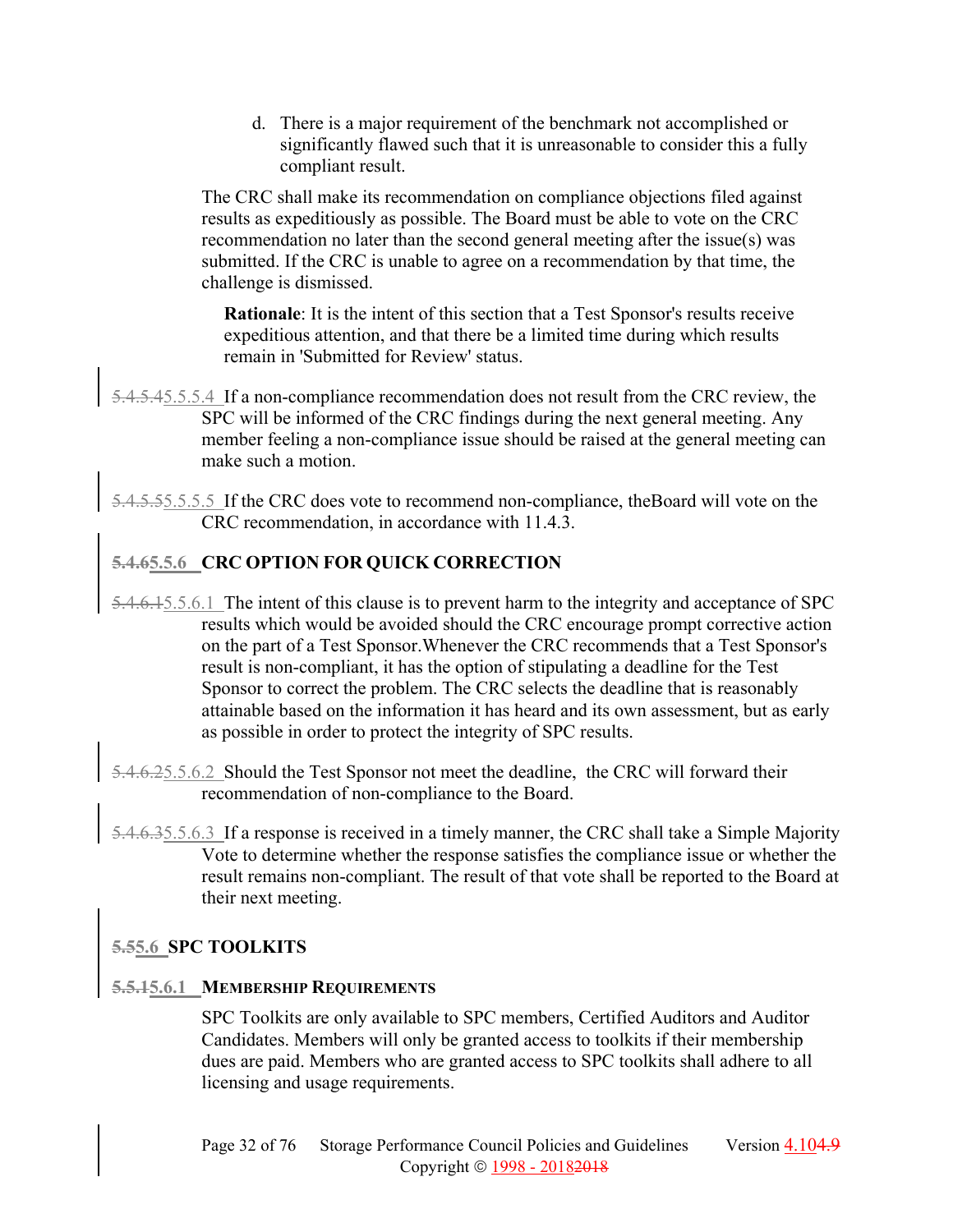d. There is a major requirement of the benchmark not accomplished or significantly flawed such that it is unreasonable to consider this a fully compliant result.

The CRC shall make its recommendation on compliance objections filed against results as expeditiously as possible. The Board must be able to vote on the CRC recommendation no later than the second general meeting after the issue(s) was submitted. If the CRC is unable to agree on a recommendation by that time, the challenge is dismissed.

> **Rationale**: It is the intent of this section that a Test Sponsor's results receive expeditious attention, and that there be a limited time during which results remain in 'Submitted for Review' status.

~~5.4.5.4~~5.5.5.4 If a non-compliance recommendation does not result from the CRC review, the SPC will be informed of the CRC findings during the next general meeting. Any member feeling a non-compliance issue should be raised at the general meeting can make such a motion.

~~5.4.5.5~~5.5.5.5 If the CRC does vote to recommend non-compliance, theBoard will vote on the CRC recommendation, in accordance with 11.4.3.

### ~~5.4.6~~5.5.6 CRC OPTION FOR QUICK CORRECTION

~~5.4.6.1~~5.5.6.1 The intent of this clause is to prevent harm to the integrity and acceptance of SPC results which would be avoided should the CRC encourage prompt corrective action on the part of a Test Sponsor.Whenever the CRC recommends that a Test Sponsor's result is non-compliant, it has the option of stipulating a deadline for the Test Sponsor to correct the problem. The CRC selects the deadline that is reasonably attainable based on the information it has heard and its own assessment, but as early as possible in order to protect the integrity of SPC results.

~~5.4.6.2~~5.5.6.2 Should the Test Sponsor not meet the deadline, the CRC will forward their recommendation of non-compliance to the Board.

~~5.4.6.3~~5.5.6.3 If a response is received in a timely manner, the CRC shall take a Simple Majority Vote to determine whether the response satisfies the compliance issue or whether the result remains non-compliant. The result of that vote shall be reported to the Board at their next meeting.

## ~~5.5~~5.6 SPC TOOLKITS

### ~~5.5.1~~5.6.1 MEMBERSHIP REQUIREMENTS

SPC Toolkits are only available to SPC members, Certified Auditors and Auditor Candidates. Members will only be granted access to toolkits if their membership dues are paid. Members who are granted access to SPC toolkits shall adhere to all licensing and usage requirements.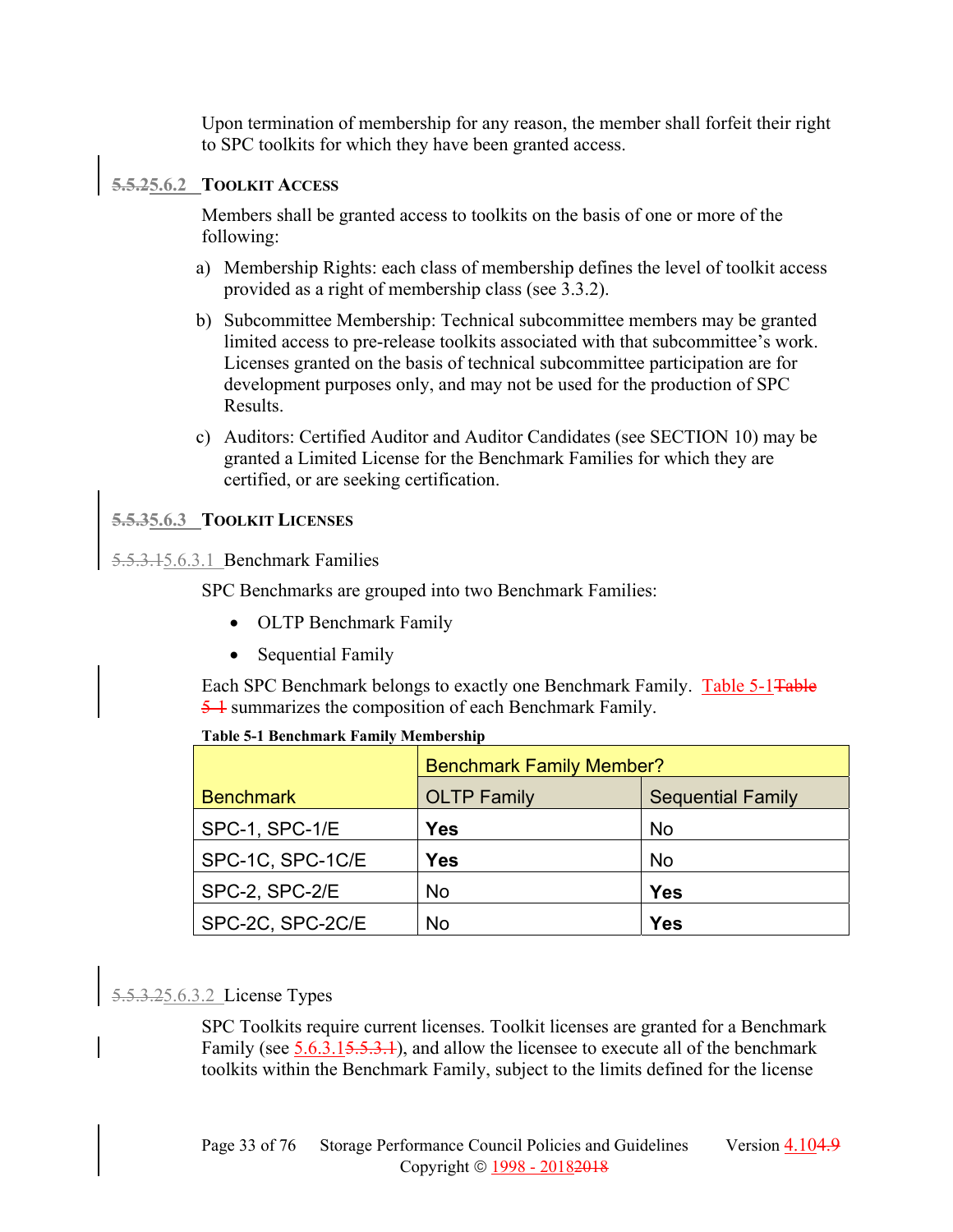Upon termination of membership for any reason, the member shall forfeit their right to SPC toolkits for which they have been granted access.

### 5.5.25.6.2 Toolkit Access

Members shall be granted access to toolkits on the basis of one or more of the following:

a) Membership Rights: each class of membership defines the level of toolkit access provided as a right of membership class (see 3.3.2).

b) Subcommittee Membership: Technical subcommittee members may be granted limited access to pre-release toolkits associated with that subcommittee's work. Licenses granted on the basis of technical subcommittee participation are for development purposes only, and may not be used for the production of SPC Results.

c) Auditors: Certified Auditor and Auditor Candidates (see SECTION 10) may be granted a Limited License for the Benchmark Families for which they are certified, or are seeking certification.

### 5.5.35.6.3 Toolkit Licenses

#### 5.5.3.15.6.3.1 Benchmark Families

SPC Benchmarks are grouped into two Benchmark Families:

- OLTP Benchmark Family
- Sequential Family

Each SPC Benchmark belongs to exactly one Benchmark Family. Table 5-1Table 5-1 summarizes the composition of each Benchmark Family.

**Table 5-1 Benchmark Family Membership**

| Benchmark | Benchmark Family Member? | |
|---|---|---|
| | OLTP Family | Sequential Family |
| SPC-1, SPC-1/E | **Yes** | No |
| SPC-1C, SPC-1C/E | **Yes** | No |
| SPC-2, SPC-2/E | No | **Yes** |
| SPC-2C, SPC-2C/E | No | **Yes** |

#### 5.5.3.25.6.3.2 License Types

SPC Toolkits require current licenses. Toolkit licenses are granted for a Benchmark Family (see 5.6.3.15.5.3.1), and allow the licensee to execute all of the benchmark toolkits within the Benchmark Family, subject to the limits defined for the license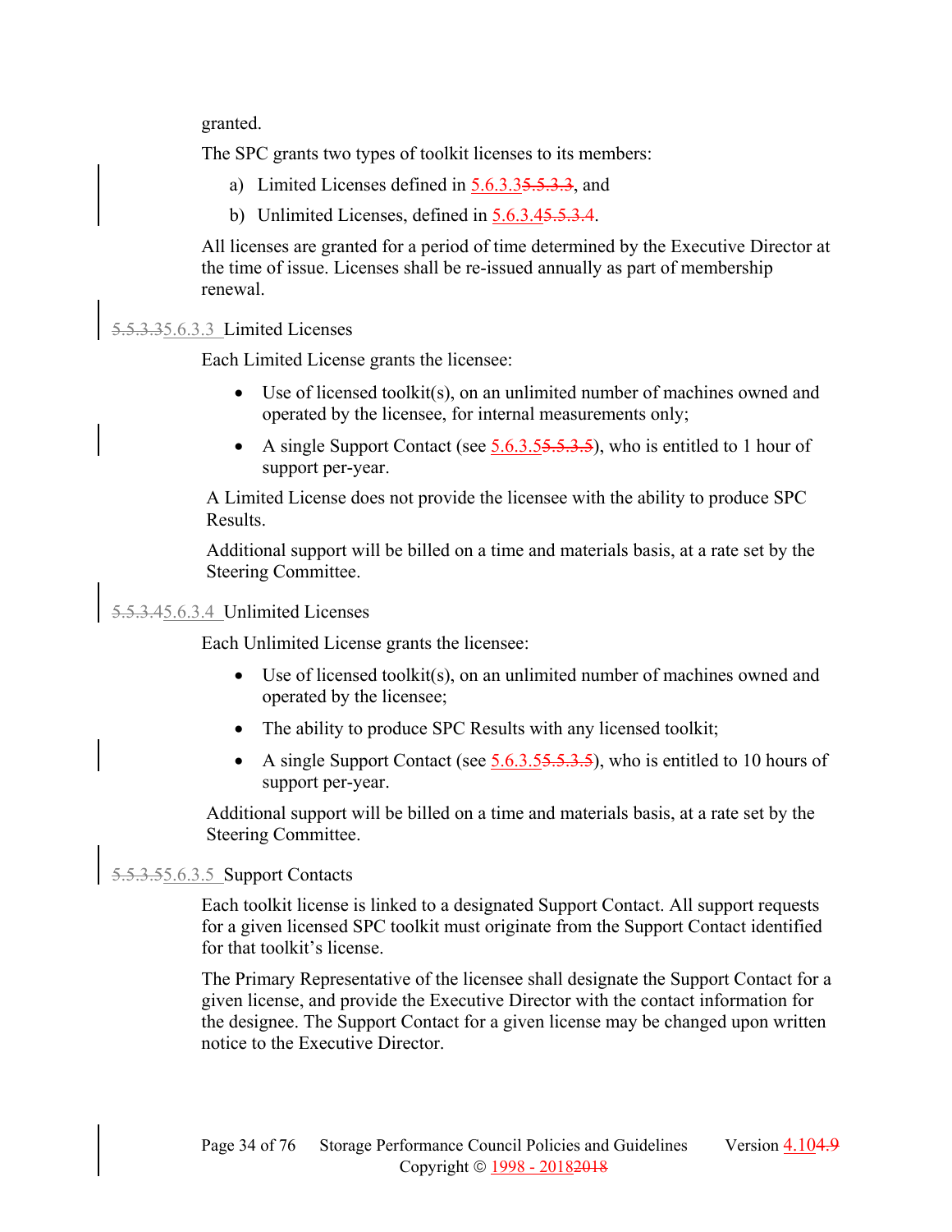granted.

The SPC grants two types of toolkit licenses to its members:

a) Limited Licenses defined in 5.6.3.3, and

b) Unlimited Licenses, defined in 5.6.3.4.

All licenses are granted for a period of time determined by the Executive Director at the time of issue. Licenses shall be re-issued annually as part of membership renewal.

#### 5.6.3.3 Limited Licenses

Each Limited License grants the licensee:

- Use of licensed toolkit(s), on an unlimited number of machines owned and operated by the licensee, for internal measurements only;
- A single Support Contact (see 5.6.3.5), who is entitled to 1 hour of support per-year.

A Limited License does not provide the licensee with the ability to produce SPC Results.

Additional support will be billed on a time and materials basis, at a rate set by the Steering Committee.

#### 5.6.3.4 Unlimited Licenses

Each Unlimited License grants the licensee:

- Use of licensed toolkit(s), on an unlimited number of machines owned and operated by the licensee;
- The ability to produce SPC Results with any licensed toolkit;
- A single Support Contact (see 5.6.3.5), who is entitled to 10 hours of support per-year.

Additional support will be billed on a time and materials basis, at a rate set by the Steering Committee.

#### 5.6.3.5 Support Contacts

Each toolkit license is linked to a designated Support Contact. All support requests for a given licensed SPC toolkit must originate from the Support Contact identified for that toolkit's license.

The Primary Representative of the licensee shall designate the Support Contact for a given license, and provide the Executive Director with the contact information for the designee. The Support Contact for a given license may be changed upon written notice to the Executive Director.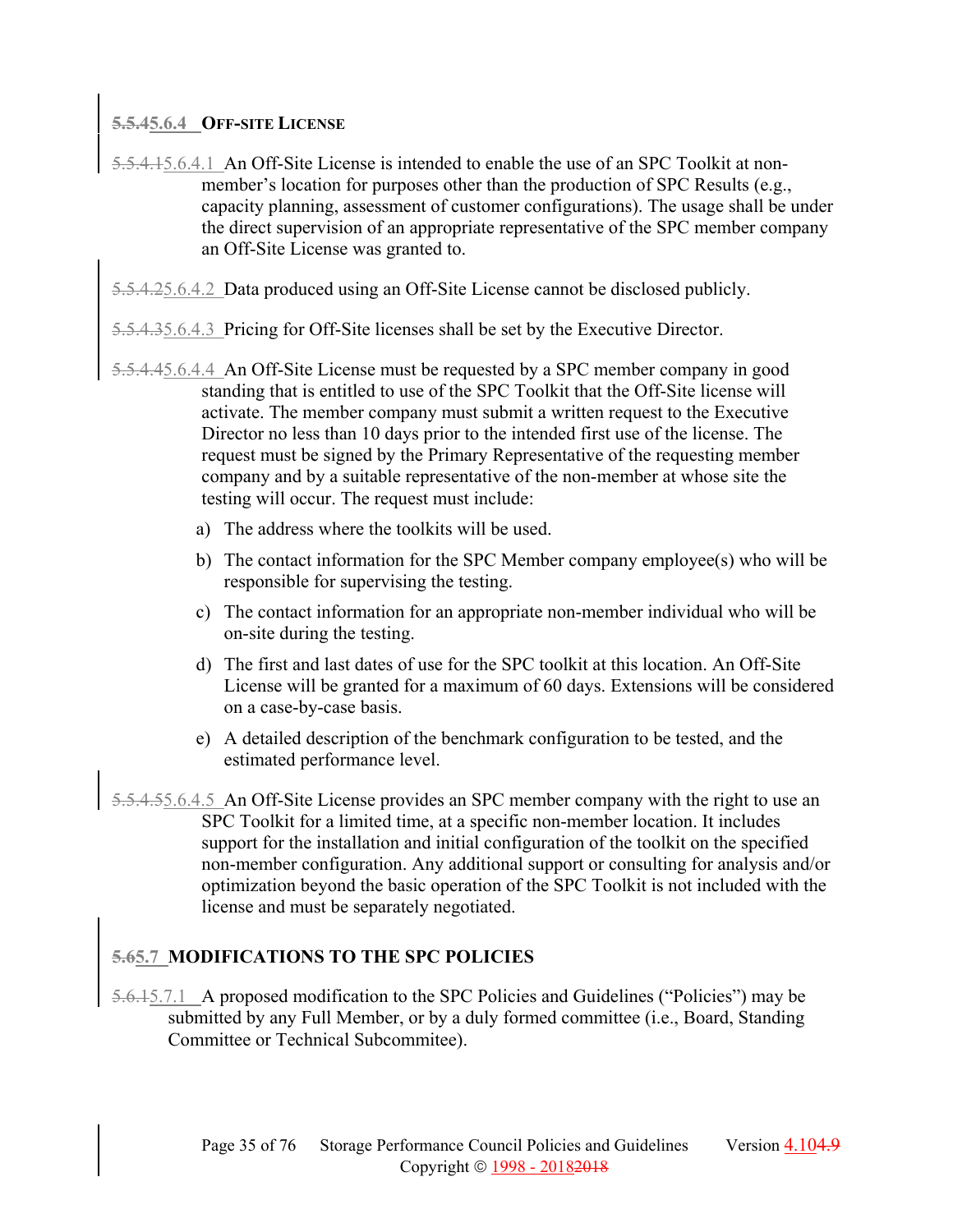### 5.5.45.6.4 OFF-SITE LICENSE

5.5.4.15.6.4.1 An Off-Site License is intended to enable the use of an SPC Toolkit at non-member's location for purposes other than the production of SPC Results (e.g., capacity planning, assessment of customer configurations). The usage shall be under the direct supervision of an appropriate representative of the SPC member company an Off-Site License was granted to.

5.5.4.25.6.4.2 Data produced using an Off-Site License cannot be disclosed publicly.

5.5.4.35.6.4.3 Pricing for Off-Site licenses shall be set by the Executive Director.

5.5.4.45.6.4.4 An Off-Site License must be requested by a SPC member company in good standing that is entitled to use of the SPC Toolkit that the Off-Site license will activate. The member company must submit a written request to the Executive Director no less than 10 days prior to the intended first use of the license. The request must be signed by the Primary Representative of the requesting member company and by a suitable representative of the non-member at whose site the testing will occur. The request must include:

a) The address where the toolkits will be used.

b) The contact information for the SPC Member company employee(s) who will be responsible for supervising the testing.

c) The contact information for an appropriate non-member individual who will be on-site during the testing.

d) The first and last dates of use for the SPC toolkit at this location. An Off-Site License will be granted for a maximum of 60 days. Extensions will be considered on a case-by-case basis.

e) A detailed description of the benchmark configuration to be tested, and the estimated performance level.

5.5.4.55.6.4.5 An Off-Site License provides an SPC member company with the right to use an SPC Toolkit for a limited time, at a specific non-member location. It includes support for the installation and initial configuration of the toolkit on the specified non-member configuration. Any additional support or consulting for analysis and/or optimization beyond the basic operation of the SPC Toolkit is not included with the license and must be separately negotiated.

## 5.65.7 MODIFICATIONS TO THE SPC POLICIES

5.6.15.7.1 A proposed modification to the SPC Policies and Guidelines ("Policies") may be submitted by any Full Member, or by a duly formed committee (i.e., Board, Standing Committee or Technical Subcommitee).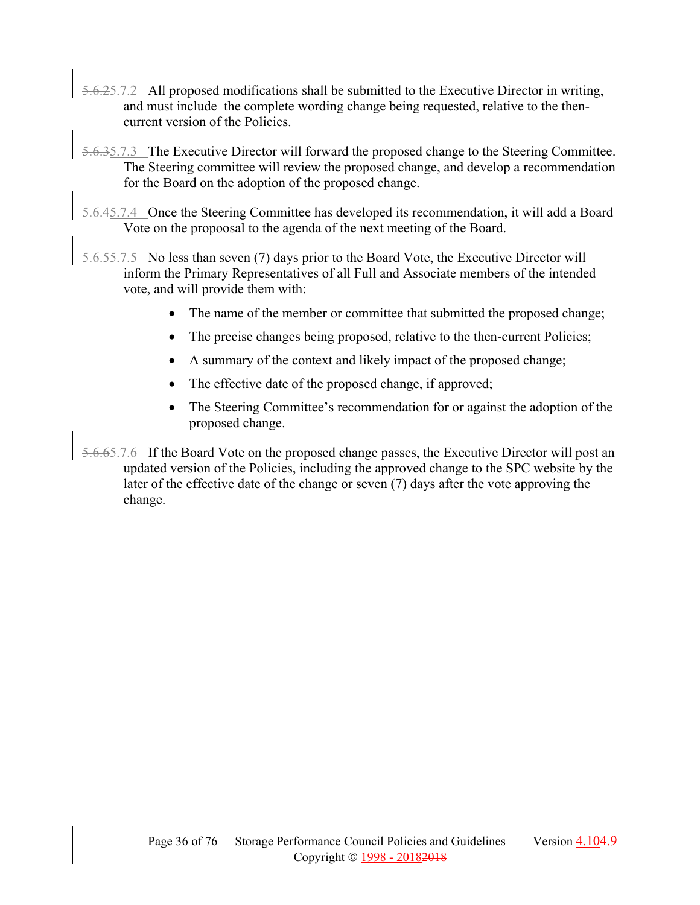5.7.2 All proposed modifications shall be submitted to the Executive Director in writing, and must include the complete wording change being requested, relative to the then-current version of the Policies.

5.7.3 The Executive Director will forward the proposed change to the Steering Committee. The Steering committee will review the proposed change, and develop a recommendation for the Board on the adoption of the proposed change.

5.7.4 Once the Steering Committee has developed its recommendation, it will add a Board Vote on the propoosal to the agenda of the next meeting of the Board.

5.7.5 No less than seven (7) days prior to the Board Vote, the Executive Director will inform the Primary Representatives of all Full and Associate members of the intended vote, and will provide them with:

- The name of the member or committee that submitted the proposed change;
- The precise changes being proposed, relative to the then-current Policies;
- A summary of the context and likely impact of the proposed change;
- The effective date of the proposed change, if approved;
- The Steering Committee's recommendation for or against the adoption of the proposed change.

5.7.6 If the Board Vote on the proposed change passes, the Executive Director will post an updated version of the Policies, including the approved change to the SPC website by the later of the effective date of the change or seven (7) days after the vote approving the change.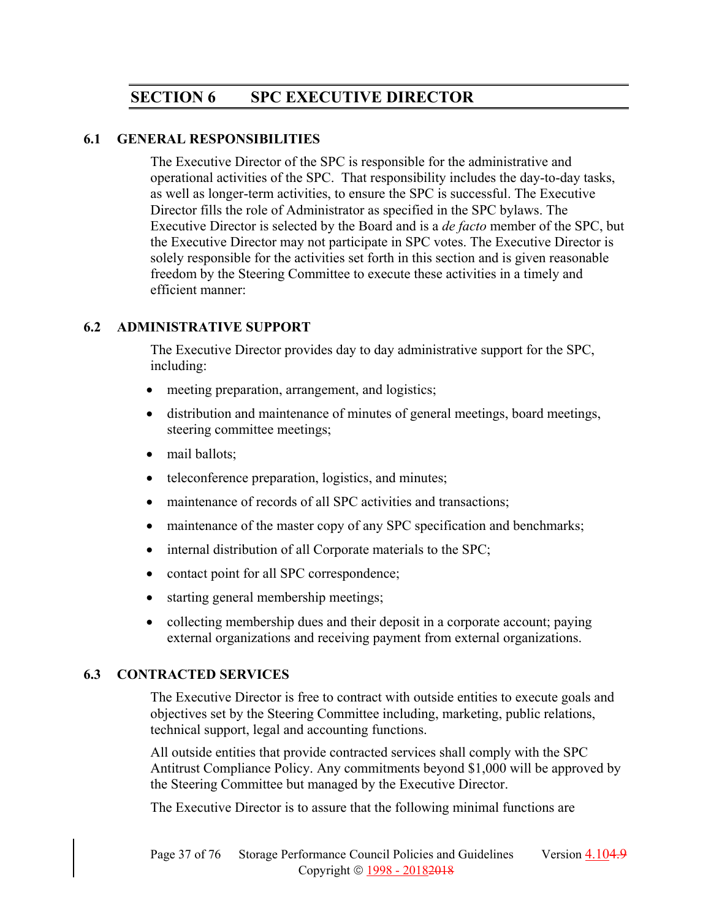# SECTION 6 SPC EXECUTIVE DIRECTOR

## 6.1 GENERAL RESPONSIBILITIES

The Executive Director of the SPC is responsible for the administrative and operational activities of the SPC. That responsibility includes the day-to-day tasks, as well as longer-term activities, to ensure the SPC is successful. The Executive Director fills the role of Administrator as specified in the SPC bylaws. The Executive Director is selected by the Board and is a *de facto* member of the SPC, but the Executive Director may not participate in SPC votes. The Executive Director is solely responsible for the activities set forth in this section and is given reasonable freedom by the Steering Committee to execute these activities in a timely and efficient manner:

## 6.2 ADMINISTRATIVE SUPPORT

The Executive Director provides day to day administrative support for the SPC, including:

- meeting preparation, arrangement, and logistics;
- distribution and maintenance of minutes of general meetings, board meetings, steering committee meetings;
- mail ballots;
- teleconference preparation, logistics, and minutes;
- maintenance of records of all SPC activities and transactions;
- maintenance of the master copy of any SPC specification and benchmarks;
- internal distribution of all Corporate materials to the SPC;
- contact point for all SPC correspondence;
- starting general membership meetings;
- collecting membership dues and their deposit in a corporate account; paying external organizations and receiving payment from external organizations.

## 6.3 CONTRACTED SERVICES

The Executive Director is free to contract with outside entities to execute goals and objectives set by the Steering Committee including, marketing, public relations, technical support, legal and accounting functions.

All outside entities that provide contracted services shall comply with the SPC Antitrust Compliance Policy. Any commitments beyond $1,000 will be approved by the Steering Committee but managed by the Executive Director.

The Executive Director is to assure that the following minimal functions are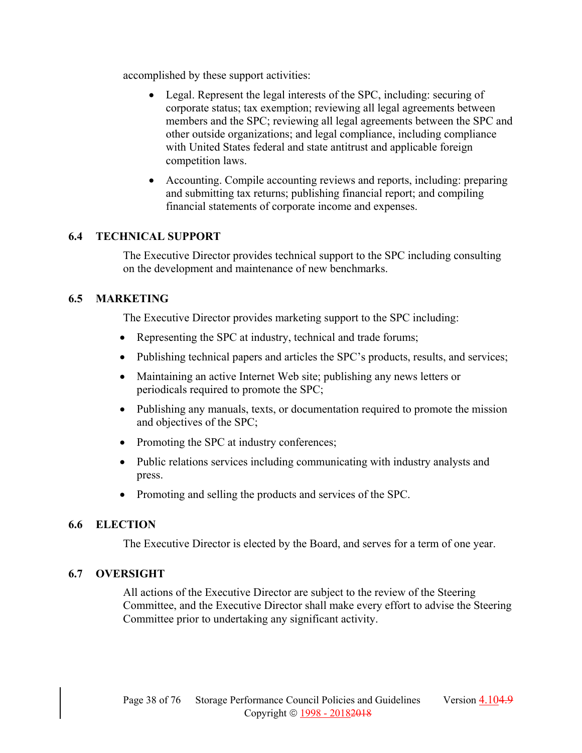accomplished by these support activities:

- Legal. Represent the legal interests of the SPC, including: securing of corporate status; tax exemption; reviewing all legal agreements between members and the SPC; reviewing all legal agreements between the SPC and other outside organizations; and legal compliance, including compliance with United States federal and state antitrust and applicable foreign competition laws.
- Accounting. Compile accounting reviews and reports, including: preparing and submitting tax returns; publishing financial report; and compiling financial statements of corporate income and expenses.

### 6.4 TECHNICAL SUPPORT

The Executive Director provides technical support to the SPC including consulting on the development and maintenance of new benchmarks.

### 6.5 MARKETING

The Executive Director provides marketing support to the SPC including:

- Representing the SPC at industry, technical and trade forums;
- Publishing technical papers and articles the SPC's products, results, and services;
- Maintaining an active Internet Web site; publishing any news letters or periodicals required to promote the SPC;
- Publishing any manuals, texts, or documentation required to promote the mission and objectives of the SPC;
- Promoting the SPC at industry conferences;
- Public relations services including communicating with industry analysts and press.
- Promoting and selling the products and services of the SPC.

### 6.6 ELECTION

The Executive Director is elected by the Board, and serves for a term of one year.

### 6.7 OVERSIGHT

All actions of the Executive Director are subject to the review of the Steering Committee, and the Executive Director shall make every effort to advise the Steering Committee prior to undertaking any significant activity.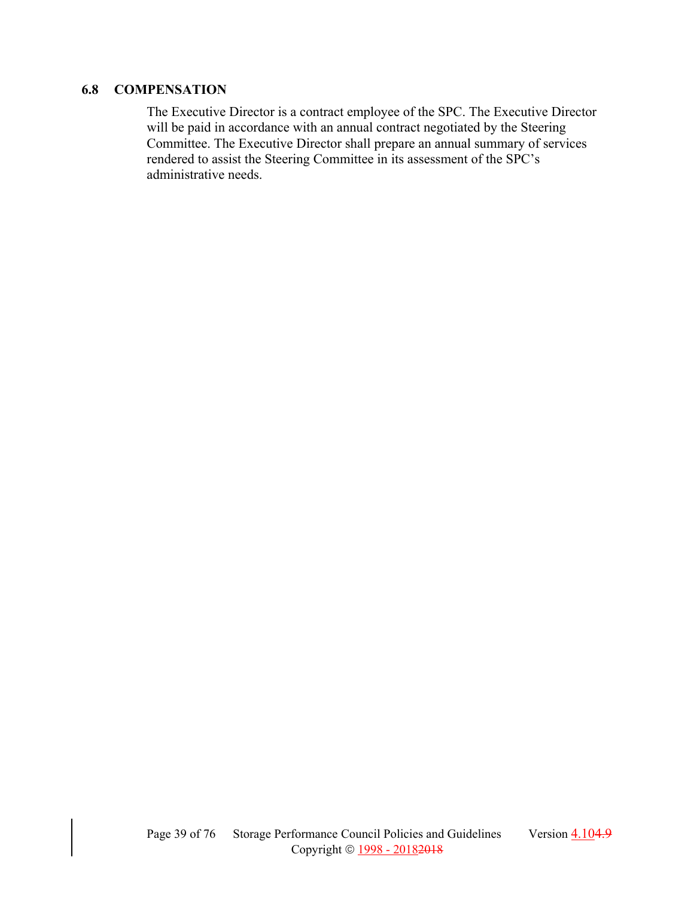### 6.8 COMPENSATION

The Executive Director is a contract employee of the SPC. The Executive Director will be paid in accordance with an annual contract negotiated by the Steering Committee. The Executive Director shall prepare an annual summary of services rendered to assist the Steering Committee in its assessment of the SPC's administrative needs.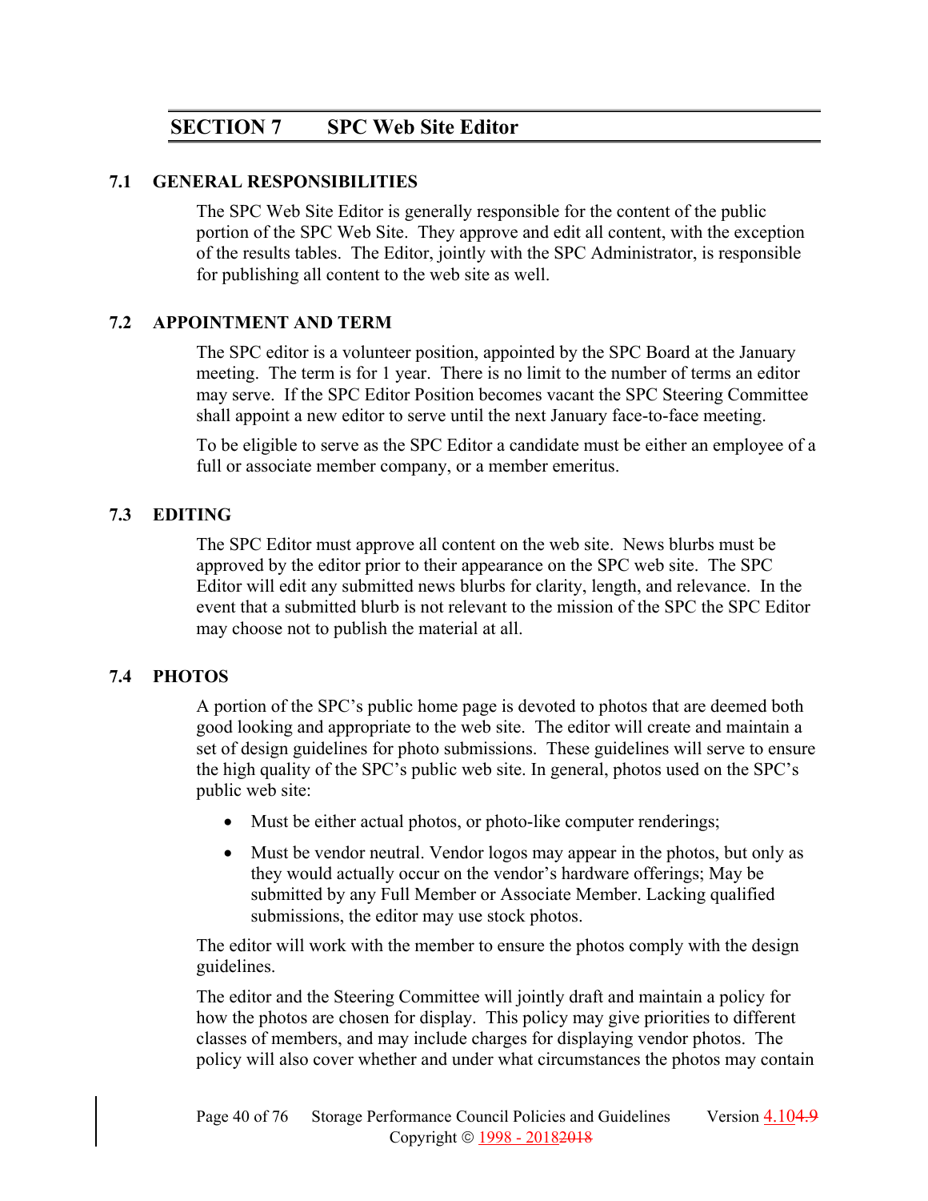# SECTION 7 SPC Web Site Editor

## 7.1 GENERAL RESPONSIBILITIES

The SPC Web Site Editor is generally responsible for the content of the public portion of the SPC Web Site. They approve and edit all content, with the exception of the results tables. The Editor, jointly with the SPC Administrator, is responsible for publishing all content to the web site as well.

## 7.2 APPOINTMENT AND TERM

The SPC editor is a volunteer position, appointed by the SPC Board at the January meeting. The term is for 1 year. There is no limit to the number of terms an editor may serve. If the SPC Editor Position becomes vacant the SPC Steering Committee shall appoint a new editor to serve until the next January face-to-face meeting.

To be eligible to serve as the SPC Editor a candidate must be either an employee of a full or associate member company, or a member emeritus.

## 7.3 EDITING

The SPC Editor must approve all content on the web site. News blurbs must be approved by the editor prior to their appearance on the SPC web site. The SPC Editor will edit any submitted news blurbs for clarity, length, and relevance. In the event that a submitted blurb is not relevant to the mission of the SPC the SPC Editor may choose not to publish the material at all.

## 7.4 PHOTOS

A portion of the SPC's public home page is devoted to photos that are deemed both good looking and appropriate to the web site. The editor will create and maintain a set of design guidelines for photo submissions. These guidelines will serve to ensure the high quality of the SPC's public web site. In general, photos used on the SPC's public web site:

- Must be either actual photos, or photo-like computer renderings;
- Must be vendor neutral. Vendor logos may appear in the photos, but only as they would actually occur on the vendor's hardware offerings; May be submitted by any Full Member or Associate Member. Lacking qualified submissions, the editor may use stock photos.

The editor will work with the member to ensure the photos comply with the design guidelines.

The editor and the Steering Committee will jointly draft and maintain a policy for how the photos are chosen for display. This policy may give priorities to different classes of members, and may include charges for displaying vendor photos. The policy will also cover whether and under what circumstances the photos may contain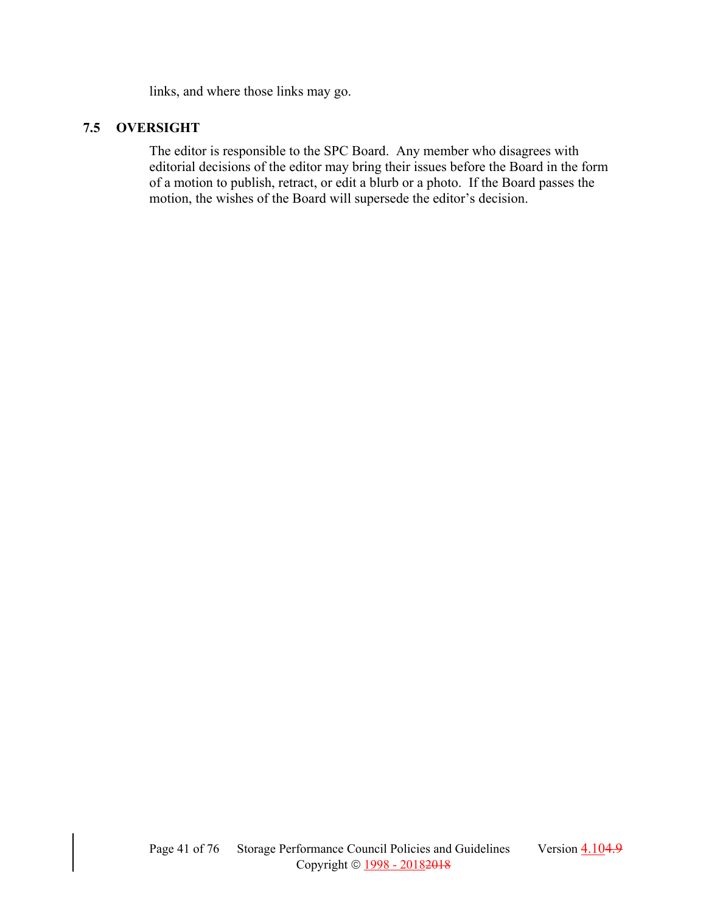links, and where those links may go.

## 7.5 OVERSIGHT

The editor is responsible to the SPC Board. Any member who disagrees with editorial decisions of the editor may bring their issues before the Board in the form of a motion to publish, retract, or edit a blurb or a photo. If the Board passes the motion, the wishes of the Board will supersede the editor's decision.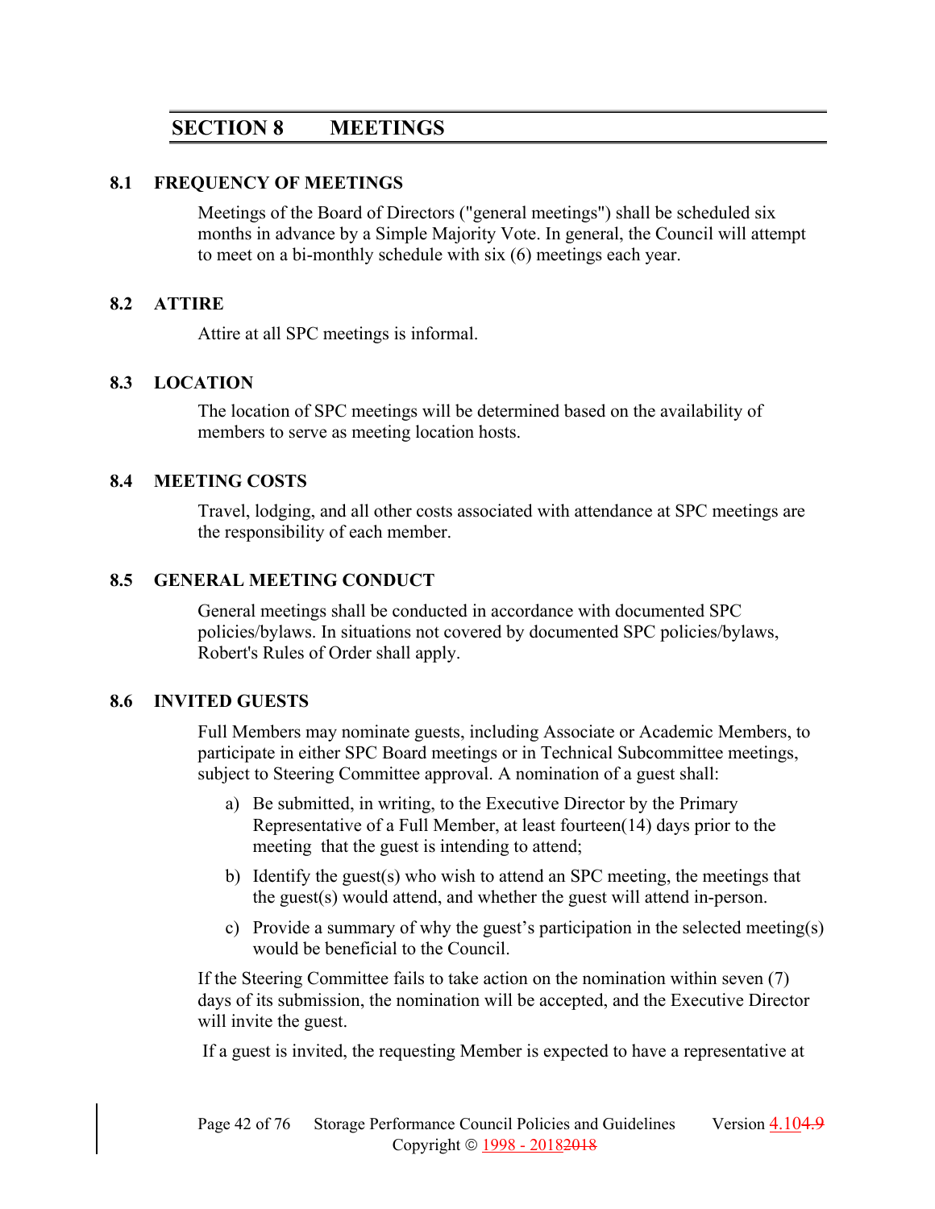## SECTION 8 MEETINGS

### 8.1 FREQUENCY OF MEETINGS

Meetings of the Board of Directors ("general meetings") shall be scheduled six months in advance by a Simple Majority Vote. In general, the Council will attempt to meet on a bi-monthly schedule with six (6) meetings each year.

### 8.2 ATTIRE

Attire at all SPC meetings is informal.

### 8.3 LOCATION

The location of SPC meetings will be determined based on the availability of members to serve as meeting location hosts.

### 8.4 MEETING COSTS

Travel, lodging, and all other costs associated with attendance at SPC meetings are the responsibility of each member.

### 8.5 GENERAL MEETING CONDUCT

General meetings shall be conducted in accordance with documented SPC policies/bylaws. In situations not covered by documented SPC policies/bylaws, Robert's Rules of Order shall apply.

### 8.6 INVITED GUESTS

Full Members may nominate guests, including Associate or Academic Members, to participate in either SPC Board meetings or in Technical Subcommittee meetings, subject to Steering Committee approval. A nomination of a guest shall:

a) Be submitted, in writing, to the Executive Director by the Primary Representative of a Full Member, at least fourteen(14) days prior to the meeting  that the guest is intending to attend;

b) Identify the guest(s) who wish to attend an SPC meeting, the meetings that the guest(s) would attend, and whether the guest will attend in-person.

c) Provide a summary of why the guest's participation in the selected meeting(s) would be beneficial to the Council.

If the Steering Committee fails to take action on the nomination within seven (7) days of its submission, the nomination will be accepted, and the Executive Director will invite the guest.

If a guest is invited, the requesting Member is expected to have a representative at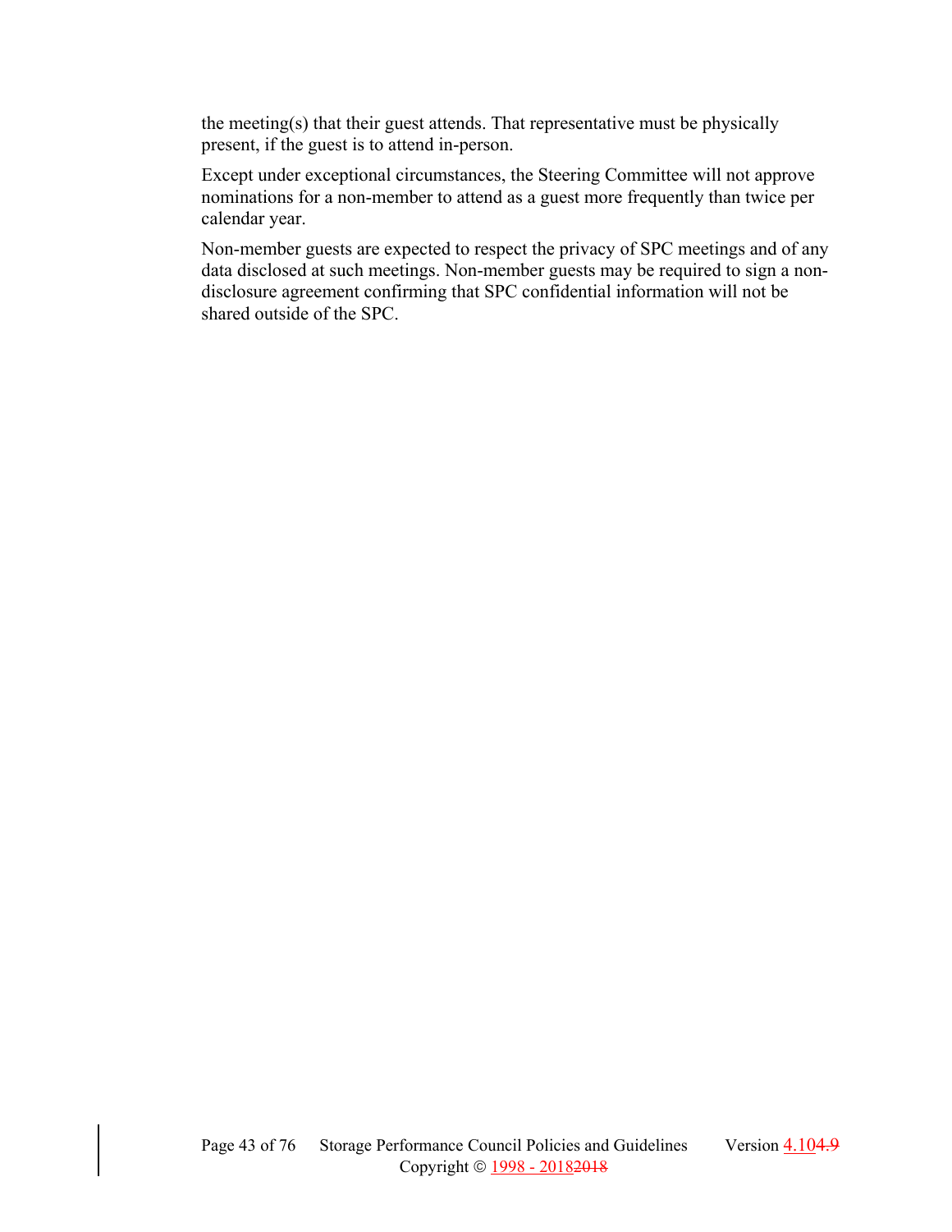the meeting(s) that their guest attends. That representative must be physically present, if the guest is to attend in-person.

Except under exceptional circumstances, the Steering Committee will not approve nominations for a non-member to attend as a guest more frequently than twice per calendar year.

Non-member guests are expected to respect the privacy of SPC meetings and of any data disclosed at such meetings. Non-member guests may be required to sign a non-disclosure agreement confirming that SPC confidential information will not be shared outside of the SPC.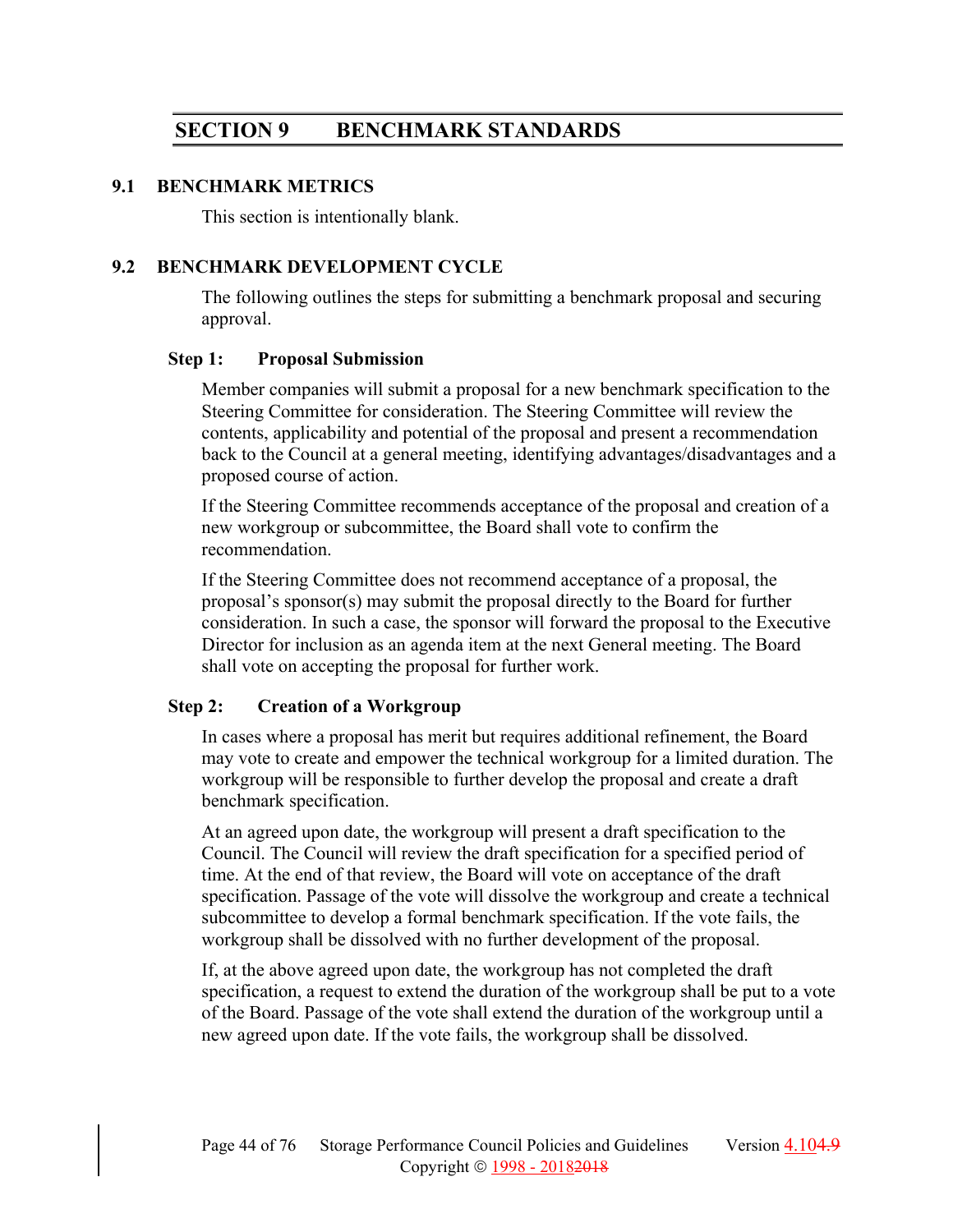# SECTION 9 BENCHMARK STANDARDS

## 9.1 BENCHMARK METRICS

This section is intentionally blank.

## 9.2 BENCHMARK DEVELOPMENT CYCLE

The following outlines the steps for submitting a benchmark proposal and securing approval.

### Step 1: Proposal Submission

Member companies will submit a proposal for a new benchmark specification to the Steering Committee for consideration. The Steering Committee will review the contents, applicability and potential of the proposal and present a recommendation back to the Council at a general meeting, identifying advantages/disadvantages and a proposed course of action.

If the Steering Committee recommends acceptance of the proposal and creation of a new workgroup or subcommittee, the Board shall vote to confirm the recommendation.

If the Steering Committee does not recommend acceptance of a proposal, the proposal's sponsor(s) may submit the proposal directly to the Board for further consideration. In such a case, the sponsor will forward the proposal to the Executive Director for inclusion as an agenda item at the next General meeting. The Board shall vote on accepting the proposal for further work.

### Step 2: Creation of a Workgroup

In cases where a proposal has merit but requires additional refinement, the Board may vote to create and empower the technical workgroup for a limited duration. The workgroup will be responsible to further develop the proposal and create a draft benchmark specification.

At an agreed upon date, the workgroup will present a draft specification to the Council. The Council will review the draft specification for a specified period of time. At the end of that review, the Board will vote on acceptance of the draft specification. Passage of the vote will dissolve the workgroup and create a technical subcommittee to develop a formal benchmark specification. If the vote fails, the workgroup shall be dissolved with no further development of the proposal.

If, at the above agreed upon date, the workgroup has not completed the draft specification, a request to extend the duration of the workgroup shall be put to a vote of the Board. Passage of the vote shall extend the duration of the workgroup until a new agreed upon date. If the vote fails, the workgroup shall be dissolved.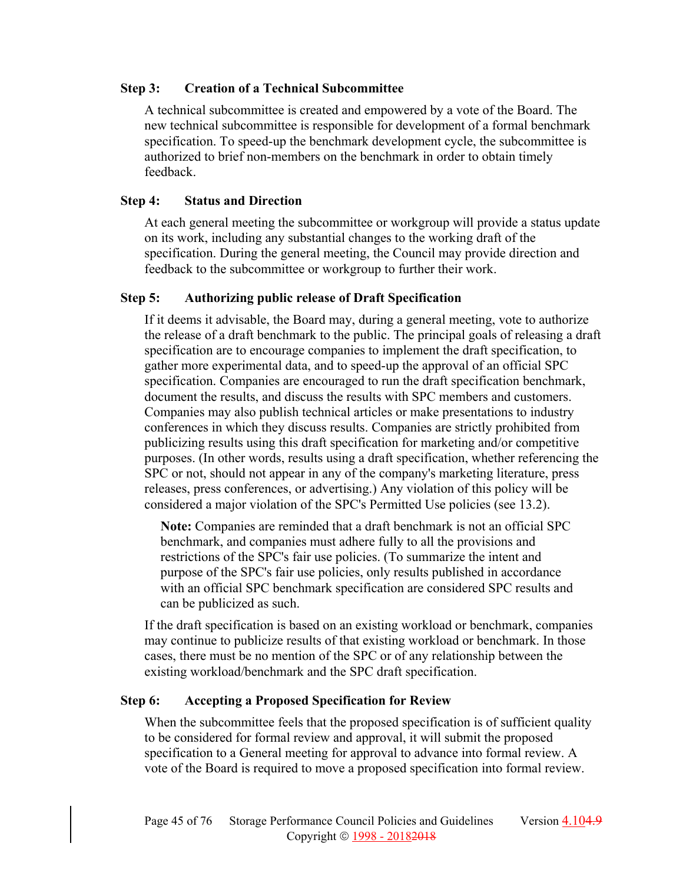**Step 3: Creation of a Technical Subcommittee**

A technical subcommittee is created and empowered by a vote of the Board. The new technical subcommittee is responsible for development of a formal benchmark specification. To speed-up the benchmark development cycle, the subcommittee is authorized to brief non-members on the benchmark in order to obtain timely feedback.

**Step 4: Status and Direction**

At each general meeting the subcommittee or workgroup will provide a status update on its work, including any substantial changes to the working draft of the specification. During the general meeting, the Council may provide direction and feedback to the subcommittee or workgroup to further their work.

**Step 5: Authorizing public release of Draft Specification**

If it deems it advisable, the Board may, during a general meeting, vote to authorize the release of a draft benchmark to the public. The principal goals of releasing a draft specification are to encourage companies to implement the draft specification, to gather more experimental data, and to speed-up the approval of an official SPC specification. Companies are encouraged to run the draft specification benchmark, document the results, and discuss the results with SPC members and customers. Companies may also publish technical articles or make presentations to industry conferences in which they discuss results. Companies are strictly prohibited from publicizing results using this draft specification for marketing and/or competitive purposes. (In other words, results using a draft specification, whether referencing the SPC or not, should not appear in any of the company's marketing literature, press releases, press conferences, or advertising.) Any violation of this policy will be considered a major violation of the SPC's Permitted Use policies (see 13.2).

> **Note:** Companies are reminded that a draft benchmark is not an official SPC benchmark, and companies must adhere fully to all the provisions and restrictions of the SPC's fair use policies. (To summarize the intent and purpose of the SPC's fair use policies, only results published in accordance with an official SPC benchmark specification are considered SPC results and can be publicized as such.

If the draft specification is based on an existing workload or benchmark, companies may continue to publicize results of that existing workload or benchmark. In those cases, there must be no mention of the SPC or of any relationship between the existing workload/benchmark and the SPC draft specification.

**Step 6: Accepting a Proposed Specification for Review**

When the subcommittee feels that the proposed specification is of sufficient quality to be considered for formal review and approval, it will submit the proposed specification to a General meeting for approval to advance into formal review. A vote of the Board is required to move a proposed specification into formal review.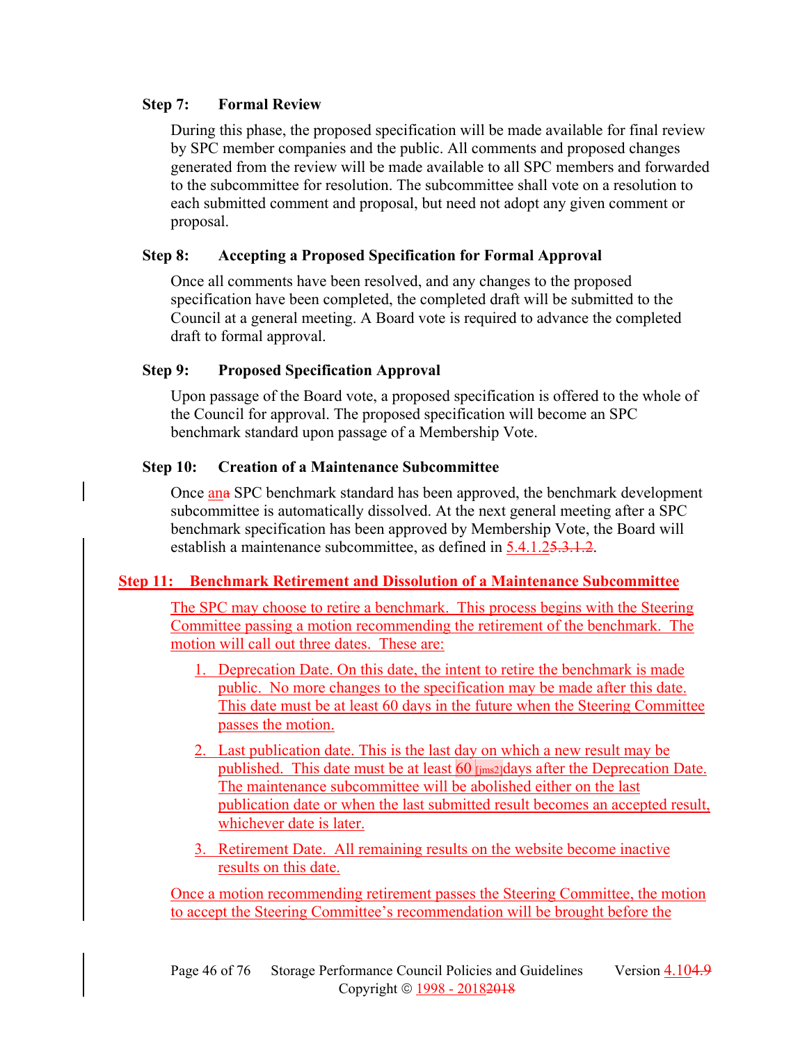### Step 7: Formal Review

During this phase, the proposed specification will be made available for final review by SPC member companies and the public. All comments and proposed changes generated from the review will be made available to all SPC members and forwarded to the subcommittee for resolution. The subcommittee shall vote on a resolution to each submitted comment and proposal, but need not adopt any given comment or proposal.

### Step 8: Accepting a Proposed Specification for Formal Approval

Once all comments have been resolved, and any changes to the proposed specification have been completed, the completed draft will be submitted to the Council at a general meeting. A Board vote is required to advance the completed draft to formal approval.

### Step 9: Proposed Specification Approval

Upon passage of the Board vote, a proposed specification is offered to the whole of the Council for approval. The proposed specification will become an SPC benchmark standard upon passage of a Membership Vote.

### Step 10: Creation of a Maintenance Subcommittee

Once ana SPC benchmark standard has been approved, the benchmark development subcommittee is automatically dissolved. At the next general meeting after a SPC benchmark specification has been approved by Membership Vote, the Board will establish a maintenance subcommittee, as defined in 5.4.1.25.3.1.2.

### Step 11: Benchmark Retirement and Dissolution of a Maintenance Subcommittee

The SPC may choose to retire a benchmark. This process begins with the Steering Committee passing a motion recommending the retirement of the benchmark. The motion will call out three dates. These are:

1. Deprecation Date. On this date, the intent to retire the benchmark is made public. No more changes to the specification may be made after this date. This date must be at least 60 days in the future when the Steering Committee passes the motion.
2. Last publication date. This is the last day on which a new result may be published. This date must be at least 60 [jms2]days after the Deprecation Date. The maintenance subcommittee will be abolished either on the last publication date or when the last submitted result becomes an accepted result, whichever date is later.
3. Retirement Date. All remaining results on the website become inactive results on this date.

Once a motion recommending retirement passes the Steering Committee, the motion to accept the Steering Committee's recommendation will be brought before the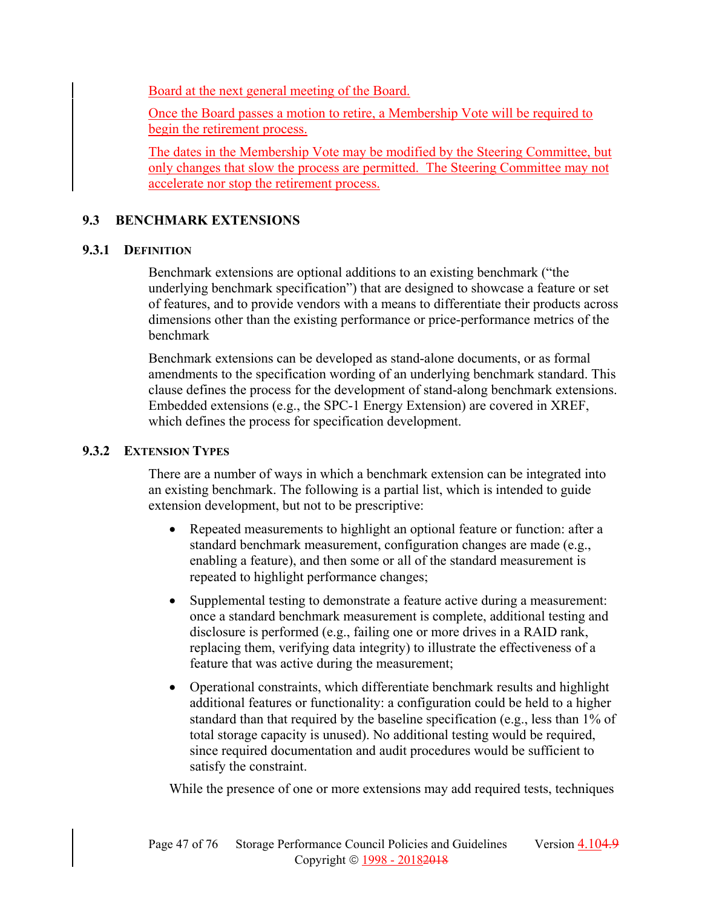Board at the next general meeting of the Board.

Once the Board passes a motion to retire, a Membership Vote will be required to begin the retirement process.

The dates in the Membership Vote may be modified by the Steering Committee, but only changes that slow the process are permitted. The Steering Committee may not accelerate nor stop the retirement process.

## 9.3 BENCHMARK EXTENSIONS

### 9.3.1 DEFINITION

Benchmark extensions are optional additions to an existing benchmark ("the underlying benchmark specification") that are designed to showcase a feature or set of features, and to provide vendors with a means to differentiate their products across dimensions other than the existing performance or price-performance metrics of the benchmark

Benchmark extensions can be developed as stand-alone documents, or as formal amendments to the specification wording of an underlying benchmark standard. This clause defines the process for the development of stand-along benchmark extensions. Embedded extensions (e.g., the SPC-1 Energy Extension) are covered in XREF, which defines the process for specification development.

### 9.3.2 EXTENSION TYPES

There are a number of ways in which a benchmark extension can be integrated into an existing benchmark. The following is a partial list, which is intended to guide extension development, but not to be prescriptive:

- Repeated measurements to highlight an optional feature or function: after a standard benchmark measurement, configuration changes are made (e.g., enabling a feature), and then some or all of the standard measurement is repeated to highlight performance changes;
- Supplemental testing to demonstrate a feature active during a measurement: once a standard benchmark measurement is complete, additional testing and disclosure is performed (e.g., failing one or more drives in a RAID rank, replacing them, verifying data integrity) to illustrate the effectiveness of a feature that was active during the measurement;
- Operational constraints, which differentiate benchmark results and highlight additional features or functionality: a configuration could be held to a higher standard than that required by the baseline specification (e.g., less than 1% of total storage capacity is unused). No additional testing would be required, since required documentation and audit procedures would be sufficient to satisfy the constraint.

While the presence of one or more extensions may add required tests, techniques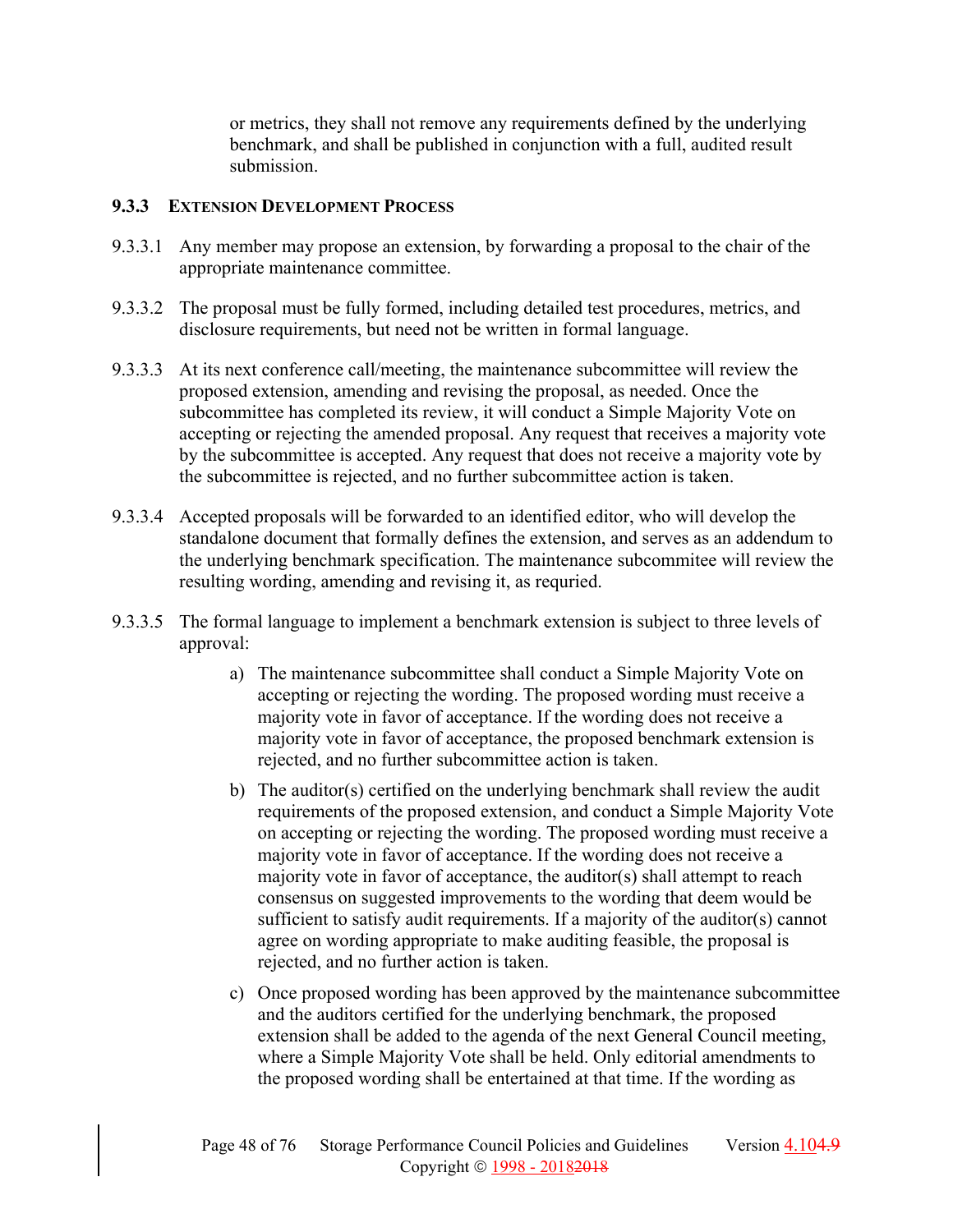or metrics, they shall not remove any requirements defined by the underlying benchmark, and shall be published in conjunction with a full, audited result submission.

### 9.3.3 Extension Development Process

9.3.3.1 Any member may propose an extension, by forwarding a proposal to the chair of the appropriate maintenance committee.

9.3.3.2 The proposal must be fully formed, including detailed test procedures, metrics, and disclosure requirements, but need not be written in formal language.

9.3.3.3 At its next conference call/meeting, the maintenance subcommittee will review the proposed extension, amending and revising the proposal, as needed. Once the subcommittee has completed its review, it will conduct a Simple Majority Vote on accepting or rejecting the amended proposal. Any request that receives a majority vote by the subcommittee is accepted. Any request that does not receive a majority vote by the subcommittee is rejected, and no further subcommittee action is taken.

9.3.3.4 Accepted proposals will be forwarded to an identified editor, who will develop the standalone document that formally defines the extension, and serves as an addendum to the underlying benchmark specification. The maintenance subcommitee will review the resulting wording, amending and revising it, as requried.

9.3.3.5 The formal language to implement a benchmark extension is subject to three levels of approval:

a) The maintenance subcommittee shall conduct a Simple Majority Vote on accepting or rejecting the wording. The proposed wording must receive a majority vote in favor of acceptance. If the wording does not receive a majority vote in favor of acceptance, the proposed benchmark extension is rejected, and no further subcommittee action is taken.

b) The auditor(s) certified on the underlying benchmark shall review the audit requirements of the proposed extension, and conduct a Simple Majority Vote on accepting or rejecting the wording. The proposed wording must receive a majority vote in favor of acceptance. If the wording does not receive a majority vote in favor of acceptance, the auditor(s) shall attempt to reach consensus on suggested improvements to the wording that deem would be sufficient to satisfy audit requirements. If a majority of the auditor(s) cannot agree on wording appropriate to make auditing feasible, the proposal is rejected, and no further action is taken.

c) Once proposed wording has been approved by the maintenance subcommittee and the auditors certified for the underlying benchmark, the proposed extension shall be added to the agenda of the next General Council meeting, where a Simple Majority Vote shall be held. Only editorial amendments to the proposed wording shall be entertained at that time. If the wording as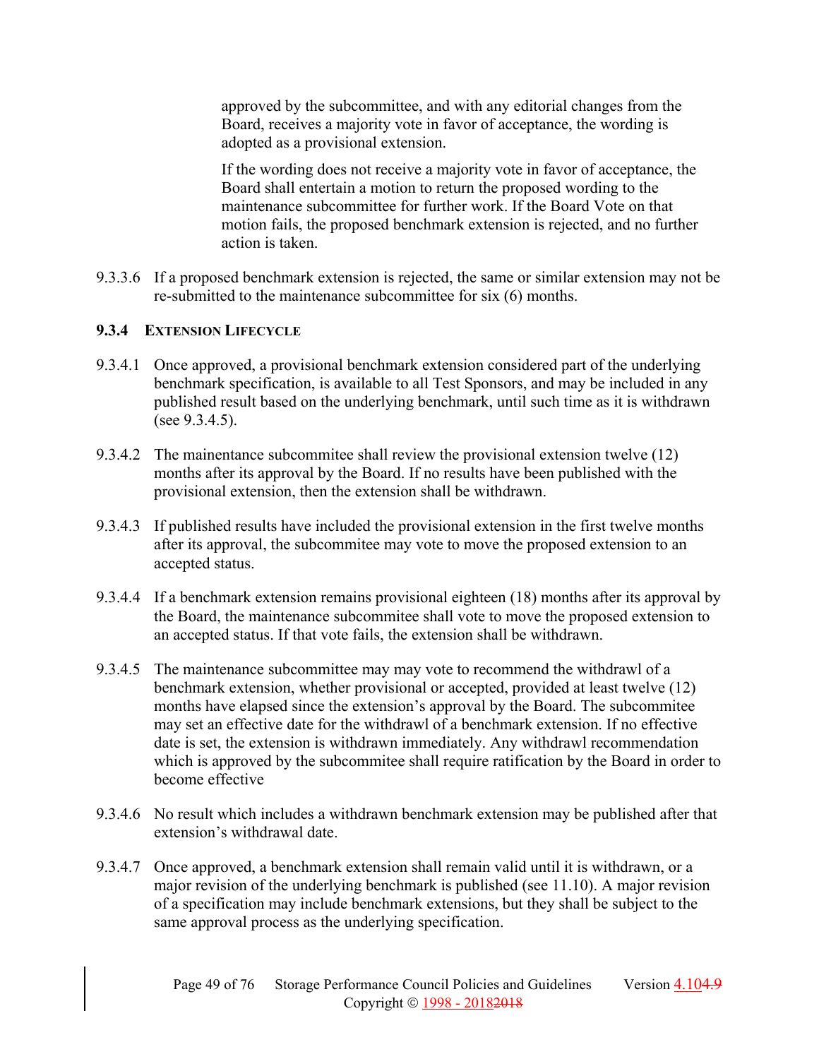approved by the subcommittee, and with any editorial changes from the Board, receives a majority vote in favor of acceptance, the wording is adopted as a provisional extension.

If the wording does not receive a majority vote in favor of acceptance, the Board shall entertain a motion to return the proposed wording to the maintenance subcommittee for further work. If the Board Vote on that motion fails, the proposed benchmark extension is rejected, and no further action is taken.

9.3.3.6 If a proposed benchmark extension is rejected, the same or similar extension may not be re-submitted to the maintenance subcommittee for six (6) months.

### 9.3.4 Extension Lifecycle

9.3.4.1 Once approved, a provisional benchmark extension considered part of the underlying benchmark specification, is available to all Test Sponsors, and may be included in any published result based on the underlying benchmark, until such time as it is withdrawn (see 9.3.4.5).

9.3.4.2 The mainentance subcommitee shall review the provisional extension twelve (12) months after its approval by the Board. If no results have been published with the provisional extension, then the extension shall be withdrawn.

9.3.4.3 If published results have included the provisional extension in the first twelve months after its approval, the subcommitee may vote to move the proposed extension to an accepted status.

9.3.4.4 If a benchmark extension remains provisional eighteen (18) months after its approval by the Board, the maintenance subcommitee shall vote to move the proposed extension to an accepted status. If that vote fails, the extension shall be withdrawn.

9.3.4.5 The maintenance subcommittee may may vote to recommend the withdrawl of a benchmark extension, whether provisional or accepted, provided at least twelve (12) months have elapsed since the extension's approval by the Board. The subcommitee may set an effective date for the withdrawl of a benchmark extension. If no effective date is set, the extension is withdrawn immediately. Any withdrawl recommendation which is approved by the subcommitee shall require ratification by the Board in order to become effective

9.3.4.6 No result which includes a withdrawn benchmark extension may be published after that extension's withdrawal date.

9.3.4.7 Once approved, a benchmark extension shall remain valid until it is withdrawn, or a major revision of the underlying benchmark is published (see 11.10). A major revision of a specification may include benchmark extensions, but they shall be subject to the same approval process as the underlying specification.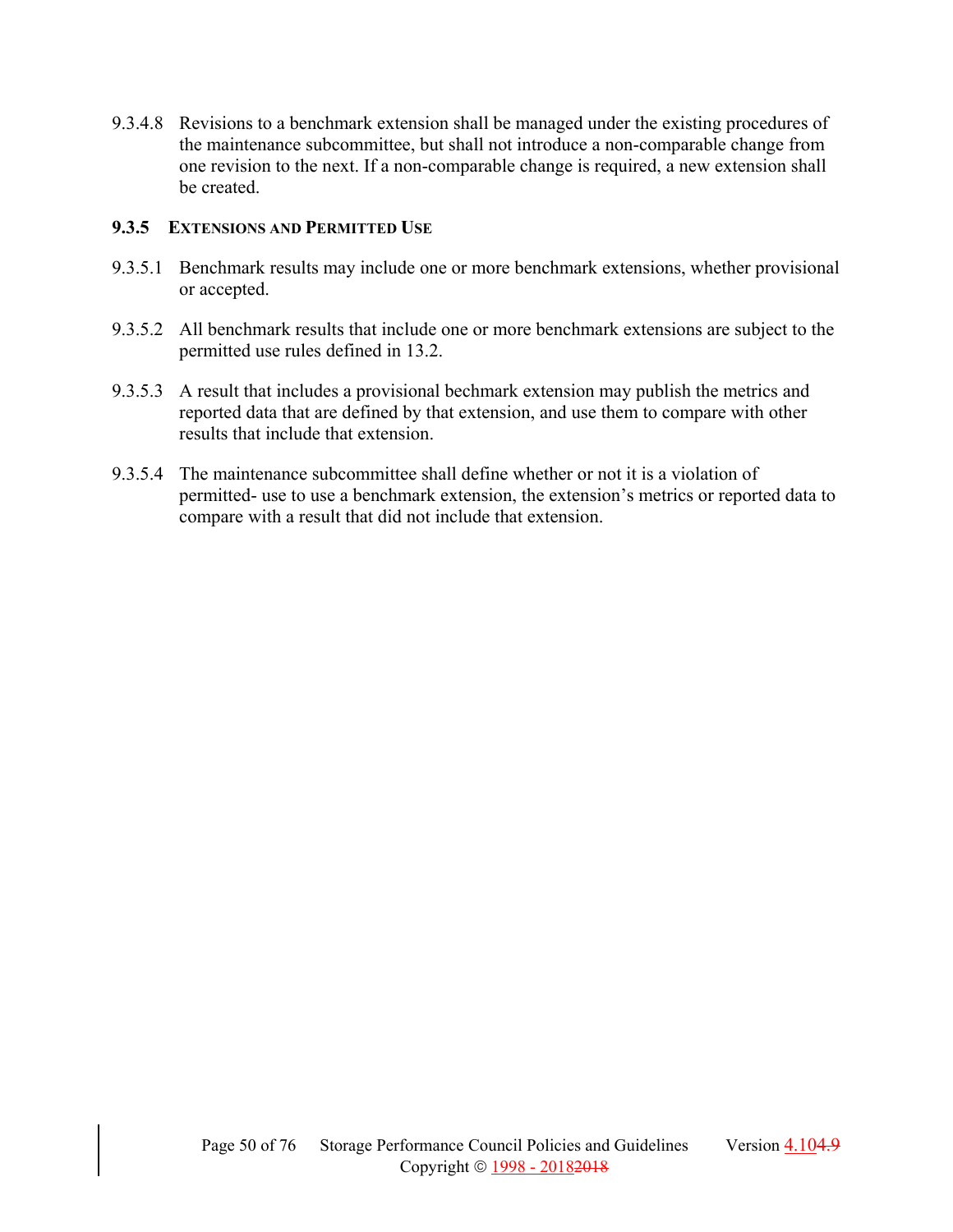9.3.4.8 Revisions to a benchmark extension shall be managed under the existing procedures of the maintenance subcommittee, but shall not introduce a non-comparable change from one revision to the next. If a non-comparable change is required, a new extension shall be created.

### 9.3.5 EXTENSIONS AND PERMITTED USE

9.3.5.1 Benchmark results may include one or more benchmark extensions, whether provisional or accepted.

9.3.5.2 All benchmark results that include one or more benchmark extensions are subject to the permitted use rules defined in 13.2.

9.3.5.3 A result that includes a provisional bechmark extension may publish the metrics and reported data that are defined by that extension, and use them to compare with other results that include that extension.

9.3.5.4 The maintenance subcommittee shall define whether or not it is a violation of permitted- use to use a benchmark extension, the extension's metrics or reported data to compare with a result that did not include that extension.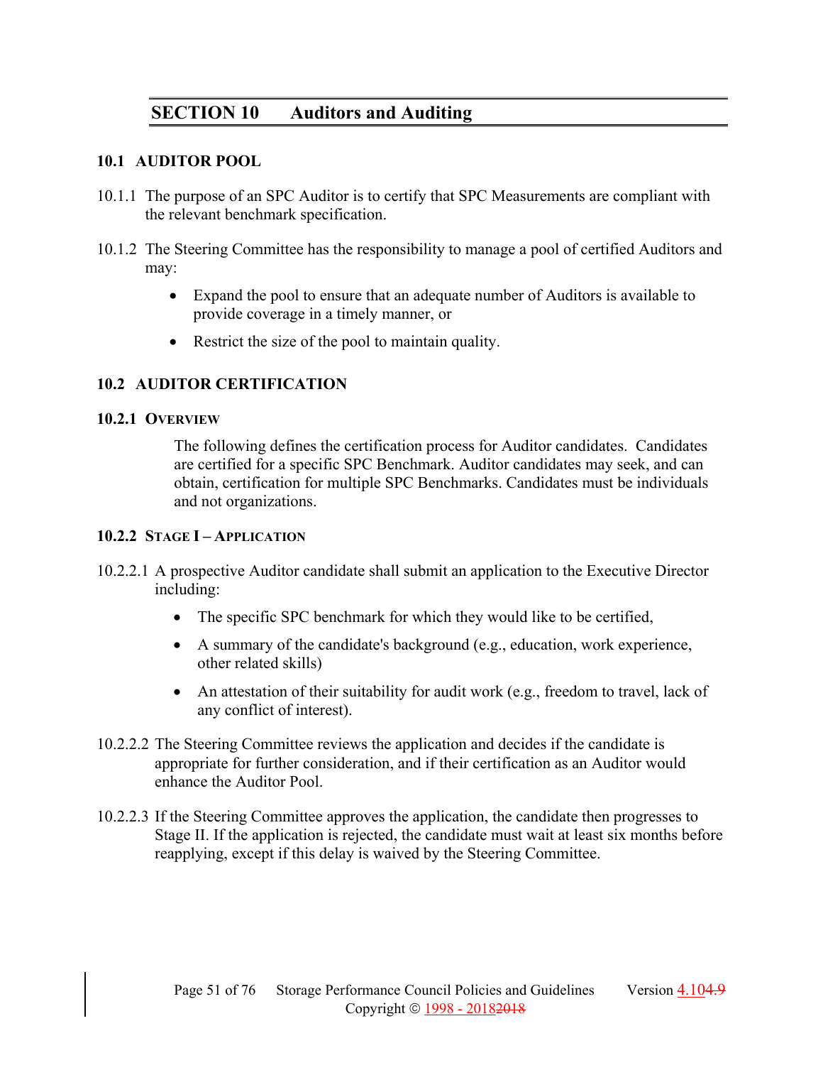# SECTION 10 Auditors and Auditing

## 10.1 AUDITOR POOL

10.1.1 The purpose of an SPC Auditor is to certify that SPC Measurements are compliant with the relevant benchmark specification.

10.1.2 The Steering Committee has the responsibility to manage a pool of certified Auditors and may:

- Expand the pool to ensure that an adequate number of Auditors is available to provide coverage in a timely manner, or
- Restrict the size of the pool to maintain quality.

## 10.2 AUDITOR CERTIFICATION

### 10.2.1 OVERVIEW

The following defines the certification process for Auditor candidates. Candidates are certified for a specific SPC Benchmark. Auditor candidates may seek, and can obtain, certification for multiple SPC Benchmarks. Candidates must be individuals and not organizations.

### 10.2.2 STAGE I – APPLICATION

10.2.2.1 A prospective Auditor candidate shall submit an application to the Executive Director including:

- The specific SPC benchmark for which they would like to be certified,
- A summary of the candidate's background (e.g., education, work experience, other related skills)
- An attestation of their suitability for audit work (e.g., freedom to travel, lack of any conflict of interest).

10.2.2.2 The Steering Committee reviews the application and decides if the candidate is appropriate for further consideration, and if their certification as an Auditor would enhance the Auditor Pool.

10.2.2.3 If the Steering Committee approves the application, the candidate then progresses to Stage II. If the application is rejected, the candidate must wait at least six months before reapplying, except if this delay is waived by the Steering Committee.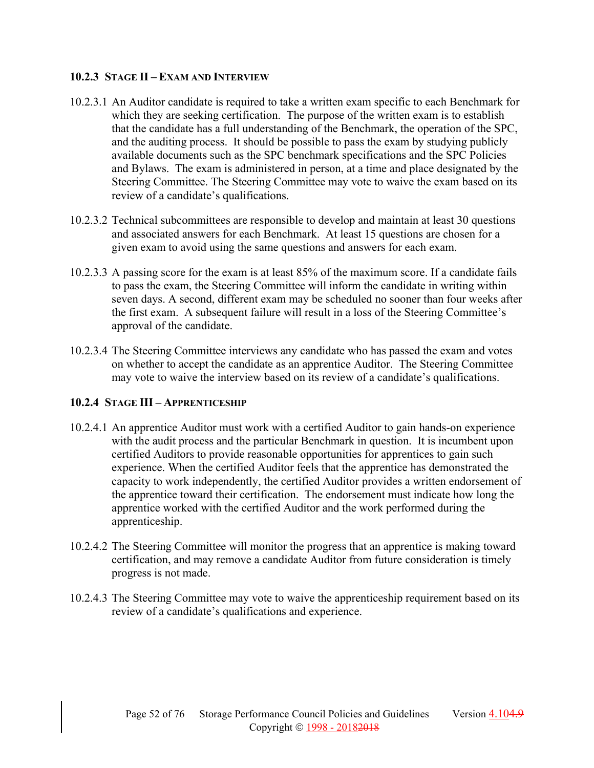### 10.2.3 Stage II – Exam and Interview

10.2.3.1 An Auditor candidate is required to take a written exam specific to each Benchmark for which they are seeking certification. The purpose of the written exam is to establish that the candidate has a full understanding of the Benchmark, the operation of the SPC, and the auditing process. It should be possible to pass the exam by studying publicly available documents such as the SPC benchmark specifications and the SPC Policies and Bylaws. The exam is administered in person, at a time and place designated by the Steering Committee. The Steering Committee may vote to waive the exam based on its review of a candidate's qualifications.

10.2.3.2 Technical subcommittees are responsible to develop and maintain at least 30 questions and associated answers for each Benchmark. At least 15 questions are chosen for a given exam to avoid using the same questions and answers for each exam.

10.2.3.3 A passing score for the exam is at least 85% of the maximum score. If a candidate fails to pass the exam, the Steering Committee will inform the candidate in writing within seven days. A second, different exam may be scheduled no sooner than four weeks after the first exam. A subsequent failure will result in a loss of the Steering Committee's approval of the candidate.

10.2.3.4 The Steering Committee interviews any candidate who has passed the exam and votes on whether to accept the candidate as an apprentice Auditor. The Steering Committee may vote to waive the interview based on its review of a candidate's qualifications.

### 10.2.4 Stage III – Apprenticeship

10.2.4.1 An apprentice Auditor must work with a certified Auditor to gain hands-on experience with the audit process and the particular Benchmark in question. It is incumbent upon certified Auditors to provide reasonable opportunities for apprentices to gain such experience. When the certified Auditor feels that the apprentice has demonstrated the capacity to work independently, the certified Auditor provides a written endorsement of the apprentice toward their certification. The endorsement must indicate how long the apprentice worked with the certified Auditor and the work performed during the apprenticeship.

10.2.4.2 The Steering Committee will monitor the progress that an apprentice is making toward certification, and may remove a candidate Auditor from future consideration is timely progress is not made.

10.2.4.3 The Steering Committee may vote to waive the apprenticeship requirement based on its review of a candidate's qualifications and experience.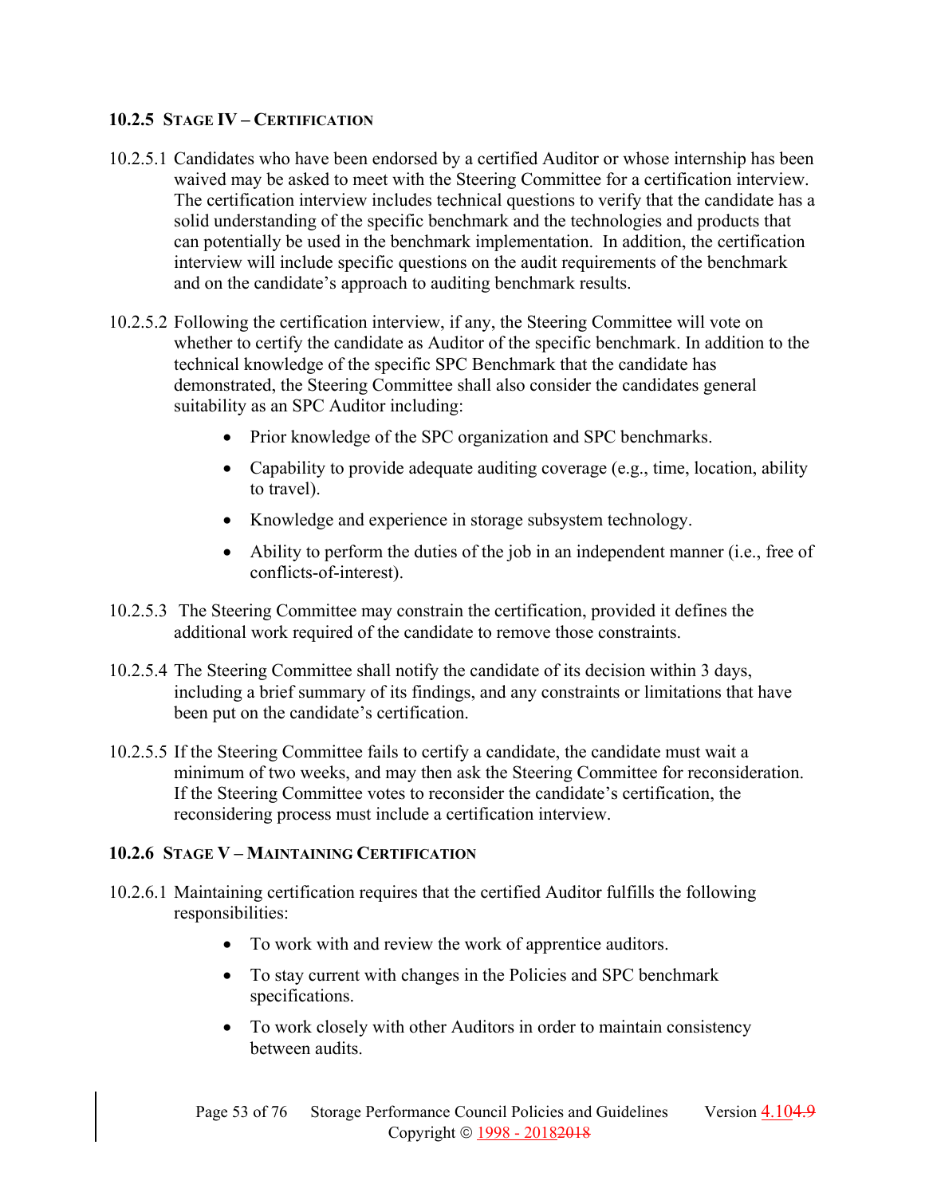### 10.2.5 Stage IV – Certification

10.2.5.1 Candidates who have been endorsed by a certified Auditor or whose internship has been waived may be asked to meet with the Steering Committee for a certification interview. The certification interview includes technical questions to verify that the candidate has a solid understanding of the specific benchmark and the technologies and products that can potentially be used in the benchmark implementation. In addition, the certification interview will include specific questions on the audit requirements of the benchmark and on the candidate's approach to auditing benchmark results.

10.2.5.2 Following the certification interview, if any, the Steering Committee will vote on whether to certify the candidate as Auditor of the specific benchmark. In addition to the technical knowledge of the specific SPC Benchmark that the candidate has demonstrated, the Steering Committee shall also consider the candidates general suitability as an SPC Auditor including:

- Prior knowledge of the SPC organization and SPC benchmarks.
- Capability to provide adequate auditing coverage (e.g., time, location, ability to travel).
- Knowledge and experience in storage subsystem technology.
- Ability to perform the duties of the job in an independent manner (i.e., free of conflicts-of-interest).

10.2.5.3 The Steering Committee may constrain the certification, provided it defines the additional work required of the candidate to remove those constraints.

10.2.5.4 The Steering Committee shall notify the candidate of its decision within 3 days, including a brief summary of its findings, and any constraints or limitations that have been put on the candidate's certification.

10.2.5.5 If the Steering Committee fails to certify a candidate, the candidate must wait a minimum of two weeks, and may then ask the Steering Committee for reconsideration. If the Steering Committee votes to reconsider the candidate's certification, the reconsidering process must include a certification interview.

### 10.2.6 Stage V – Maintaining Certification

10.2.6.1 Maintaining certification requires that the certified Auditor fulfills the following responsibilities:

- To work with and review the work of apprentice auditors.
- To stay current with changes in the Policies and SPC benchmark specifications.
- To work closely with other Auditors in order to maintain consistency between audits.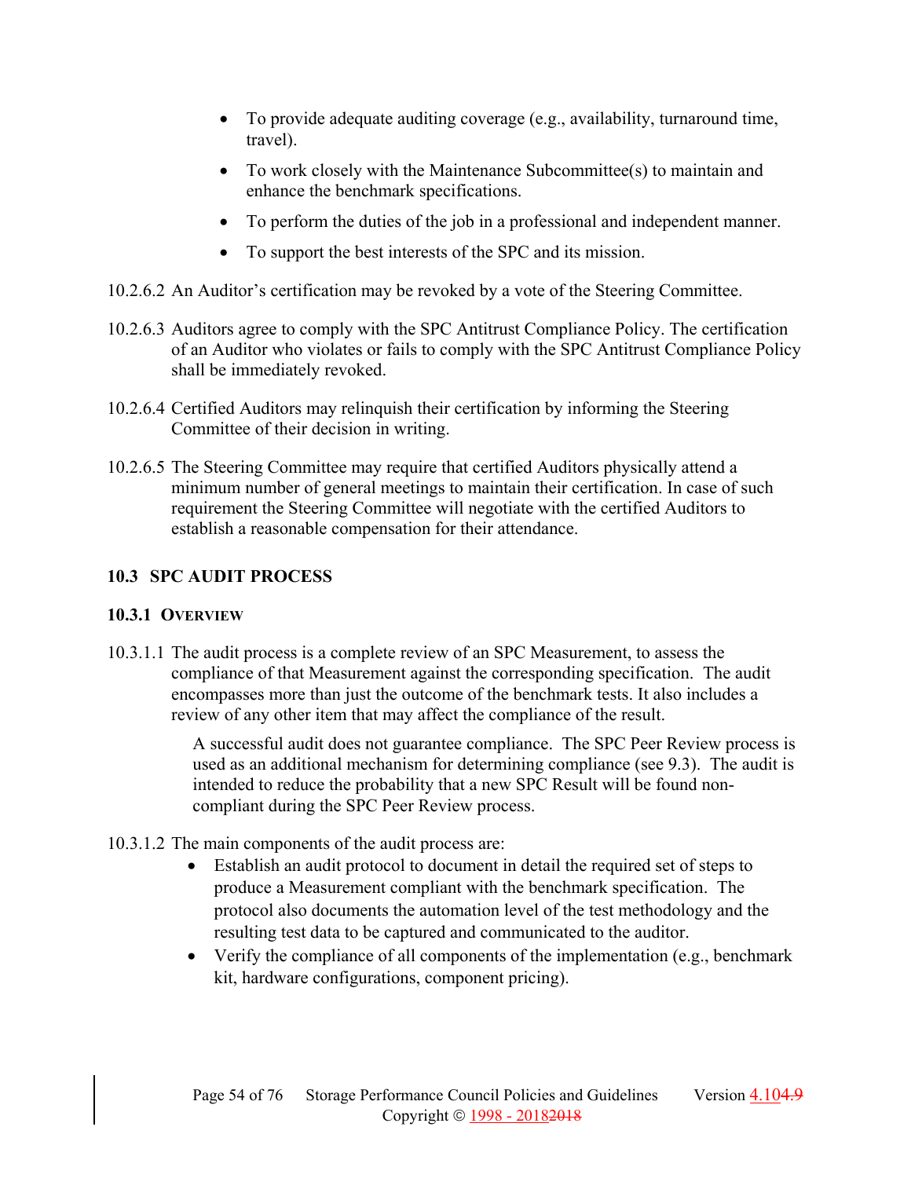- To provide adequate auditing coverage (e.g., availability, turnaround time, travel).
- To work closely with the Maintenance Subcommittee(s) to maintain and enhance the benchmark specifications.
- To perform the duties of the job in a professional and independent manner.
- To support the best interests of the SPC and its mission.

10.2.6.2 An Auditor's certification may be revoked by a vote of the Steering Committee.

10.2.6.3 Auditors agree to comply with the SPC Antitrust Compliance Policy. The certification of an Auditor who violates or fails to comply with the SPC Antitrust Compliance Policy shall be immediately revoked.

10.2.6.4 Certified Auditors may relinquish their certification by informing the Steering Committee of their decision in writing.

10.2.6.5 The Steering Committee may require that certified Auditors physically attend a minimum number of general meetings to maintain their certification. In case of such requirement the Steering Committee will negotiate with the certified Auditors to establish a reasonable compensation for their attendance.

## 10.3 SPC AUDIT PROCESS

### 10.3.1 OVERVIEW

10.3.1.1 The audit process is a complete review of an SPC Measurement, to assess the compliance of that Measurement against the corresponding specification. The audit encompasses more than just the outcome of the benchmark tests. It also includes a review of any other item that may affect the compliance of the result.

A successful audit does not guarantee compliance. The SPC Peer Review process is used as an additional mechanism for determining compliance (see 9.3). The audit is intended to reduce the probability that a new SPC Result will be found non-compliant during the SPC Peer Review process.

10.3.1.2 The main components of the audit process are:

- Establish an audit protocol to document in detail the required set of steps to produce a Measurement compliant with the benchmark specification. The protocol also documents the automation level of the test methodology and the resulting test data to be captured and communicated to the auditor.
- Verify the compliance of all components of the implementation (e.g., benchmark kit, hardware configurations, component pricing).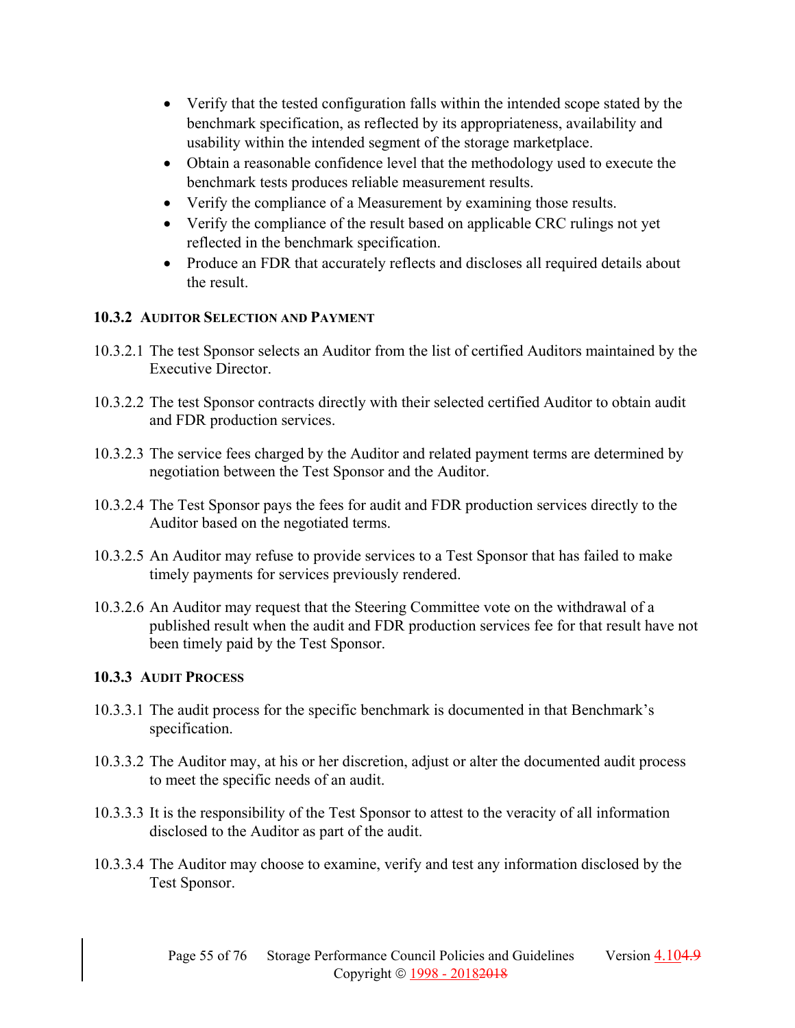- Verify that the tested configuration falls within the intended scope stated by the benchmark specification, as reflected by its appropriateness, availability and usability within the intended segment of the storage marketplace.
- Obtain a reasonable confidence level that the methodology used to execute the benchmark tests produces reliable measurement results.
- Verify the compliance of a Measurement by examining those results.
- Verify the compliance of the result based on applicable CRC rulings not yet reflected in the benchmark specification.
- Produce an FDR that accurately reflects and discloses all required details about the result.

### 10.3.2 Auditor Selection and Payment

10.3.2.1 The test Sponsor selects an Auditor from the list of certified Auditors maintained by the Executive Director.

10.3.2.2 The test Sponsor contracts directly with their selected certified Auditor to obtain audit and FDR production services.

10.3.2.3 The service fees charged by the Auditor and related payment terms are determined by negotiation between the Test Sponsor and the Auditor.

10.3.2.4 The Test Sponsor pays the fees for audit and FDR production services directly to the Auditor based on the negotiated terms.

10.3.2.5 An Auditor may refuse to provide services to a Test Sponsor that has failed to make timely payments for services previously rendered.

10.3.2.6 An Auditor may request that the Steering Committee vote on the withdrawal of a published result when the audit and FDR production services fee for that result have not been timely paid by the Test Sponsor.

### 10.3.3 Audit Process

10.3.3.1 The audit process for the specific benchmark is documented in that Benchmark's specification.

10.3.3.2 The Auditor may, at his or her discretion, adjust or alter the documented audit process to meet the specific needs of an audit.

10.3.3.3 It is the responsibility of the Test Sponsor to attest to the veracity of all information disclosed to the Auditor as part of the audit.

10.3.3.4 The Auditor may choose to examine, verify and test any information disclosed by the Test Sponsor.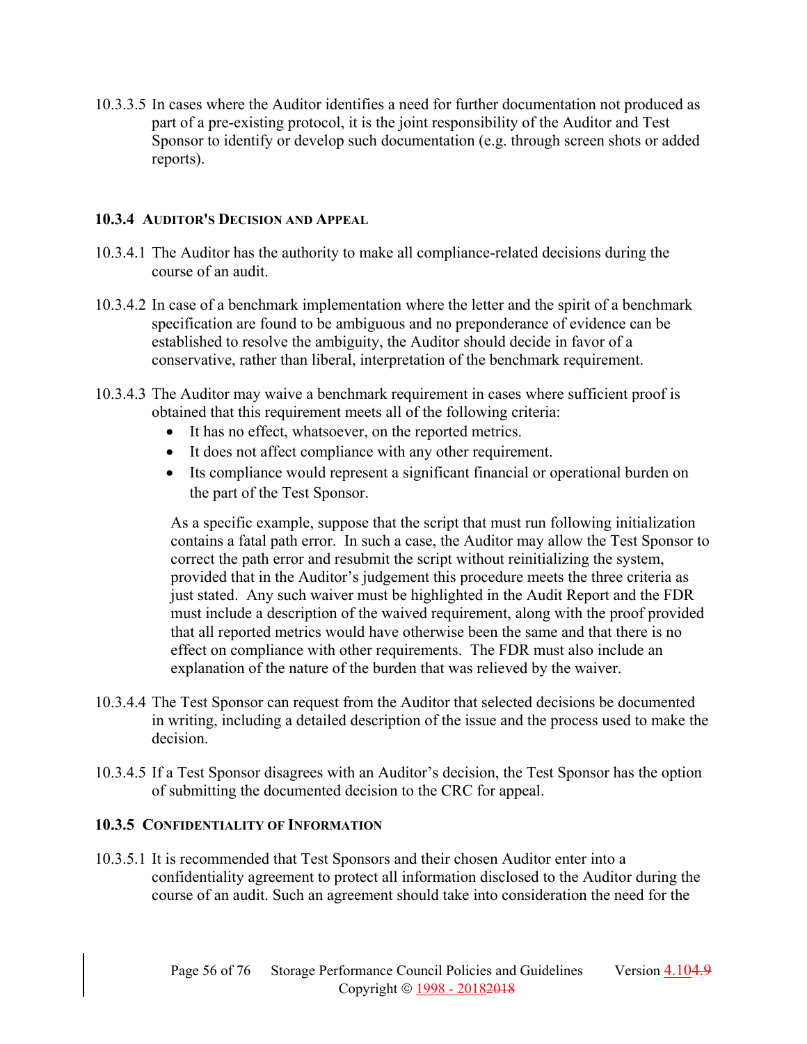10.3.3.5 In cases where the Auditor identifies a need for further documentation not produced as part of a pre-existing protocol, it is the joint responsibility of the Auditor and Test Sponsor to identify or develop such documentation (e.g. through screen shots or added reports).

### 10.3.4 Auditor's Decision and Appeal

10.3.4.1 The Auditor has the authority to make all compliance-related decisions during the course of an audit.

10.3.4.2 In case of a benchmark implementation where the letter and the spirit of a benchmark specification are found to be ambiguous and no preponderance of evidence can be established to resolve the ambiguity, the Auditor should decide in favor of a conservative, rather than liberal, interpretation of the benchmark requirement.

10.3.4.3 The Auditor may waive a benchmark requirement in cases where sufficient proof is obtained that this requirement meets all of the following criteria:

- It has no effect, whatsoever, on the reported metrics.
- It does not affect compliance with any other requirement.
- Its compliance would represent a significant financial or operational burden on the part of the Test Sponsor.

As a specific example, suppose that the script that must run following initialization contains a fatal path error. In such a case, the Auditor may allow the Test Sponsor to correct the path error and resubmit the script without reinitializing the system, provided that in the Auditor's judgement this procedure meets the three criteria as just stated. Any such waiver must be highlighted in the Audit Report and the FDR must include a description of the waived requirement, along with the proof provided that all reported metrics would have otherwise been the same and that there is no effect on compliance with other requirements. The FDR must also include an explanation of the nature of the burden that was relieved by the waiver.

10.3.4.4 The Test Sponsor can request from the Auditor that selected decisions be documented in writing, including a detailed description of the issue and the process used to make the decision.

10.3.4.5 If a Test Sponsor disagrees with an Auditor's decision, the Test Sponsor has the option of submitting the documented decision to the CRC for appeal.

### 10.3.5 Confidentiality of Information

10.3.5.1 It is recommended that Test Sponsors and their chosen Auditor enter into a confidentiality agreement to protect all information disclosed to the Auditor during the course of an audit. Such an agreement should take into consideration the need for the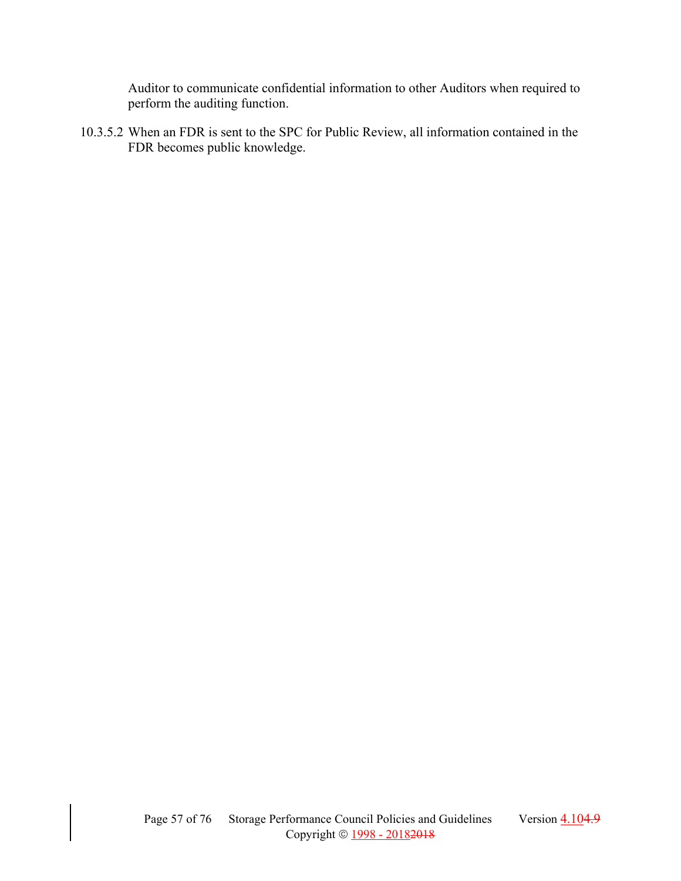Auditor to communicate confidential information to other Auditors when required to perform the auditing function.

10.3.5.2 When an FDR is sent to the SPC for Public Review, all information contained in the FDR becomes public knowledge.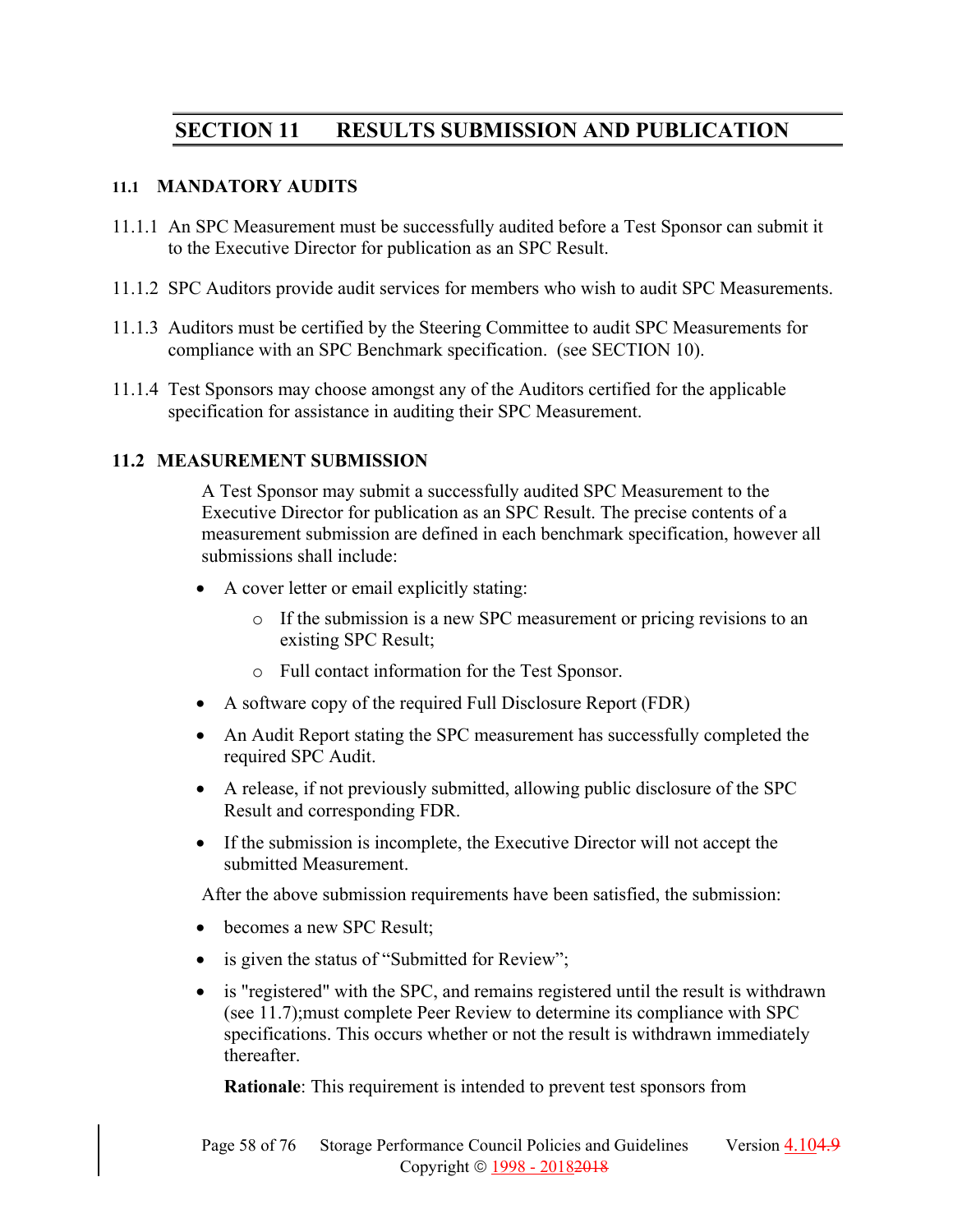# SECTION 11 RESULTS SUBMISSION AND PUBLICATION

## 11.1 MANDATORY AUDITS

11.1.1 An SPC Measurement must be successfully audited before a Test Sponsor can submit it to the Executive Director for publication as an SPC Result.

11.1.2 SPC Auditors provide audit services for members who wish to audit SPC Measurements.

11.1.3 Auditors must be certified by the Steering Committee to audit SPC Measurements for compliance with an SPC Benchmark specification. (see SECTION 10).

11.1.4 Test Sponsors may choose amongst any of the Auditors certified for the applicable specification for assistance in auditing their SPC Measurement.

## 11.2 MEASUREMENT SUBMISSION

A Test Sponsor may submit a successfully audited SPC Measurement to the Executive Director for publication as an SPC Result. The precise contents of a measurement submission are defined in each benchmark specification, however all submissions shall include:

- A cover letter or email explicitly stating:
  - If the submission is a new SPC measurement or pricing revisions to an existing SPC Result;
  - Full contact information for the Test Sponsor.
- A software copy of the required Full Disclosure Report (FDR)
- An Audit Report stating the SPC measurement has successfully completed the required SPC Audit.
- A release, if not previously submitted, allowing public disclosure of the SPC Result and corresponding FDR.
- If the submission is incomplete, the Executive Director will not accept the submitted Measurement.

After the above submission requirements have been satisfied, the submission:

- becomes a new SPC Result;
- is given the status of "Submitted for Review";
- is "registered" with the SPC, and remains registered until the result is withdrawn (see 11.7);must complete Peer Review to determine its compliance with SPC specifications. This occurs whether or not the result is withdrawn immediately thereafter.

  **Rationale**: This requirement is intended to prevent test sponsors from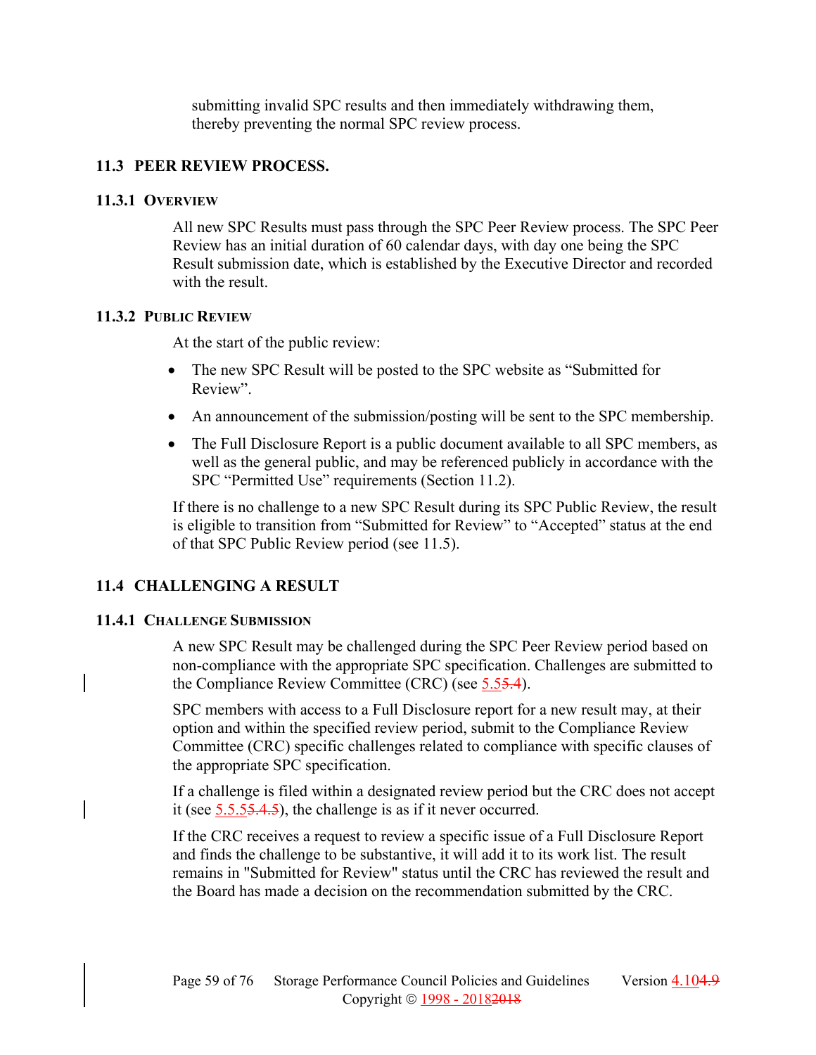submitting invalid SPC results and then immediately withdrawing them, thereby preventing the normal SPC review process.

## 11.3 PEER REVIEW PROCESS.

### 11.3.1 Overview

All new SPC Results must pass through the SPC Peer Review process. The SPC Peer Review has an initial duration of 60 calendar days, with day one being the SPC Result submission date, which is established by the Executive Director and recorded with the result.

### 11.3.2 Public Review

At the start of the public review:

- The new SPC Result will be posted to the SPC website as "Submitted for Review".
- An announcement of the submission/posting will be sent to the SPC membership.
- The Full Disclosure Report is a public document available to all SPC members, as well as the general public, and may be referenced publicly in accordance with the SPC "Permitted Use" requirements (Section 11.2).

If there is no challenge to a new SPC Result during its SPC Public Review, the result is eligible to transition from "Submitted for Review" to "Accepted" status at the end of that SPC Public Review period (see 11.5).

## 11.4 CHALLENGING A RESULT

### 11.4.1 Challenge Submission

A new SPC Result may be challenged during the SPC Peer Review period based on non-compliance with the appropriate SPC specification. Challenges are submitted to the Compliance Review Committee (CRC) (see 5.5~~5.4~~).

SPC members with access to a Full Disclosure report for a new result may, at their option and within the specified review period, submit to the Compliance Review Committee (CRC) specific challenges related to compliance with specific clauses of the appropriate SPC specification.

If a challenge is filed within a designated review period but the CRC does not accept it (see 5.5.5~~5.4.5~~), the challenge is as if it never occurred.

If the CRC receives a request to review a specific issue of a Full Disclosure Report and finds the challenge to be substantive, it will add it to its work list. The result remains in "Submitted for Review" status until the CRC has reviewed the result and the Board has made a decision on the recommendation submitted by the CRC.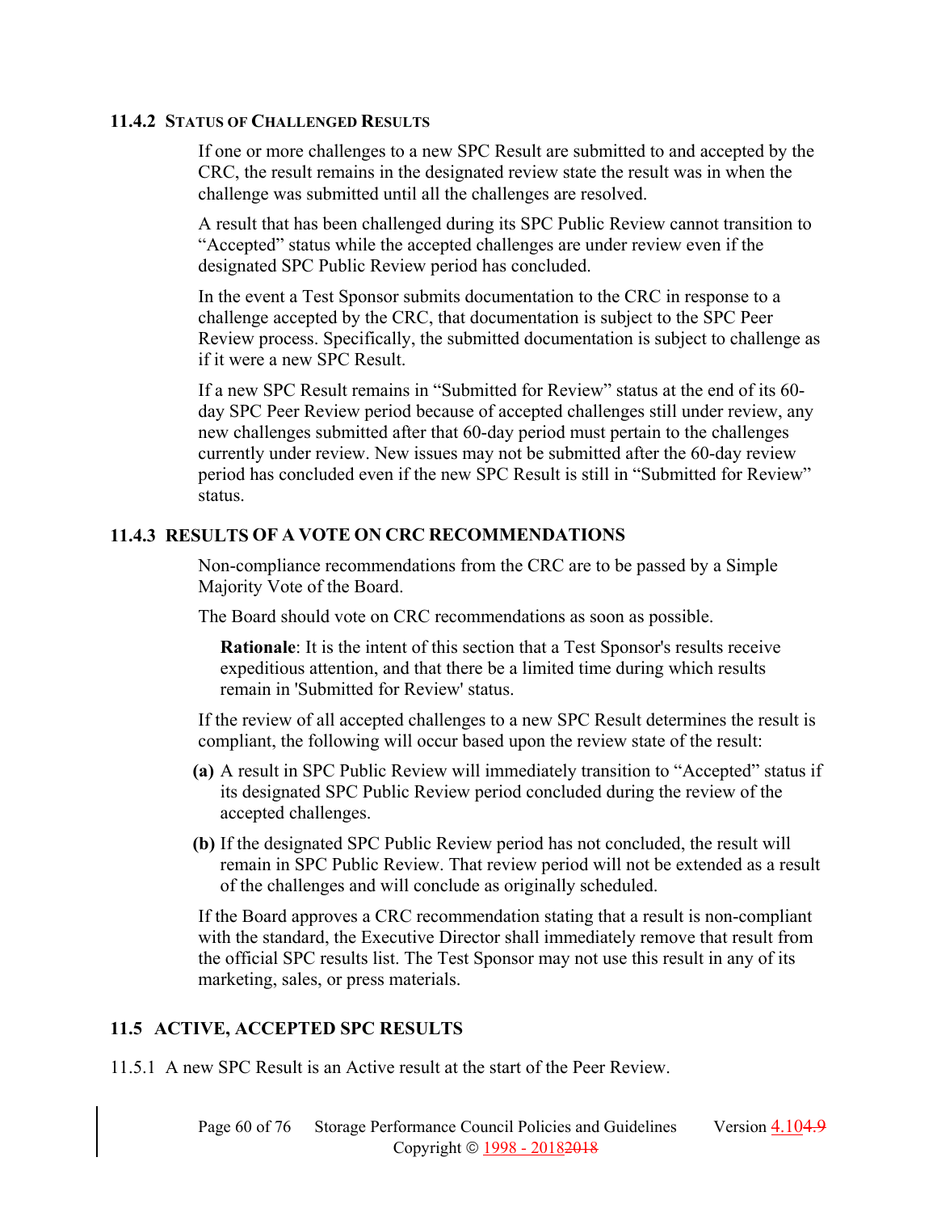### 11.4.2 Status of Challenged Results

If one or more challenges to a new SPC Result are submitted to and accepted by the CRC, the result remains in the designated review state the result was in when the challenge was submitted until all the challenges are resolved.

A result that has been challenged during its SPC Public Review cannot transition to "Accepted" status while the accepted challenges are under review even if the designated SPC Public Review period has concluded.

In the event a Test Sponsor submits documentation to the CRC in response to a challenge accepted by the CRC, that documentation is subject to the SPC Peer Review process. Specifically, the submitted documentation is subject to challenge as if it were a new SPC Result.

If a new SPC Result remains in "Submitted for Review" status at the end of its 60-day SPC Peer Review period because of accepted challenges still under review, any new challenges submitted after that 60-day period must pertain to the challenges currently under review. New issues may not be submitted after the 60-day review period has concluded even if the new SPC Result is still in "Submitted for Review" status.

### 11.4.3 RESULTS OF A VOTE ON CRC RECOMMENDATIONS

Non-compliance recommendations from the CRC are to be passed by a Simple Majority Vote of the Board.

The Board should vote on CRC recommendations as soon as possible.

> **Rationale**: It is the intent of this section that a Test Sponsor's results receive expeditious attention, and that there be a limited time during which results remain in 'Submitted for Review' status.

If the review of all accepted challenges to a new SPC Result determines the result is compliant, the following will occur based upon the review state of the result:

- **(a)** A result in SPC Public Review will immediately transition to "Accepted" status if its designated SPC Public Review period concluded during the review of the accepted challenges.
- **(b)** If the designated SPC Public Review period has not concluded, the result will remain in SPC Public Review. That review period will not be extended as a result of the challenges and will conclude as originally scheduled.

If the Board approves a CRC recommendation stating that a result is non-compliant with the standard, the Executive Director shall immediately remove that result from the official SPC results list. The Test Sponsor may not use this result in any of its marketing, sales, or press materials.

## 11.5 ACTIVE, ACCEPTED SPC RESULTS

11.5.1 A new SPC Result is an Active result at the start of the Peer Review.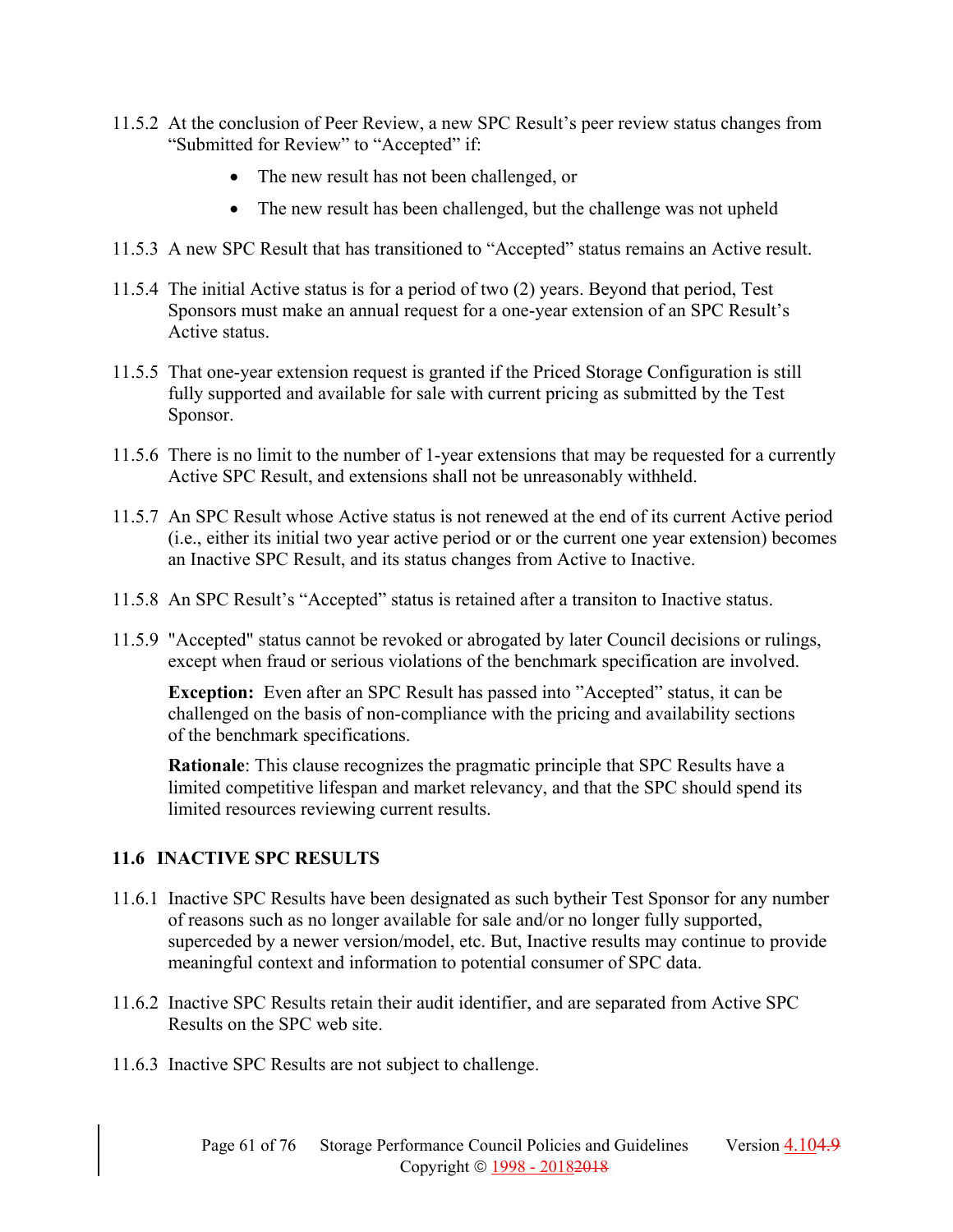11.5.2 At the conclusion of Peer Review, a new SPC Result's peer review status changes from "Submitted for Review" to "Accepted" if:

- The new result has not been challenged, or
- The new result has been challenged, but the challenge was not upheld

11.5.3 A new SPC Result that has transitioned to "Accepted" status remains an Active result.

11.5.4 The initial Active status is for a period of two (2) years. Beyond that period, Test Sponsors must make an annual request for a one-year extension of an SPC Result's Active status.

11.5.5 That one-year extension request is granted if the Priced Storage Configuration is still fully supported and available for sale with current pricing as submitted by the Test Sponsor.

11.5.6 There is no limit to the number of 1-year extensions that may be requested for a currently Active SPC Result, and extensions shall not be unreasonably withheld.

11.5.7 An SPC Result whose Active status is not renewed at the end of its current Active period (i.e., either its initial two year active period or or the current one year extension) becomes an Inactive SPC Result, and its status changes from Active to Inactive.

11.5.8 An SPC Result's "Accepted" status is retained after a transiton to Inactive status.

11.5.9 "Accepted" status cannot be revoked or abrogated by later Council decisions or rulings, except when fraud or serious violations of the benchmark specification are involved.

**Exception:** Even after an SPC Result has passed into "Accepted" status, it can be challenged on the basis of non-compliance with the pricing and availability sections of the benchmark specifications.

**Rationale**: This clause recognizes the pragmatic principle that SPC Results have a limited competitive lifespan and market relevancy, and that the SPC should spend its limited resources reviewing current results.

## 11.6 INACTIVE SPC RESULTS

11.6.1 Inactive SPC Results have been designated as such bytheir Test Sponsor for any number of reasons such as no longer available for sale and/or no longer fully supported, superceded by a newer version/model, etc. But, Inactive results may continue to provide meaningful context and information to potential consumer of SPC data.

11.6.2 Inactive SPC Results retain their audit identifier, and are separated from Active SPC Results on the SPC web site.

11.6.3 Inactive SPC Results are not subject to challenge.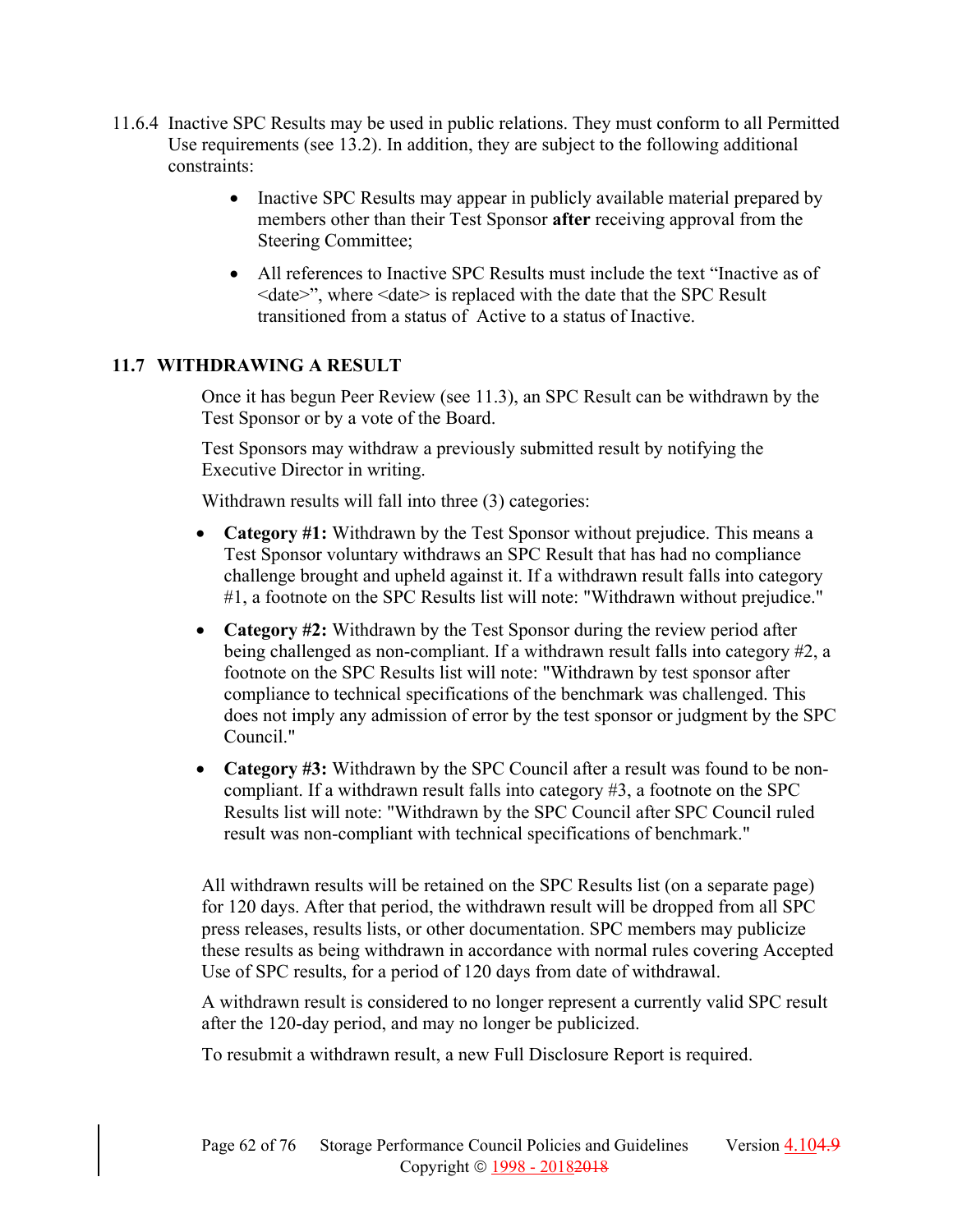11.6.4 Inactive SPC Results may be used in public relations. They must conform to all Permitted Use requirements (see 13.2). In addition, they are subject to the following additional constraints:

- Inactive SPC Results may appear in publicly available material prepared by members other than their Test Sponsor **after** receiving approval from the Steering Committee;
- All references to Inactive SPC Results must include the text “Inactive as of <date>”, where <date> is replaced with the date that the SPC Result transitioned from a status of Active to a status of Inactive.

## 11.7 WITHDRAWING A RESULT

Once it has begun Peer Review (see 11.3), an SPC Result can be withdrawn by the Test Sponsor or by a vote of the Board.

Test Sponsors may withdraw a previously submitted result by notifying the Executive Director in writing.

Withdrawn results will fall into three (3) categories:

- **Category #1:** Withdrawn by the Test Sponsor without prejudice. This means a Test Sponsor voluntary withdraws an SPC Result that has had no compliance challenge brought and upheld against it. If a withdrawn result falls into category #1, a footnote on the SPC Results list will note: "Withdrawn without prejudice."
- **Category #2:** Withdrawn by the Test Sponsor during the review period after being challenged as non-compliant. If a withdrawn result falls into category #2, a footnote on the SPC Results list will note: "Withdrawn by test sponsor after compliance to technical specifications of the benchmark was challenged. This does not imply any admission of error by the test sponsor or judgment by the SPC Council."
- **Category #3:** Withdrawn by the SPC Council after a result was found to be non-compliant. If a withdrawn result falls into category #3, a footnote on the SPC Results list will note: "Withdrawn by the SPC Council after SPC Council ruled result was non-compliant with technical specifications of benchmark."

All withdrawn results will be retained on the SPC Results list (on a separate page) for 120 days. After that period, the withdrawn result will be dropped from all SPC press releases, results lists, or other documentation. SPC members may publicize these results as being withdrawn in accordance with normal rules covering Accepted Use of SPC results, for a period of 120 days from date of withdrawal.

A withdrawn result is considered to no longer represent a currently valid SPC result after the 120-day period, and may no longer be publicized.

To resubmit a withdrawn result, a new Full Disclosure Report is required.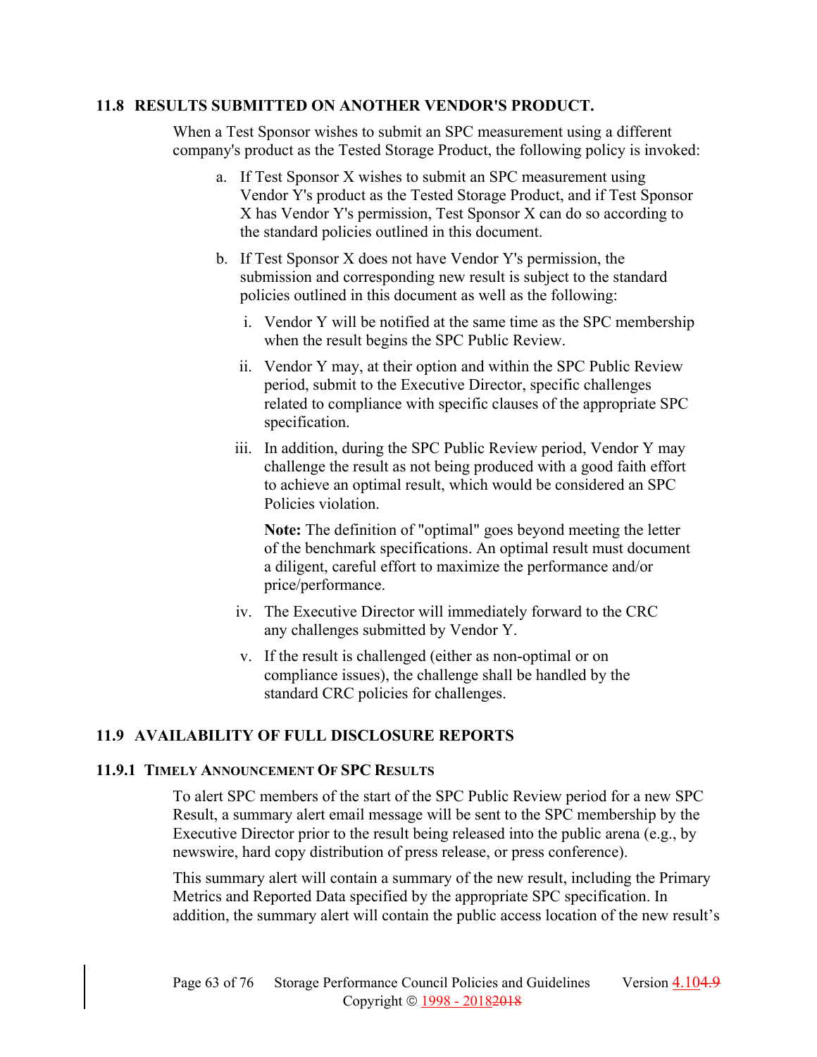## 11.8 RESULTS SUBMITTED ON ANOTHER VENDOR'S PRODUCT.

When a Test Sponsor wishes to submit an SPC measurement using a different company's product as the Tested Storage Product, the following policy is invoked:

a. If Test Sponsor X wishes to submit an SPC measurement using Vendor Y's product as the Tested Storage Product, and if Test Sponsor X has Vendor Y's permission, Test Sponsor X can do so according to the standard policies outlined in this document.

b. If Test Sponsor X does not have Vendor Y's permission, the submission and corresponding new result is subject to the standard policies outlined in this document as well as the following:

   i. Vendor Y will be notified at the same time as the SPC membership when the result begins the SPC Public Review.

   ii. Vendor Y may, at their option and within the SPC Public Review period, submit to the Executive Director, specific challenges related to compliance with specific clauses of the appropriate SPC specification.

   iii. In addition, during the SPC Public Review period, Vendor Y may challenge the result as not being produced with a good faith effort to achieve an optimal result, which would be considered an SPC Policies violation.

   **Note:** The definition of "optimal" goes beyond meeting the letter of the benchmark specifications. An optimal result must document a diligent, careful effort to maximize the performance and/or price/performance.

   iv. The Executive Director will immediately forward to the CRC any challenges submitted by Vendor Y.

   v. If the result is challenged (either as non-optimal or on compliance issues), the challenge shall be handled by the standard CRC policies for challenges.

## 11.9 AVAILABILITY OF FULL DISCLOSURE REPORTS

### 11.9.1 TIMELY ANNOUNCEMENT OF SPC RESULTS

To alert SPC members of the start of the SPC Public Review period for a new SPC Result, a summary alert email message will be sent to the SPC membership by the Executive Director prior to the result being released into the public arena (e.g., by newswire, hard copy distribution of press release, or press conference).

This summary alert will contain a summary of the new result, including the Primary Metrics and Reported Data specified by the appropriate SPC specification. In addition, the summary alert will contain the public access location of the new result's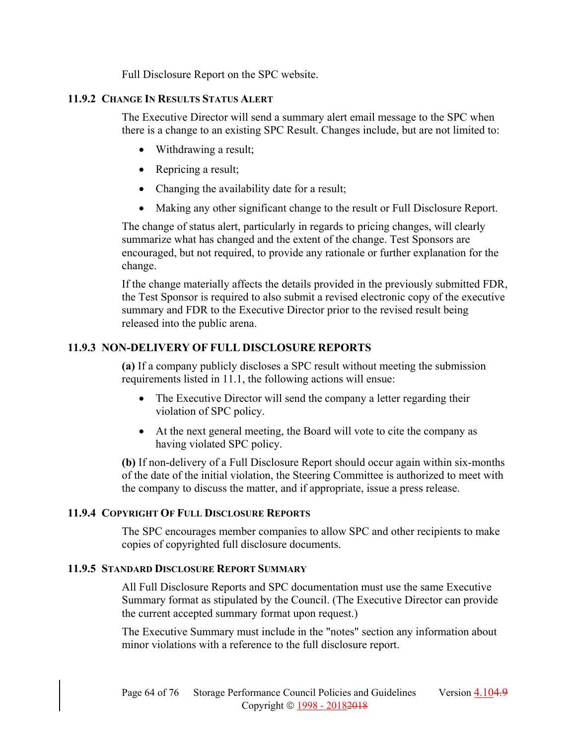Full Disclosure Report on the SPC website.

### 11.9.2 Change In Results Status Alert

The Executive Director will send a summary alert email message to the SPC when there is a change to an existing SPC Result. Changes include, but are not limited to:

- Withdrawing a result;
- Repricing a result;
- Changing the availability date for a result;
- Making any other significant change to the result or Full Disclosure Report.

The change of status alert, particularly in regards to pricing changes, will clearly summarize what has changed and the extent of the change. Test Sponsors are encouraged, but not required, to provide any rationale or further explanation for the change.

If the change materially affects the details provided in the previously submitted FDR, the Test Sponsor is required to also submit a revised electronic copy of the executive summary and FDR to the Executive Director prior to the revised result being released into the public arena.

### 11.9.3 NON-DELIVERY OF FULL DISCLOSURE REPORTS

**(a)** If a company publicly discloses a SPC result without meeting the submission requirements listed in 11.1, the following actions will ensue:

- The Executive Director will send the company a letter regarding their violation of SPC policy.
- At the next general meeting, the Board will vote to cite the company as having violated SPC policy.

**(b)** If non-delivery of a Full Disclosure Report should occur again within six-months of the date of the initial violation, the Steering Committee is authorized to meet with the company to discuss the matter, and if appropriate, issue a press release.

### 11.9.4 Copyright Of Full Disclosure Reports

The SPC encourages member companies to allow SPC and other recipients to make copies of copyrighted full disclosure documents.

### 11.9.5 Standard Disclosure Report Summary

All Full Disclosure Reports and SPC documentation must use the same Executive Summary format as stipulated by the Council. (The Executive Director can provide the current accepted summary format upon request.)

The Executive Summary must include in the "notes" section any information about minor violations with a reference to the full disclosure report.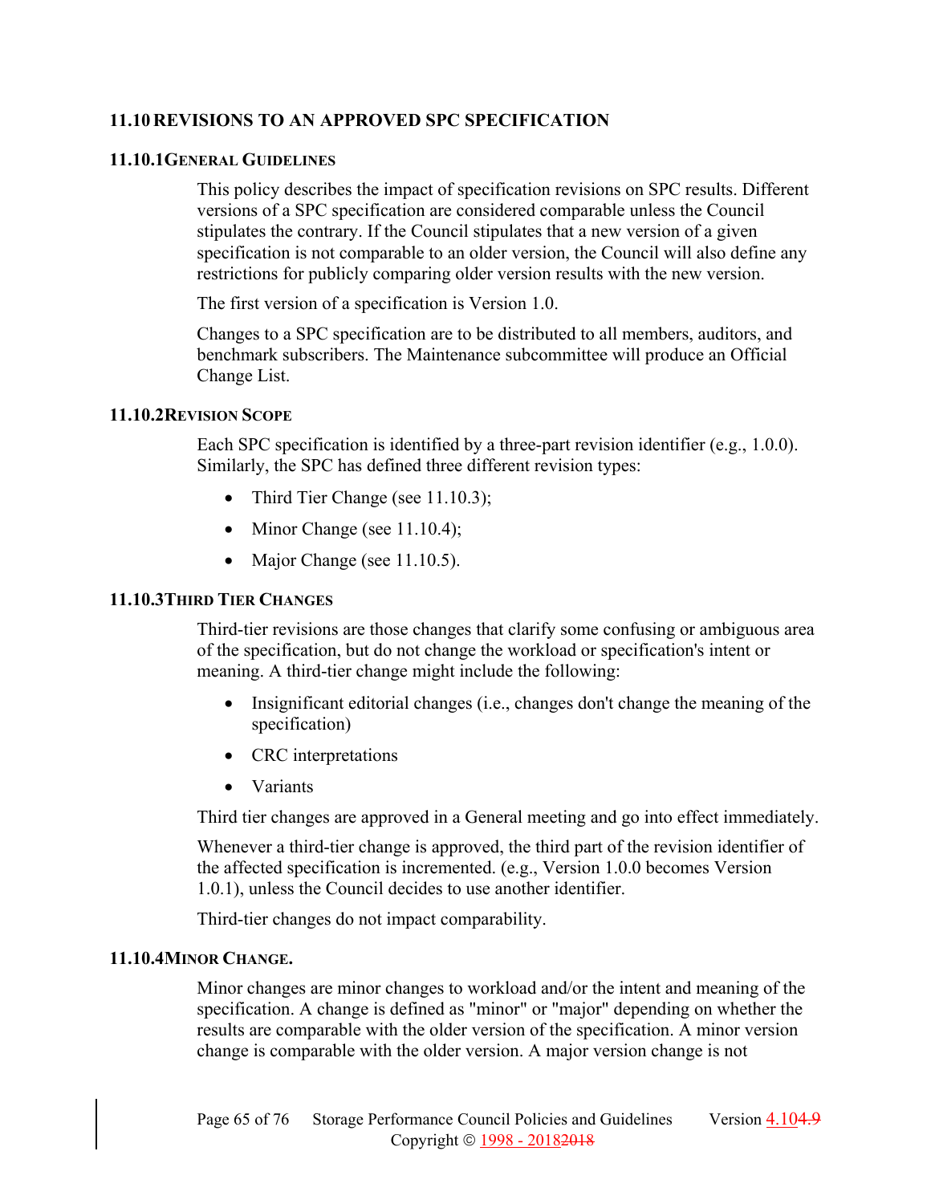## 11.10 REVISIONS TO AN APPROVED SPC SPECIFICATION

### 11.10.1 General Guidelines

This policy describes the impact of specification revisions on SPC results. Different versions of a SPC specification are considered comparable unless the Council stipulates the contrary. If the Council stipulates that a new version of a given specification is not comparable to an older version, the Council will also define any restrictions for publicly comparing older version results with the new version.

The first version of a specification is Version 1.0.

Changes to a SPC specification are to be distributed to all members, auditors, and benchmark subscribers. The Maintenance subcommittee will produce an Official Change List.

### 11.10.2 Revision Scope

Each SPC specification is identified by a three-part revision identifier (e.g., 1.0.0). Similarly, the SPC has defined three different revision types:

- Third Tier Change (see 11.10.3);
- Minor Change (see 11.10.4);
- Major Change (see 11.10.5).

### 11.10.3 Third Tier Changes

Third-tier revisions are those changes that clarify some confusing or ambiguous area of the specification, but do not change the workload or specification's intent or meaning. A third-tier change might include the following:

- Insignificant editorial changes (i.e., changes don't change the meaning of the specification)
- CRC interpretations
- Variants

Third tier changes are approved in a General meeting and go into effect immediately.

Whenever a third-tier change is approved, the third part of the revision identifier of the affected specification is incremented. (e.g., Version 1.0.0 becomes Version 1.0.1), unless the Council decides to use another identifier.

Third-tier changes do not impact comparability.

### 11.10.4 Minor Change.

Minor changes are minor changes to workload and/or the intent and meaning of the specification. A change is defined as "minor" or "major" depending on whether the results are comparable with the older version of the specification. A minor version change is comparable with the older version. A major version change is not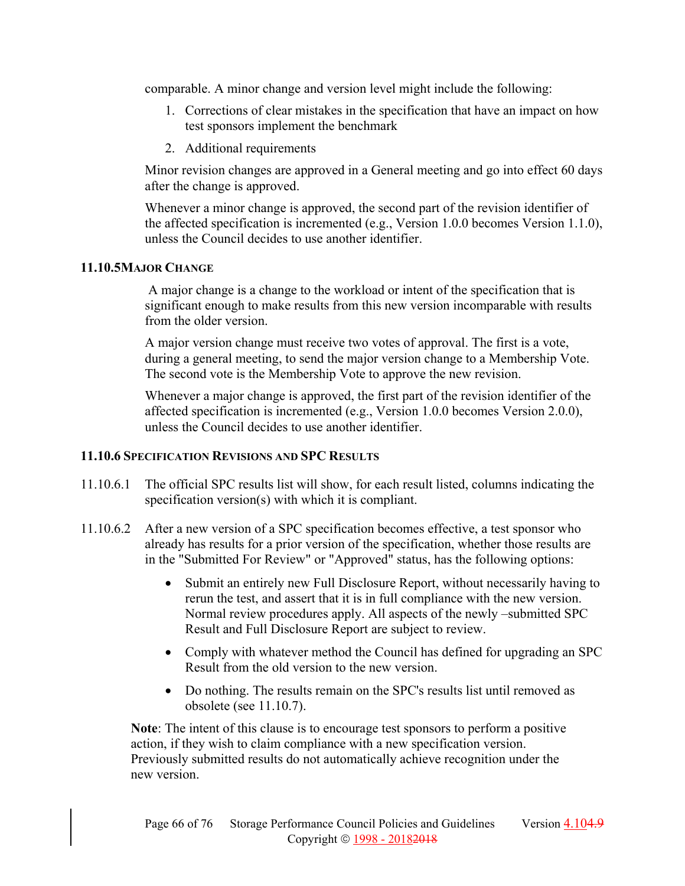comparable. A minor change and version level might include the following:

1. Corrections of clear mistakes in the specification that have an impact on how test sponsors implement the benchmark
2. Additional requirements

Minor revision changes are approved in a General meeting and go into effect 60 days after the change is approved.

Whenever a minor change is approved, the second part of the revision identifier of the affected specification is incremented (e.g., Version 1.0.0 becomes Version 1.1.0), unless the Council decides to use another identifier.

### 11.10.5 Major Change

A major change is a change to the workload or intent of the specification that is significant enough to make results from this new version incomparable with results from the older version.

A major version change must receive two votes of approval. The first is a vote, during a general meeting, to send the major version change to a Membership Vote. The second vote is the Membership Vote to approve the new revision.

Whenever a major change is approved, the first part of the revision identifier of the affected specification is incremented (e.g., Version 1.0.0 becomes Version 2.0.0), unless the Council decides to use another identifier.

### 11.10.6 Specification Revisions and SPC Results

11.10.6.1 The official SPC results list will show, for each result listed, columns indicating the specification version(s) with which it is compliant.

11.10.6.2 After a new version of a SPC specification becomes effective, a test sponsor who already has results for a prior version of the specification, whether those results are in the "Submitted For Review" or "Approved" status, has the following options:

- Submit an entirely new Full Disclosure Report, without necessarily having to rerun the test, and assert that it is in full compliance with the new version. Normal review procedures apply. All aspects of the newly –submitted SPC Result and Full Disclosure Report are subject to review.
- Comply with whatever method the Council has defined for upgrading an SPC Result from the old version to the new version.
- Do nothing. The results remain on the SPC's results list until removed as obsolete (see 11.10.7).

**Note**: The intent of this clause is to encourage test sponsors to perform a positive action, if they wish to claim compliance with a new specification version. Previously submitted results do not automatically achieve recognition under the new version.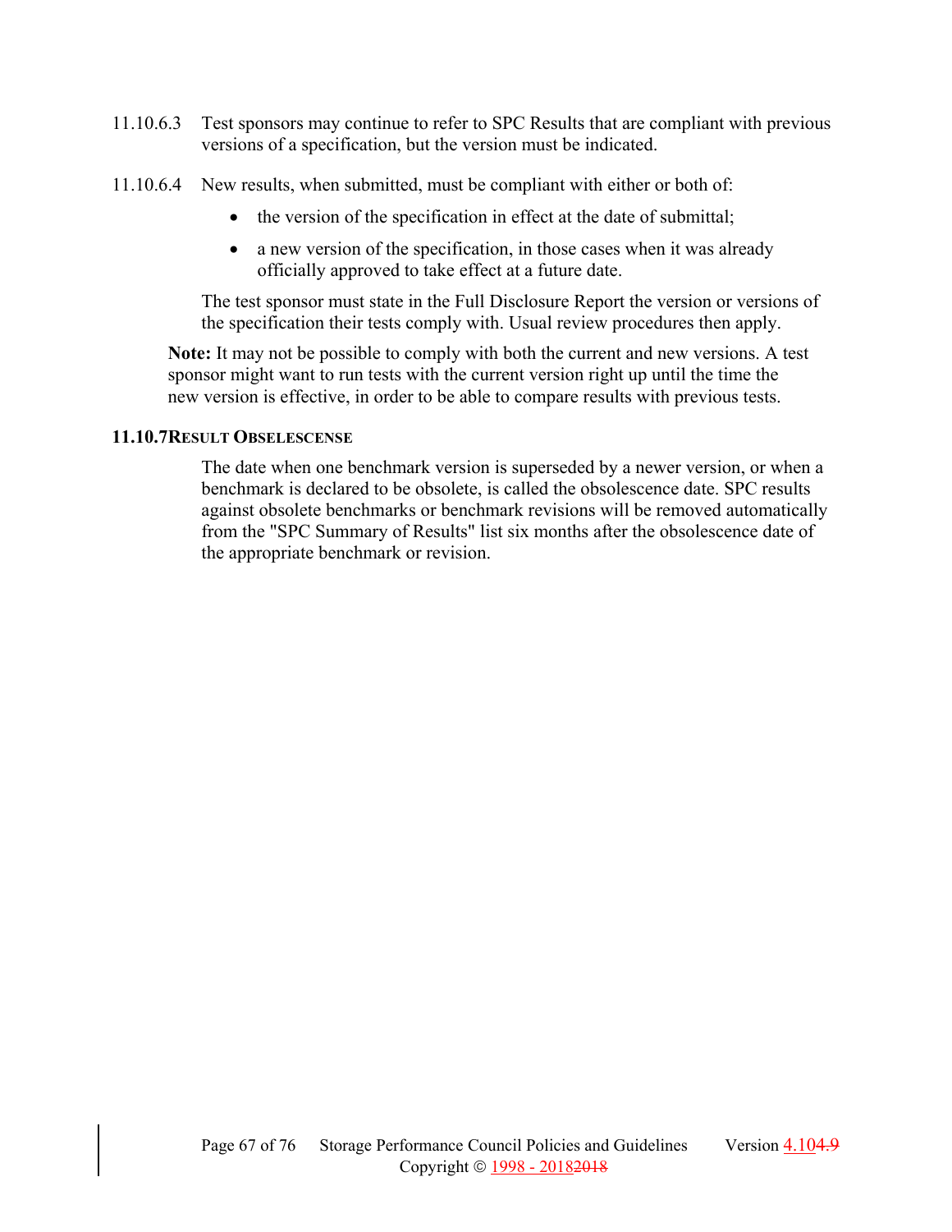11.10.6.3 Test sponsors may continue to refer to SPC Results that are compliant with previous versions of a specification, but the version must be indicated.

11.10.6.4 New results, when submitted, must be compliant with either or both of:

- the version of the specification in effect at the date of submittal;
- a new version of the specification, in those cases when it was already officially approved to take effect at a future date.

The test sponsor must state in the Full Disclosure Report the version or versions of the specification their tests comply with. Usual review procedures then apply.

**Note:** It may not be possible to comply with both the current and new versions. A test sponsor might want to run tests with the current version right up until the time the new version is effective, in order to be able to compare results with previous tests.

### 11.10.7 Result Obselescense

The date when one benchmark version is superseded by a newer version, or when a benchmark is declared to be obsolete, is called the obsolescence date. SPC results against obsolete benchmarks or benchmark revisions will be removed automatically from the "SPC Summary of Results" list six months after the obsolescence date of the appropriate benchmark or revision.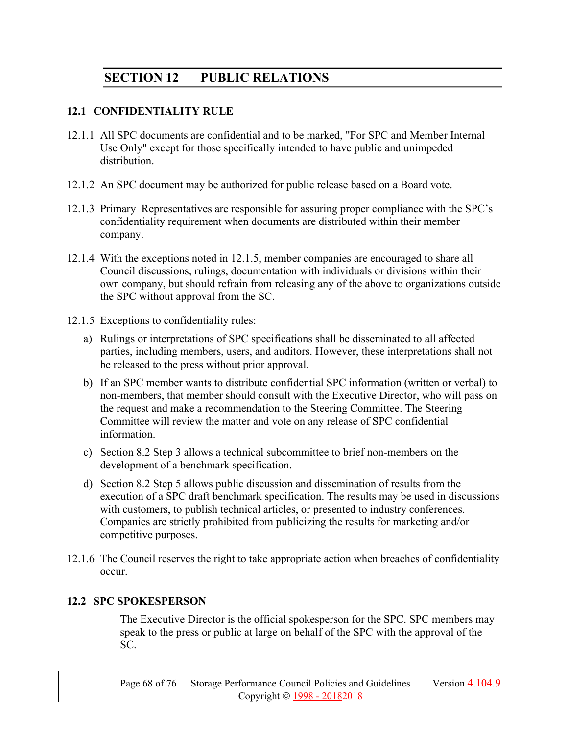# SECTION 12 PUBLIC RELATIONS

## 12.1 CONFIDENTIALITY RULE

12.1.1 All SPC documents are confidential and to be marked, "For SPC and Member Internal Use Only" except for those specifically intended to have public and unimpeded distribution.

12.1.2 An SPC document may be authorized for public release based on a Board vote.

12.1.3 Primary Representatives are responsible for assuring proper compliance with the SPC's confidentiality requirement when documents are distributed within their member company.

12.1.4 With the exceptions noted in 12.1.5, member companies are encouraged to share all Council discussions, rulings, documentation with individuals or divisions within their own company, but should refrain from releasing any of the above to organizations outside the SPC without approval from the SC.

12.1.5 Exceptions to confidentiality rules:

a) Rulings or interpretations of SPC specifications shall be disseminated to all affected parties, including members, users, and auditors. However, these interpretations shall not be released to the press without prior approval.

b) If an SPC member wants to distribute confidential SPC information (written or verbal) to non-members, that member should consult with the Executive Director, who will pass on the request and make a recommendation to the Steering Committee. The Steering Committee will review the matter and vote on any release of SPC confidential information.

c) Section 8.2 Step 3 allows a technical subcommittee to brief non-members on the development of a benchmark specification.

d) Section 8.2 Step 5 allows public discussion and dissemination of results from the execution of a SPC draft benchmark specification. The results may be used in discussions with customers, to publish technical articles, or presented to industry conferences. Companies are strictly prohibited from publicizing the results for marketing and/or competitive purposes.

12.1.6 The Council reserves the right to take appropriate action when breaches of confidentiality occur.

## 12.2 SPC SPOKESPERSON

The Executive Director is the official spokesperson for the SPC. SPC members may speak to the press or public at large on behalf of the SPC with the approval of the SC.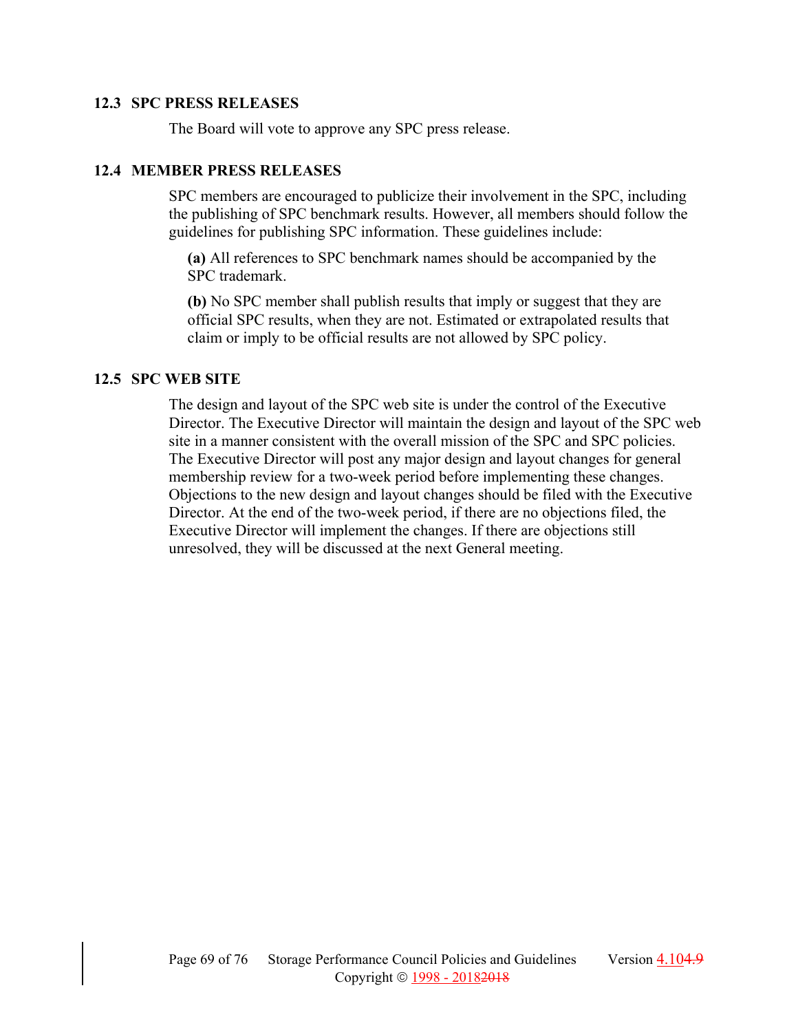### 12.3 SPC PRESS RELEASES

The Board will vote to approve any SPC press release.

### 12.4 MEMBER PRESS RELEASES

SPC members are encouraged to publicize their involvement in the SPC, including the publishing of SPC benchmark results. However, all members should follow the guidelines for publishing SPC information. These guidelines include:

**(a)** All references to SPC benchmark names should be accompanied by the SPC trademark.

**(b)** No SPC member shall publish results that imply or suggest that they are official SPC results, when they are not. Estimated or extrapolated results that claim or imply to be official results are not allowed by SPC policy.

### 12.5 SPC WEB SITE

The design and layout of the SPC web site is under the control of the Executive Director. The Executive Director will maintain the design and layout of the SPC web site in a manner consistent with the overall mission of the SPC and SPC policies. The Executive Director will post any major design and layout changes for general membership review for a two-week period before implementing these changes. Objections to the new design and layout changes should be filed with the Executive Director. At the end of the two-week period, if there are no objections filed, the Executive Director will implement the changes. If there are objections still unresolved, they will be discussed at the next General meeting.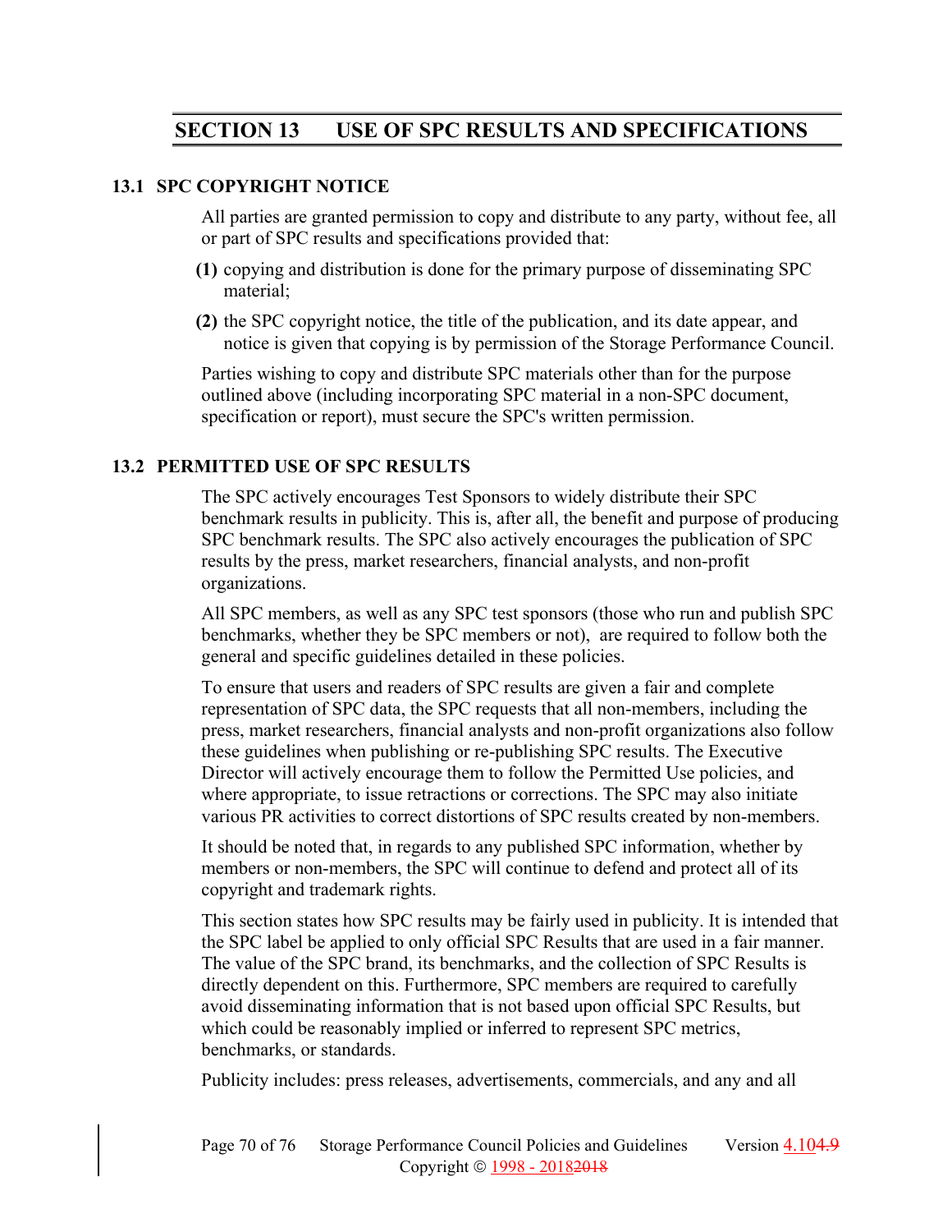# SECTION 13 USE OF SPC RESULTS AND SPECIFICATIONS

## 13.1 SPC COPYRIGHT NOTICE

All parties are granted permission to copy and distribute to any party, without fee, all or part of SPC results and specifications provided that:

**(1)** copying and distribution is done for the primary purpose of disseminating SPC material;

**(2)** the SPC copyright notice, the title of the publication, and its date appear, and notice is given that copying is by permission of the Storage Performance Council.

Parties wishing to copy and distribute SPC materials other than for the purpose outlined above (including incorporating SPC material in a non-SPC document, specification or report), must secure the SPC's written permission.

## 13.2 PERMITTED USE OF SPC RESULTS

The SPC actively encourages Test Sponsors to widely distribute their SPC benchmark results in publicity. This is, after all, the benefit and purpose of producing SPC benchmark results. The SPC also actively encourages the publication of SPC results by the press, market researchers, financial analysts, and non-profit organizations.

All SPC members, as well as any SPC test sponsors (those who run and publish SPC benchmarks, whether they be SPC members or not), are required to follow both the general and specific guidelines detailed in these policies.

To ensure that users and readers of SPC results are given a fair and complete representation of SPC data, the SPC requests that all non-members, including the press, market researchers, financial analysts and non-profit organizations also follow these guidelines when publishing or re-publishing SPC results. The Executive Director will actively encourage them to follow the Permitted Use policies, and where appropriate, to issue retractions or corrections. The SPC may also initiate various PR activities to correct distortions of SPC results created by non-members.

It should be noted that, in regards to any published SPC information, whether by members or non-members, the SPC will continue to defend and protect all of its copyright and trademark rights.

This section states how SPC results may be fairly used in publicity. It is intended that the SPC label be applied to only official SPC Results that are used in a fair manner. The value of the SPC brand, its benchmarks, and the collection of SPC Results is directly dependent on this. Furthermore, SPC members are required to carefully avoid disseminating information that is not based upon official SPC Results, but which could be reasonably implied or inferred to represent SPC metrics, benchmarks, or standards.

Publicity includes: press releases, advertisements, commercials, and any and all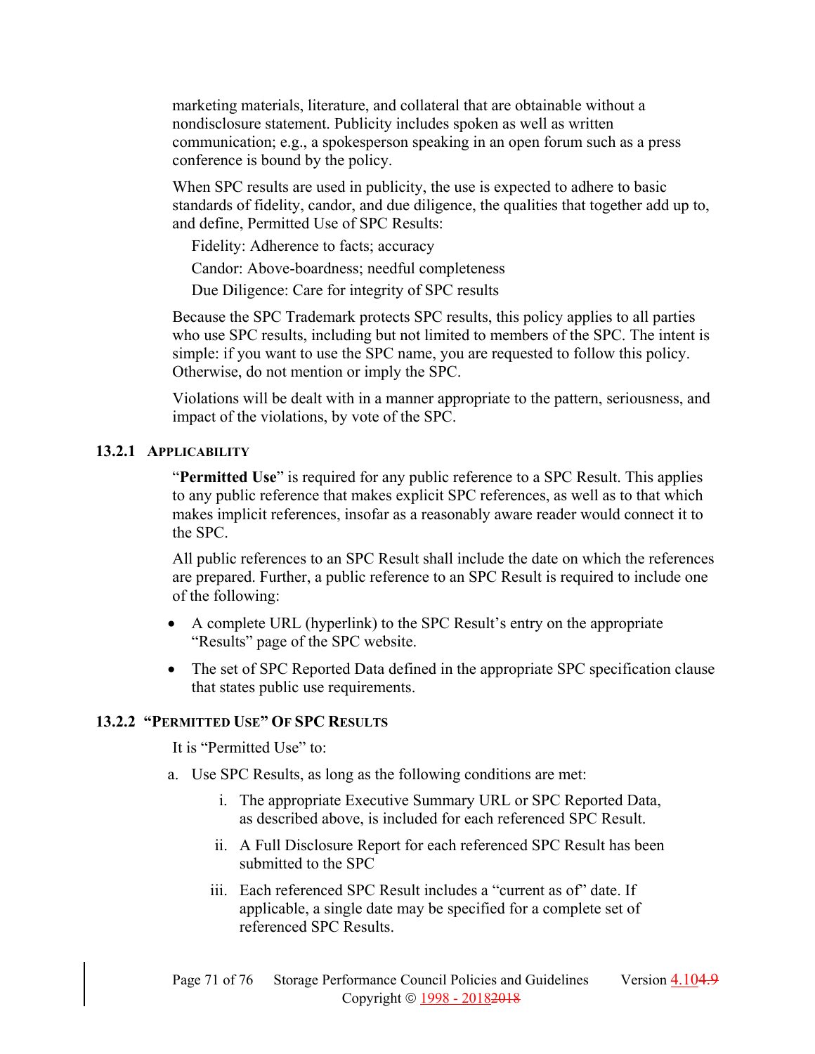marketing materials, literature, and collateral that are obtainable without a nondisclosure statement. Publicity includes spoken as well as written communication; e.g., a spokesperson speaking in an open forum such as a press conference is bound by the policy.

When SPC results are used in publicity, the use is expected to adhere to basic standards of fidelity, candor, and due diligence, the qualities that together add up to, and define, Permitted Use of SPC Results:

Fidelity: Adherence to facts; accuracy

Candor: Above-boardness; needful completeness

Due Diligence: Care for integrity of SPC results

Because the SPC Trademark protects SPC results, this policy applies to all parties who use SPC results, including but not limited to members of the SPC. The intent is simple: if you want to use the SPC name, you are requested to follow this policy. Otherwise, do not mention or imply the SPC.

Violations will be dealt with in a manner appropriate to the pattern, seriousness, and impact of the violations, by vote of the SPC.

### 13.2.1 Applicability

"**Permitted Use**" is required for any public reference to a SPC Result. This applies to any public reference that makes explicit SPC references, as well as to that which makes implicit references, insofar as a reasonably aware reader would connect it to the SPC.

All public references to an SPC Result shall include the date on which the references are prepared. Further, a public reference to an SPC Result is required to include one of the following:

- A complete URL (hyperlink) to the SPC Result's entry on the appropriate "Results" page of the SPC website.
- The set of SPC Reported Data defined in the appropriate SPC specification clause that states public use requirements.

### 13.2.2 "Permitted Use" Of SPC Results

It is "Permitted Use" to:

a. Use SPC Results, as long as the following conditions are met:

   i. The appropriate Executive Summary URL or SPC Reported Data, as described above, is included for each referenced SPC Result.

   ii. A Full Disclosure Report for each referenced SPC Result has been submitted to the SPC

   iii. Each referenced SPC Result includes a "current as of" date. If applicable, a single date may be specified for a complete set of referenced SPC Results.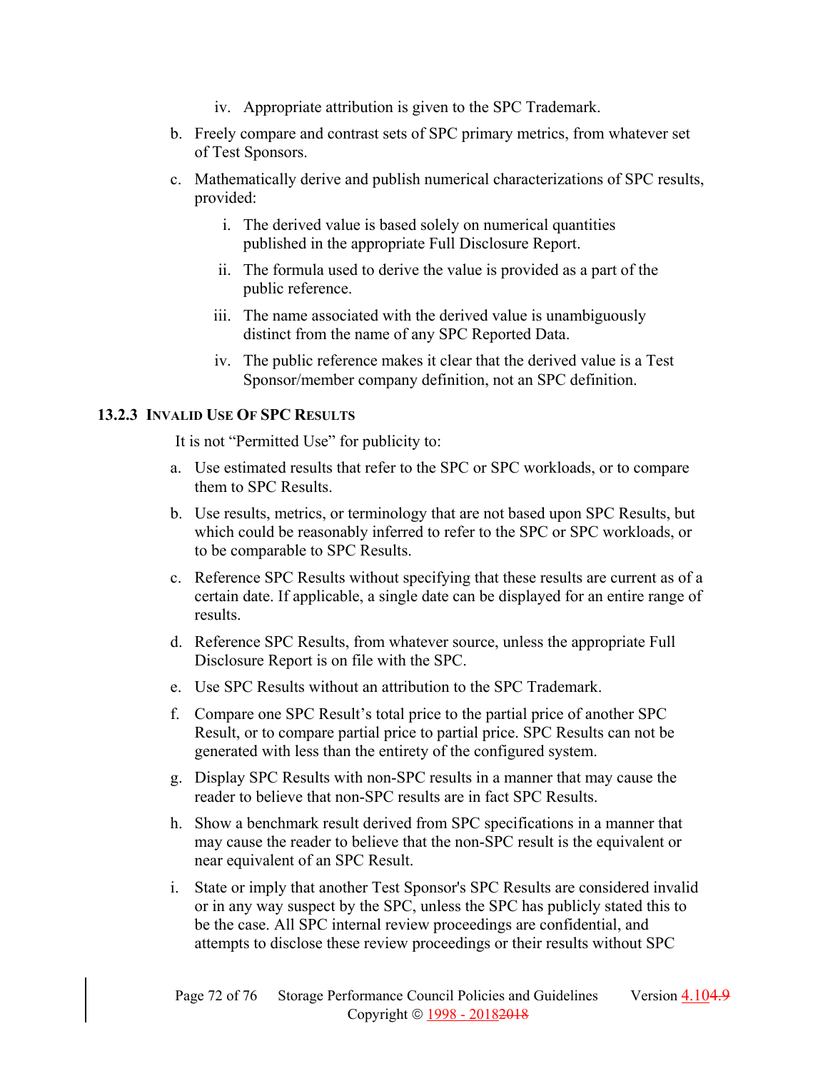iv. Appropriate attribution is given to the SPC Trademark.

b. Freely compare and contrast sets of SPC primary metrics, from whatever set of Test Sponsors.

c. Mathematically derive and publish numerical characterizations of SPC results, provided:

   i. The derived value is based solely on numerical quantities published in the appropriate Full Disclosure Report.

   ii. The formula used to derive the value is provided as a part of the public reference.

   iii. The name associated with the derived value is unambiguously distinct from the name of any SPC Reported Data.

   iv. The public reference makes it clear that the derived value is a Test Sponsor/member company definition, not an SPC definition.

### 13.2.3 Invalid Use Of SPC Results

It is not "Permitted Use" for publicity to:

a. Use estimated results that refer to the SPC or SPC workloads, or to compare them to SPC Results.

b. Use results, metrics, or terminology that are not based upon SPC Results, but which could be reasonably inferred to refer to the SPC or SPC workloads, or to be comparable to SPC Results.

c. Reference SPC Results without specifying that these results are current as of a certain date. If applicable, a single date can be displayed for an entire range of results.

d. Reference SPC Results, from whatever source, unless the appropriate Full Disclosure Report is on file with the SPC.

e. Use SPC Results without an attribution to the SPC Trademark.

f. Compare one SPC Result's total price to the partial price of another SPC Result, or to compare partial price to partial price. SPC Results can not be generated with less than the entirety of the configured system.

g. Display SPC Results with non-SPC results in a manner that may cause the reader to believe that non-SPC results are in fact SPC Results.

h. Show a benchmark result derived from SPC specifications in a manner that may cause the reader to believe that the non-SPC result is the equivalent or near equivalent of an SPC Result.

i. State or imply that another Test Sponsor's SPC Results are considered invalid or in any way suspect by the SPC, unless the SPC has publicly stated this to be the case. All SPC internal review proceedings are confidential, and attempts to disclose these review proceedings or their results without SPC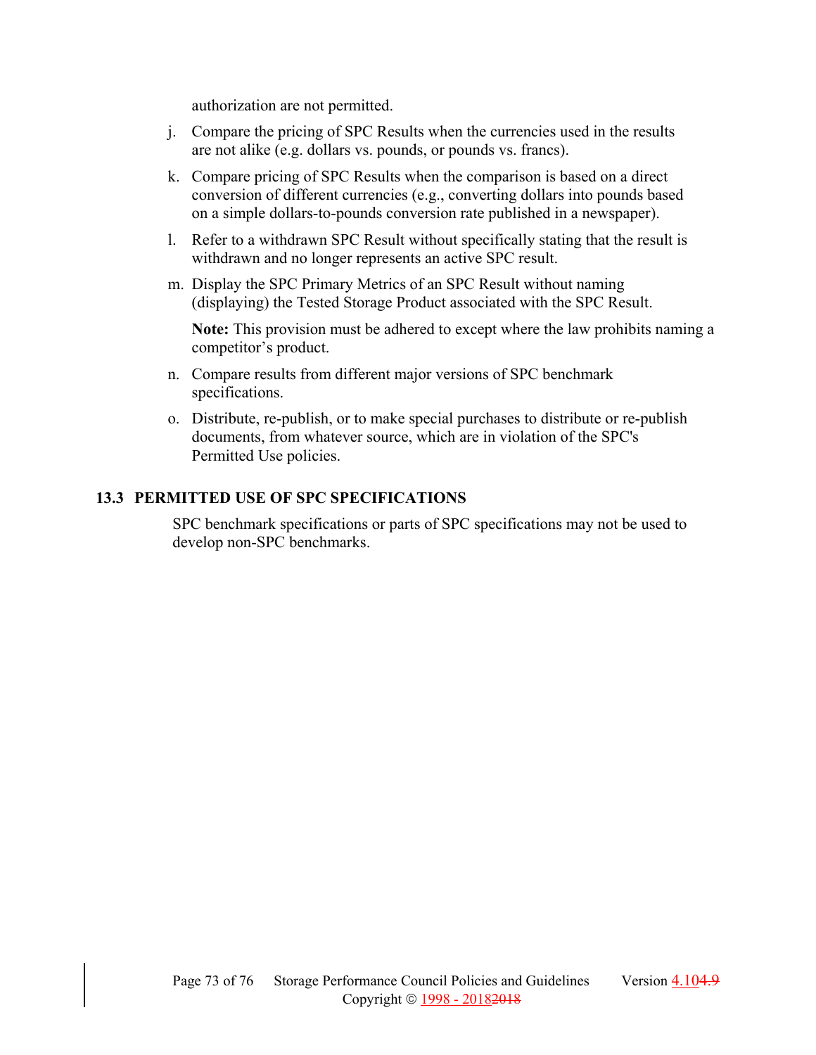authorization are not permitted.

j. Compare the pricing of SPC Results when the currencies used in the results are not alike (e.g. dollars vs. pounds, or pounds vs. francs).

k. Compare pricing of SPC Results when the comparison is based on a direct conversion of different currencies (e.g., converting dollars into pounds based on a simple dollars-to-pounds conversion rate published in a newspaper).

l. Refer to a withdrawn SPC Result without specifically stating that the result is withdrawn and no longer represents an active SPC result.

m. Display the SPC Primary Metrics of an SPC Result without naming (displaying) the Tested Storage Product associated with the SPC Result.

   **Note:** This provision must be adhered to except where the law prohibits naming a competitor's product.

n. Compare results from different major versions of SPC benchmark specifications.

o. Distribute, re-publish, or to make special purchases to distribute or re-publish documents, from whatever source, which are in violation of the SPC's Permitted Use policies.

## 13.3 PERMITTED USE OF SPC SPECIFICATIONS

SPC benchmark specifications or parts of SPC specifications may not be used to develop non-SPC benchmarks.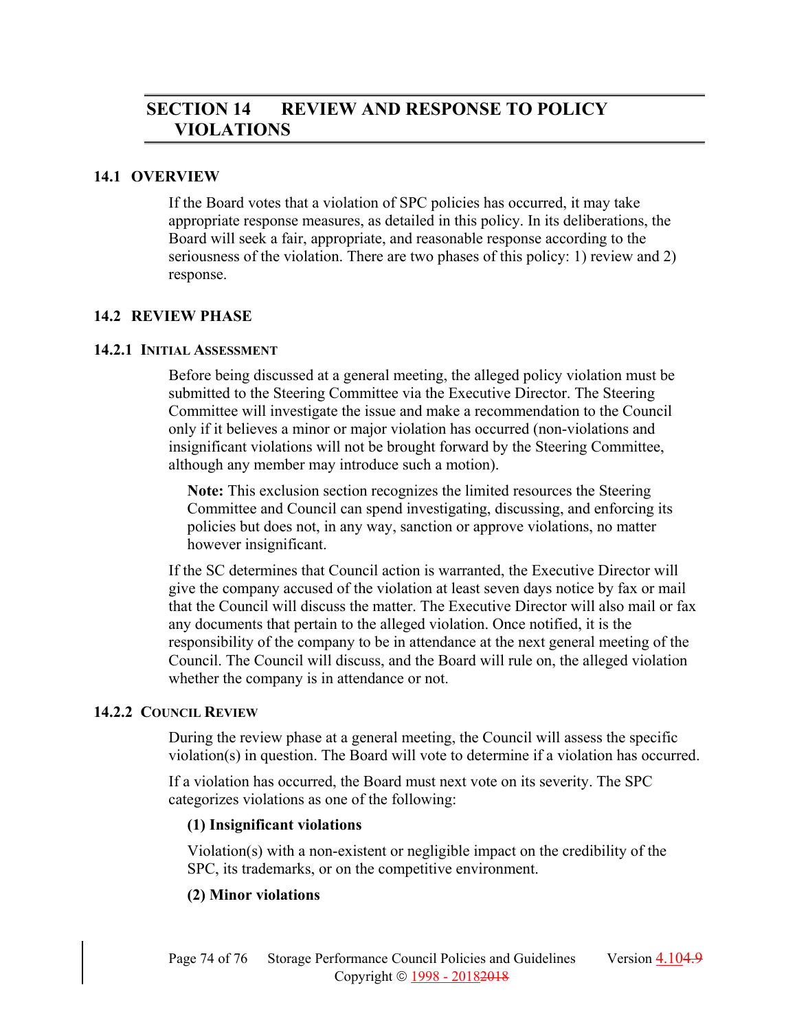# SECTION 14 REVIEW AND RESPONSE TO POLICY VIOLATIONS

## 14.1 OVERVIEW

If the Board votes that a violation of SPC policies has occurred, it may take appropriate response measures, as detailed in this policy. In its deliberations, the Board will seek a fair, appropriate, and reasonable response according to the seriousness of the violation. There are two phases of this policy: 1) review and 2) response.

## 14.2 REVIEW PHASE

### 14.2.1 INITIAL ASSESSMENT

Before being discussed at a general meeting, the alleged policy violation must be submitted to the Steering Committee via the Executive Director. The Steering Committee will investigate the issue and make a recommendation to the Council only if it believes a minor or major violation has occurred (non-violations and insignificant violations will not be brought forward by the Steering Committee, although any member may introduce such a motion).

> **Note:** This exclusion section recognizes the limited resources the Steering Committee and Council can spend investigating, discussing, and enforcing its policies but does not, in any way, sanction or approve violations, no matter however insignificant.

If the SC determines that Council action is warranted, the Executive Director will give the company accused of the violation at least seven days notice by fax or mail that the Council will discuss the matter. The Executive Director will also mail or fax any documents that pertain to the alleged violation. Once notified, it is the responsibility of the company to be in attendance at the next general meeting of the Council. The Council will discuss, and the Board will rule on, the alleged violation whether the company is in attendance or not.

### 14.2.2 COUNCIL REVIEW

During the review phase at a general meeting, the Council will assess the specific violation(s) in question. The Board will vote to determine if a violation has occurred.

If a violation has occurred, the Board must next vote on its severity. The SPC categorizes violations as one of the following:

**(1) Insignificant violations**

Violation(s) with a non-existent or negligible impact on the credibility of the SPC, its trademarks, or on the competitive environment.

**(2) Minor violations**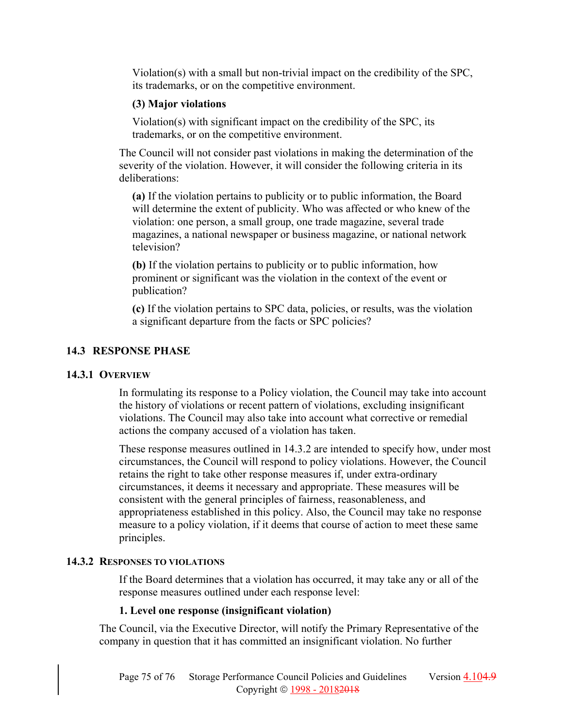Violation(s) with a small but non-trivial impact on the credibility of the SPC, its trademarks, or on the competitive environment.

**(3) Major violations**

Violation(s) with significant impact on the credibility of the SPC, its trademarks, or on the competitive environment.

The Council will not consider past violations in making the determination of the severity of the violation. However, it will consider the following criteria in its deliberations:

**(a)** If the violation pertains to publicity or to public information, the Board will determine the extent of publicity. Who was affected or who knew of the violation: one person, a small group, one trade magazine, several trade magazines, a national newspaper or business magazine, or national network television?

**(b)** If the violation pertains to publicity or to public information, how prominent or significant was the violation in the context of the event or publication?

**(c)** If the violation pertains to SPC data, policies, or results, was the violation a significant departure from the facts or SPC policies?

## 14.3 RESPONSE PHASE

### 14.3.1 Overview

In formulating its response to a Policy violation, the Council may take into account the history of violations or recent pattern of violations, excluding insignificant violations. The Council may also take into account what corrective or remedial actions the company accused of a violation has taken.

These response measures outlined in 14.3.2 are intended to specify how, under most circumstances, the Council will respond to policy violations. However, the Council retains the right to take other response measures if, under extra-ordinary circumstances, it deems it necessary and appropriate. These measures will be consistent with the general principles of fairness, reasonableness, and appropriateness established in this policy. Also, the Council may take no response measure to a policy violation, if it deems that course of action to meet these same principles.

### 14.3.2 Responses to violations

If the Board determines that a violation has occurred, it may take any or all of the response measures outlined under each response level:

**1. Level one response (insignificant violation)**

The Council, via the Executive Director, will notify the Primary Representative of the company in question that it has committed an insignificant violation. No further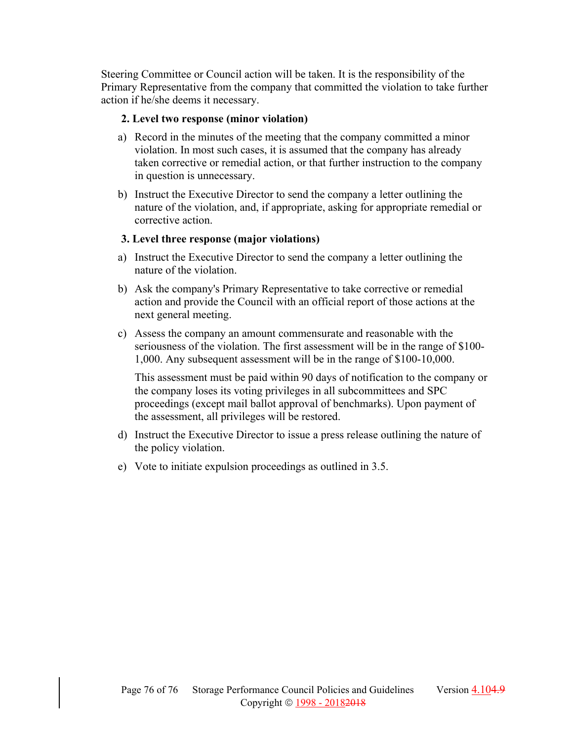Steering Committee or Council action will be taken. It is the responsibility of the Primary Representative from the company that committed the violation to take further action if he/she deems it necessary.

**2. Level two response (minor violation)**

a) Record in the minutes of the meeting that the company committed a minor violation. In most such cases, it is assumed that the company has already taken corrective or remedial action, or that further instruction to the company in question is unnecessary.

b) Instruct the Executive Director to send the company a letter outlining the nature of the violation, and, if appropriate, asking for appropriate remedial or corrective action.

**3. Level three response (major violations)**

a) Instruct the Executive Director to send the company a letter outlining the nature of the violation.

b) Ask the company's Primary Representative to take corrective or remedial action and provide the Council with an official report of those actions at the next general meeting.

c) Assess the company an amount commensurate and reasonable with the seriousness of the violation. The first assessment will be in the range of $100-1,000. Any subsequent assessment will be in the range of $100-10,000.

   This assessment must be paid within 90 days of notification to the company or the company loses its voting privileges in all subcommittees and SPC proceedings (except mail ballot approval of benchmarks). Upon payment of the assessment, all privileges will be restored.

d) Instruct the Executive Director to issue a press release outlining the nature of the policy violation.

e) Vote to initiate expulsion proceedings as outlined in 3.5.